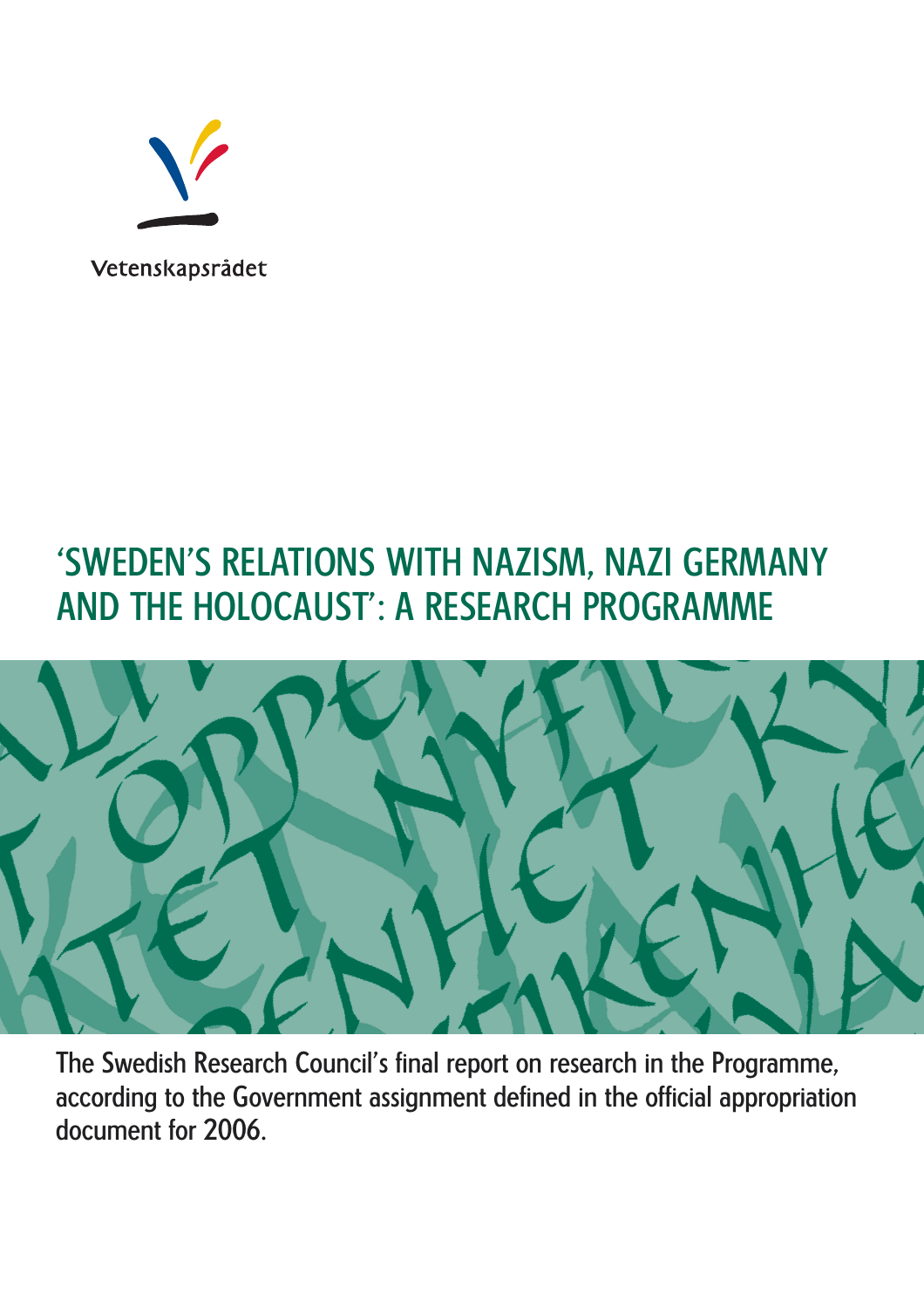Vetenskapsrådet

# 'SWEDEN'S RELATIONS WITH NAZISM, NAZI GERMANY AND THE HOLOCAUST': A RESEARCH PROGRAMME

The Swedish Research Council's final report on research in the Programme, according to the Government assignment defined in the official appropriation document for 2006.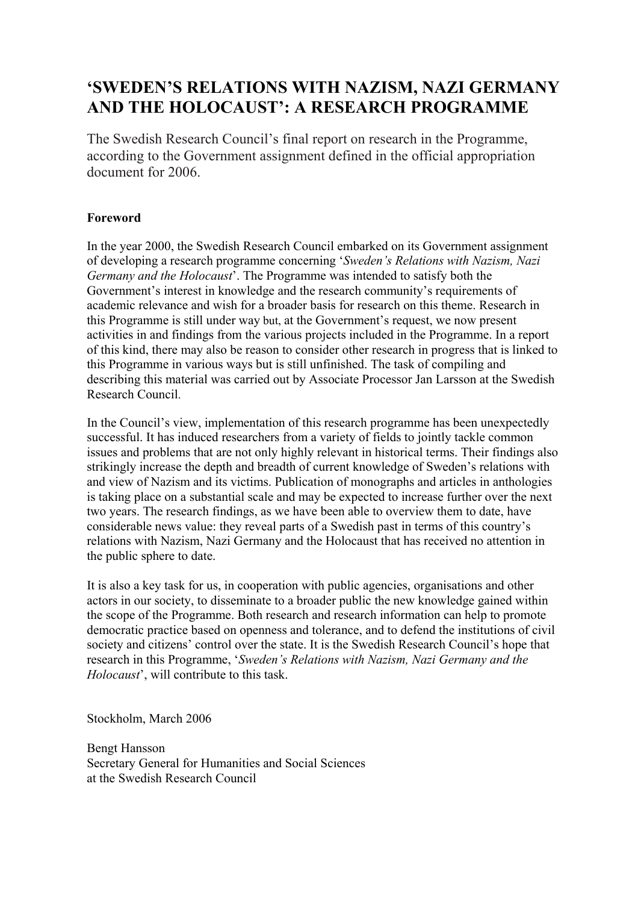# 'SWEDEN'S RELATIONS WITH NAZISM, NAZI GERMANY AND THE HOLOCAUST': A RESEARCH PROGRAMME

The Swedish Research Council's final report on research in the Programme, according to the Government assignment defined in the official appropriation document for 2006.

**Foreword**

In the year 2000, the Swedish Research Council embarked on its Government assignment of developing a research programme concerning '*Sweden's Relations with Nazism, Nazi Germany and the Holocaust*'. The Programme was intended to satisfy both the Government's interest in knowledge and the research community's requirements of academic relevance and wish for a broader basis for research on this theme. Research in this Programme is still under way but, at the Government's request, we now present activities in and findings from the various projects included in the Programme. In a report of this kind, there may also be reason to consider other research in progress that is linked to this Programme in various ways but is still unfinished. The task of compiling and describing this material was carried out by Associate Processor Jan Larsson at the Swedish Research Council.

In the Council's view, implementation of this research programme has been unexpectedly successful. It has induced researchers from a variety of fields to jointly tackle common issues and problems that are not only highly relevant in historical terms. Their findings also strikingly increase the depth and breadth of current knowledge of Sweden's relations with and view of Nazism and its victims. Publication of monographs and articles in anthologies is taking place on a substantial scale and may be expected to increase further over the next two years. The research findings, as we have been able to overview them to date, have considerable news value: they reveal parts of a Swedish past in terms of this country's relations with Nazism, Nazi Germany and the Holocaust that has received no attention in the public sphere to date.

It is also a key task for us, in cooperation with public agencies, organisations and other actors in our society, to disseminate to a broader public the new knowledge gained within the scope of the Programme. Both research and research information can help to promote democratic practice based on openness and tolerance, and to defend the institutions of civil society and citizens' control over the state. It is the Swedish Research Council's hope that research in this Programme, '*Sweden's Relations with Nazism, Nazi Germany and the Holocaust*', will contribute to this task.

Stockholm, March 2006

Bengt Hansson  
Secretary General for Humanities and Social Sciences  
at the Swedish Research Council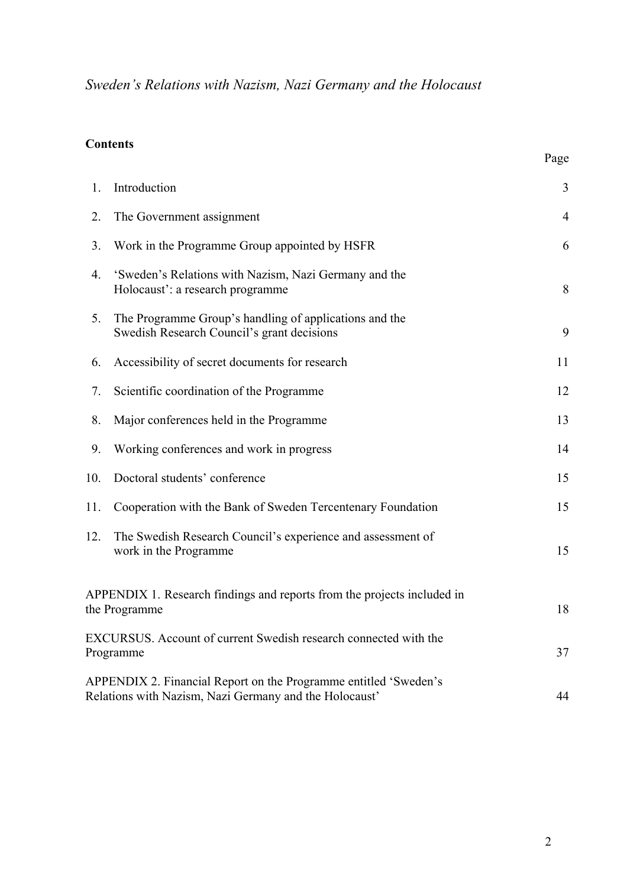*Sweden's Relations with Nazism, Nazi Germany and the Holocaust*

**Contents**

| | | Page |
|---|---|---|
| 1. | Introduction | 3 |
| 2. | The Government assignment | 4 |
| 3. | Work in the Programme Group appointed by HSFR | 6 |
| 4. | 'Sweden's Relations with Nazism, Nazi Germany and the Holocaust': a research programme | 8 |
| 5. | The Programme Group's handling of applications and the Swedish Research Council's grant decisions | 9 |
| 6. | Accessibility of secret documents for research | 11 |
| 7. | Scientific coordination of the Programme | 12 |
| 8. | Major conferences held in the Programme | 13 |
| 9. | Working conferences and work in progress | 14 |
| 10. | Doctoral students' conference | 15 |
| 11. | Cooperation with the Bank of Sweden Tercentenary Foundation | 15 |
| 12. | The Swedish Research Council's experience and assessment of work in the Programme | 15 |
| | APPENDIX 1. Research findings and reports from the projects included in the Programme | 18 |
| | EXCURSUS. Account of current Swedish research connected with the Programme | 37 |
| | APPENDIX 2. Financial Report on the Programme entitled 'Sweden's Relations with Nazism, Nazi Germany and the Holocaust' | 44 |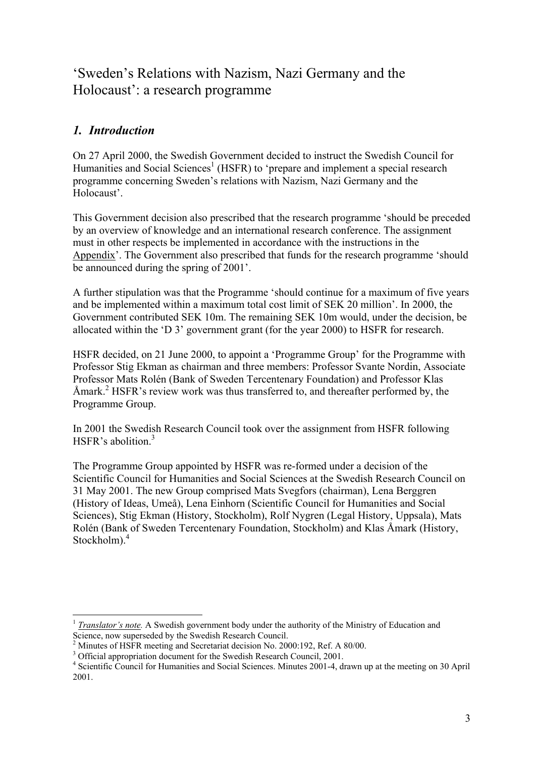# 'Sweden's Relations with Nazism, Nazi Germany and the Holocaust': a research programme

## *1. Introduction*

On 27 April 2000, the Swedish Government decided to instruct the Swedish Council for Humanities and Social Sciences[1] (HSFR) to 'prepare and implement a special research programme concerning Sweden's relations with Nazism, Nazi Germany and the Holocaust'.

This Government decision also prescribed that the research programme 'should be preceded by an overview of knowledge and an international research conference. The assignment must in other respects be implemented in accordance with the instructions in the Appendix'. The Government also prescribed that funds for the research programme 'should be announced during the spring of 2001'.

A further stipulation was that the Programme 'should continue for a maximum of five years and be implemented within a maximum total cost limit of SEK 20 million'. In 2000, the Government contributed SEK 10m. The remaining SEK 10m would, under the decision, be allocated within the 'D 3' government grant (for the year 2000) to HSFR for research.

HSFR decided, on 21 June 2000, to appoint a 'Programme Group' for the Programme with Professor Stig Ekman as chairman and three members: Professor Svante Nordin, Associate Professor Mats Rolén (Bank of Sweden Tercentenary Foundation) and Professor Klas Åmark.[2] HSFR's review work was thus transferred to, and thereafter performed by, the Programme Group.

In 2001 the Swedish Research Council took over the assignment from HSFR following HSFR's abolition.[3]

The Programme Group appointed by HSFR was re-formed under a decision of the Scientific Council for Humanities and Social Sciences at the Swedish Research Council on 31 May 2001. The new Group comprised Mats Svegfors (chairman), Lena Berggren (History of Ideas, Umeå), Lena Einhorn (Scientific Council for Humanities and Social Sciences), Stig Ekman (History, Stockholm), Rolf Nygren (Legal History, Uppsala), Mats Rolén (Bank of Sweden Tercentenary Foundation, Stockholm) and Klas Åmark (History, Stockholm).[4]

---

[1] *Translator's note.* A Swedish government body under the authority of the Ministry of Education and Science, now superseded by the Swedish Research Council.

[2] Minutes of HSFR meeting and Secretariat decision No. 2000:192, Ref. A 80/00.

[3] Official appropriation document for the Swedish Research Council, 2001.

[4] Scientific Council for Humanities and Social Sciences. Minutes 2001-4, drawn up at the meeting on 30 April 2001.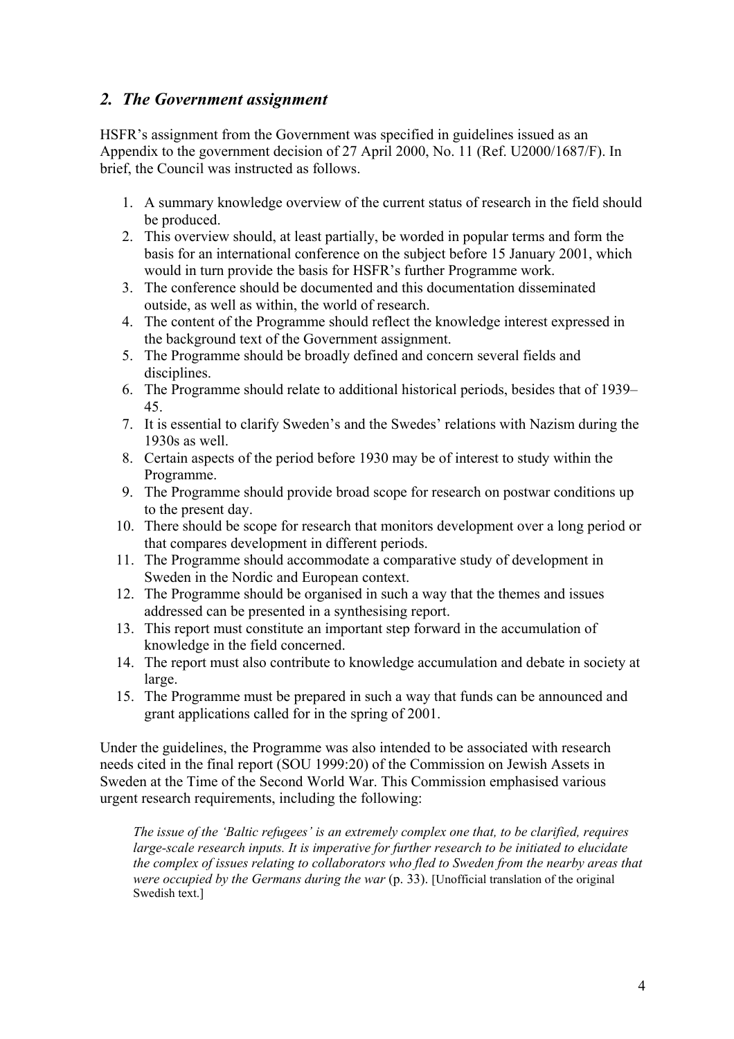## *2. The Government assignment*

HSFR's assignment from the Government was specified in guidelines issued as an Appendix to the government decision of 27 April 2000, No. 11 (Ref. U2000/1687/F). In brief, the Council was instructed as follows.

1. A summary knowledge overview of the current status of research in the field should be produced.
2. This overview should, at least partially, be worded in popular terms and form the basis for an international conference on the subject before 15 January 2001, which would in turn provide the basis for HSFR's further Programme work.
3. The conference should be documented and this documentation disseminated outside, as well as within, the world of research.
4. The content of the Programme should reflect the knowledge interest expressed in the background text of the Government assignment.
5. The Programme should be broadly defined and concern several fields and disciplines.
6. The Programme should relate to additional historical periods, besides that of 1939–45.
7. It is essential to clarify Sweden's and the Swedes' relations with Nazism during the 1930s as well.
8. Certain aspects of the period before 1930 may be of interest to study within the Programme.
9. The Programme should provide broad scope for research on postwar conditions up to the present day.
10. There should be scope for research that monitors development over a long period or that compares development in different periods.
11. The Programme should accommodate a comparative study of development in Sweden in the Nordic and European context.
12. The Programme should be organised in such a way that the themes and issues addressed can be presented in a synthesising report.
13. This report must constitute an important step forward in the accumulation of knowledge in the field concerned.
14. The report must also contribute to knowledge accumulation and debate in society at large.
15. The Programme must be prepared in such a way that funds can be announced and grant applications called for in the spring of 2001.

Under the guidelines, the Programme was also intended to be associated with research needs cited in the final report (SOU 1999:20) of the Commission on Jewish Assets in Sweden at the Time of the Second World War. This Commission emphasised various urgent research requirements, including the following:

> *The issue of the 'Baltic refugees' is an extremely complex one that, to be clarified, requires large-scale research inputs. It is imperative for further research to be initiated to elucidate the complex of issues relating to collaborators who fled to Sweden from the nearby areas that were occupied by the Germans during the war* (p. 33). [Unofficial translation of the original Swedish text.]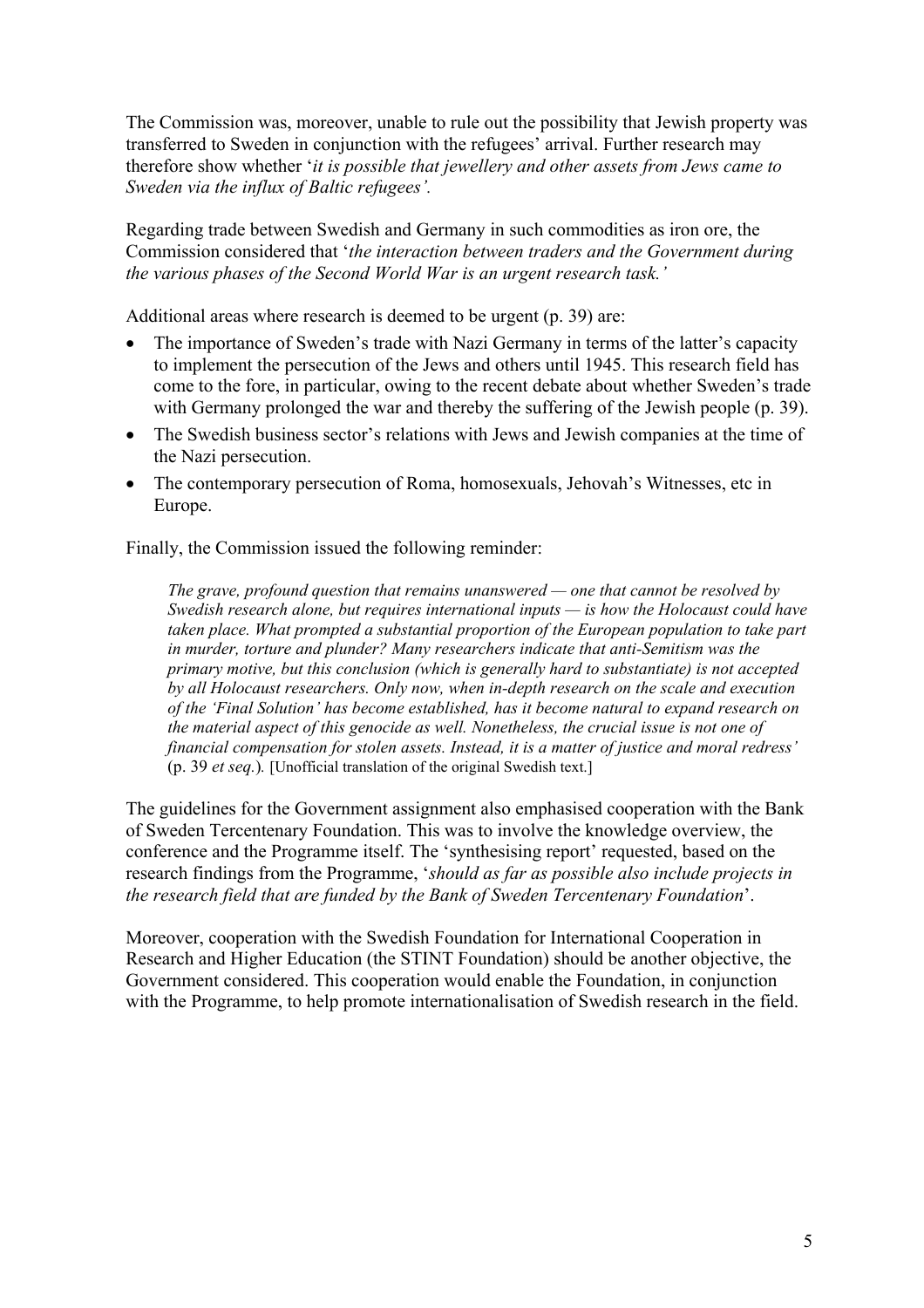The Commission was, moreover, unable to rule out the possibility that Jewish property was transferred to Sweden in conjunction with the refugees' arrival. Further research may therefore show whether '*it is possible that jewellery and other assets from Jews came to Sweden via the influx of Baltic refugees'.*

Regarding trade between Swedish and Germany in such commodities as iron ore, the Commission considered that '*the interaction between traders and the Government during the various phases of the Second World War is an urgent research task.'*

Additional areas where research is deemed to be urgent (p. 39) are:

- The importance of Sweden's trade with Nazi Germany in terms of the latter's capacity to implement the persecution of the Jews and others until 1945. This research field has come to the fore, in particular, owing to the recent debate about whether Sweden's trade with Germany prolonged the war and thereby the suffering of the Jewish people (p. 39).
- The Swedish business sector's relations with Jews and Jewish companies at the time of the Nazi persecution.
- The contemporary persecution of Roma, homosexuals, Jehovah's Witnesses, etc in Europe.

Finally, the Commission issued the following reminder:

> *The grave, profound question that remains unanswered — one that cannot be resolved by Swedish research alone, but requires international inputs — is how the Holocaust could have taken place. What prompted a substantial proportion of the European population to take part in murder, torture and plunder? Many researchers indicate that anti-Semitism was the primary motive, but this conclusion (which is generally hard to substantiate) is not accepted by all Holocaust researchers. Only now, when in-depth research on the scale and execution of the 'Final Solution' has become established, has it become natural to expand research on the material aspect of this genocide as well. Nonetheless, the crucial issue is not one of financial compensation for stolen assets. Instead, it is a matter of justice and moral redress'* (p. 39 *et seq.*)*.* [Unofficial translation of the original Swedish text.]

The guidelines for the Government assignment also emphasised cooperation with the Bank of Sweden Tercentenary Foundation. This was to involve the knowledge overview, the conference and the Programme itself. The 'synthesising report' requested, based on the research findings from the Programme, '*should as far as possible also include projects in the research field that are funded by the Bank of Sweden Tercentenary Foundation*'.

Moreover, cooperation with the Swedish Foundation for International Cooperation in Research and Higher Education (the STINT Foundation) should be another objective, the Government considered. This cooperation would enable the Foundation, in conjunction with the Programme, to help promote internationalisation of Swedish research in the field.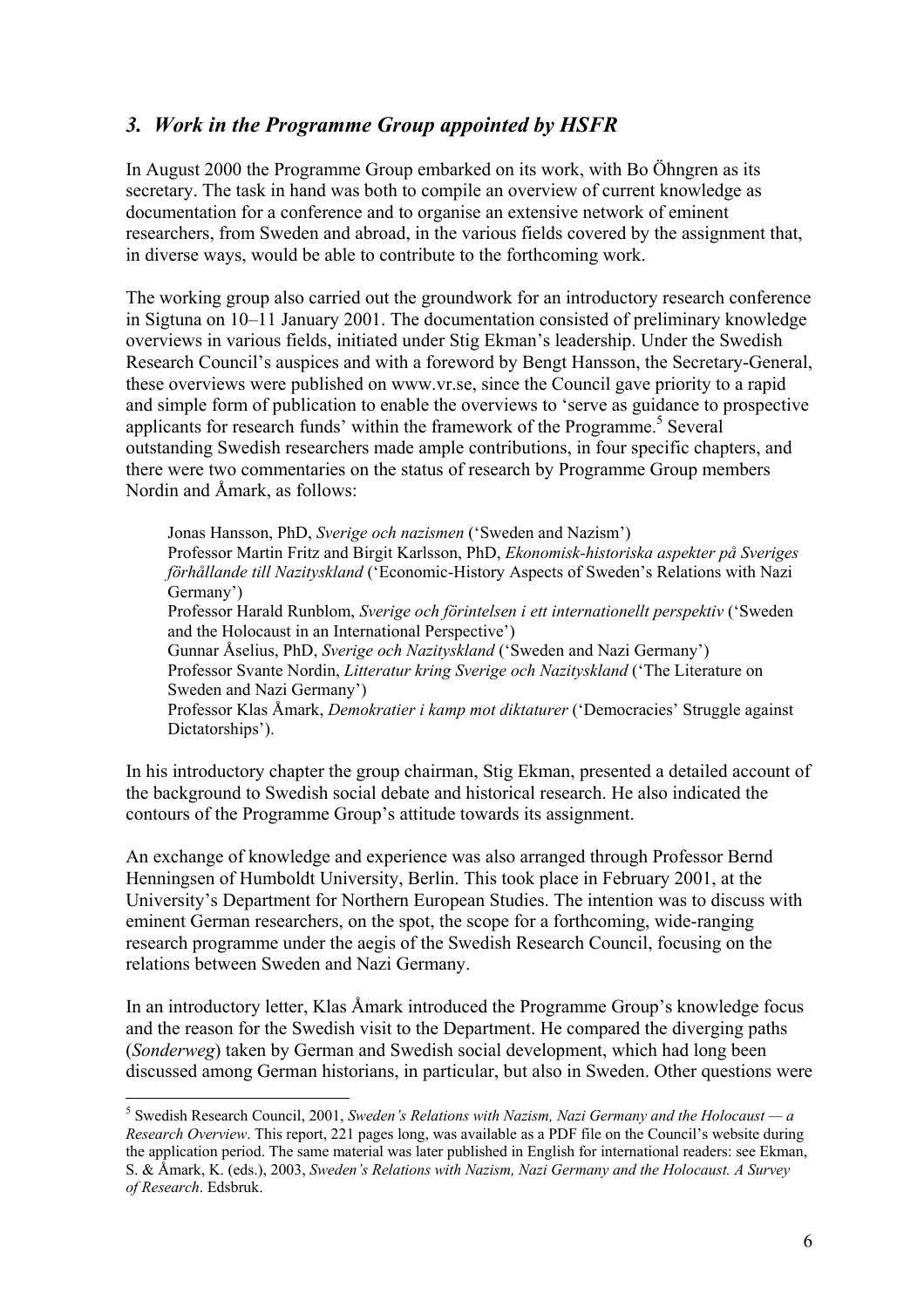### *3. Work in the Programme Group appointed by HSFR*

In August 2000 the Programme Group embarked on its work, with Bo Öhngren as its secretary. The task in hand was both to compile an overview of current knowledge as documentation for a conference and to organise an extensive network of eminent researchers, from Sweden and abroad, in the various fields covered by the assignment that, in diverse ways, would be able to contribute to the forthcoming work.

The working group also carried out the groundwork for an introductory research conference in Sigtuna on 10–11 January 2001. The documentation consisted of preliminary knowledge overviews in various fields, initiated under Stig Ekman's leadership. Under the Swedish Research Council's auspices and with a foreword by Bengt Hansson, the Secretary-General, these overviews were published on www.vr.se, since the Council gave priority to a rapid and simple form of publication to enable the overviews to 'serve as guidance to prospective applicants for research funds' within the framework of the Programme.[5] Several outstanding Swedish researchers made ample contributions, in four specific chapters, and there were two commentaries on the status of research by Programme Group members Nordin and Åmark, as follows:

> Jonas Hansson, PhD, *Sverige och nazismen* ('Sweden and Nazism')
> Professor Martin Fritz and Birgit Karlsson, PhD, *Ekonomisk-historiska aspekter på Sveriges förhållande till Nazityskland* ('Economic-History Aspects of Sweden's Relations with Nazi Germany')
> Professor Harald Runblom, *Sverige och förintelsen i ett internationellt perspektiv* ('Sweden and the Holocaust in an International Perspective')
> Gunnar Åselius, PhD, *Sverige och Nazityskland* ('Sweden and Nazi Germany')
> Professor Svante Nordin, *Litteratur kring Sverige och Nazityskland* ('The Literature on Sweden and Nazi Germany')
> Professor Klas Åmark, *Demokratier i kamp mot diktaturer* ('Democracies' Struggle against Dictatorships').

In his introductory chapter the group chairman, Stig Ekman, presented a detailed account of the background to Swedish social debate and historical research. He also indicated the contours of the Programme Group's attitude towards its assignment.

An exchange of knowledge and experience was also arranged through Professor Bernd Henningsen of Humboldt University, Berlin. This took place in February 2001, at the University's Department for Northern European Studies. The intention was to discuss with eminent German researchers, on the spot, the scope for a forthcoming, wide-ranging research programme under the aegis of the Swedish Research Council, focusing on the relations between Sweden and Nazi Germany.

In an introductory letter, Klas Åmark introduced the Programme Group's knowledge focus and the reason for the Swedish visit to the Department. He compared the diverging paths (*Sonderweg*) taken by German and Swedish social development, which had long been discussed among German historians, in particular, but also in Sweden. Other questions were

---

[5] Swedish Research Council, 2001, *Sweden's Relations with Nazism, Nazi Germany and the Holocaust — a Research Overview*. This report, 221 pages long, was available as a PDF file on the Council's website during the application period. The same material was later published in English for international readers: see Ekman, S. & Åmark, K. (eds.), 2003, *Sweden's Relations with Nazism, Nazi Germany and the Holocaust. A Survey of Research*. Edsbruk.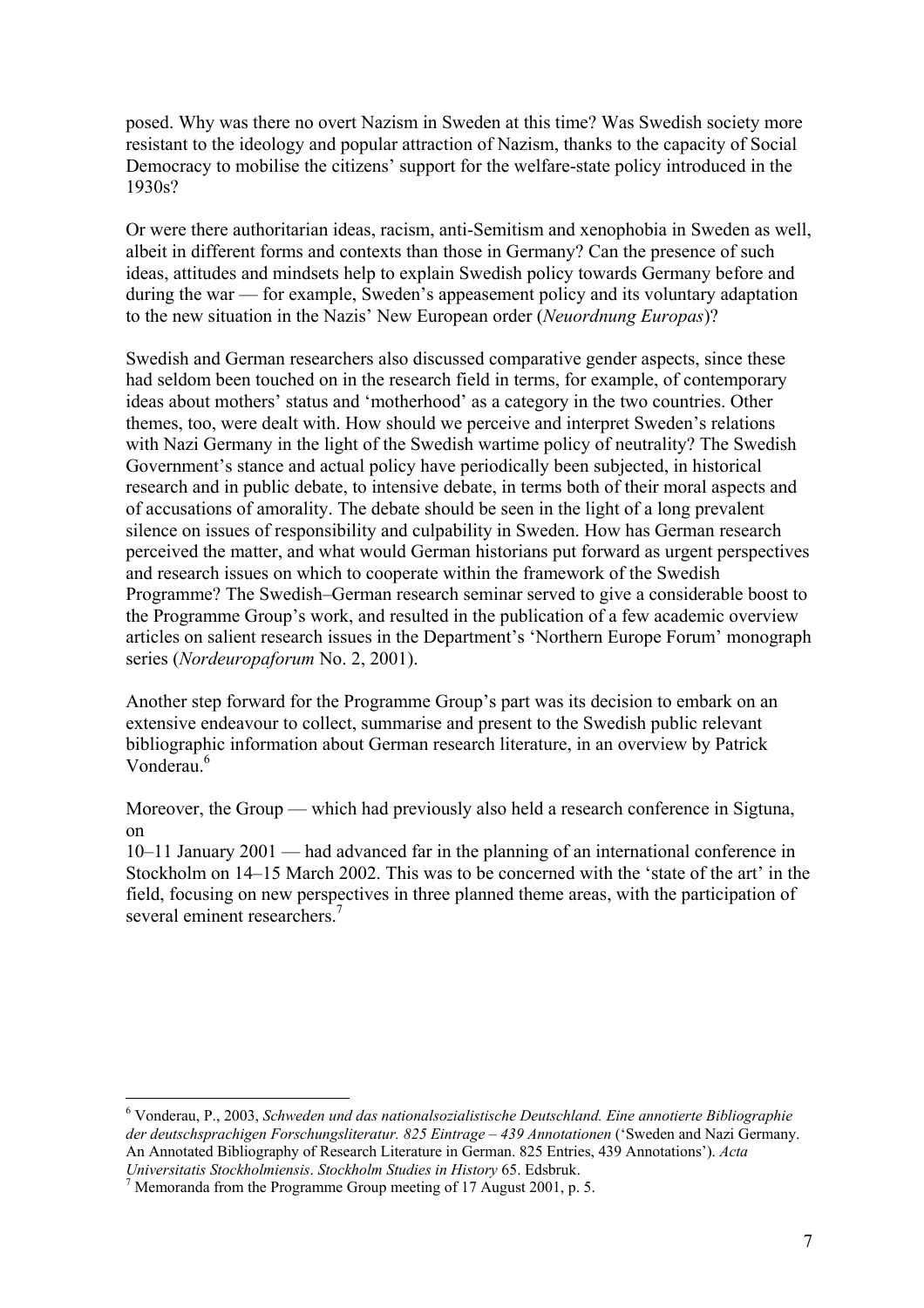posed. Why was there no overt Nazism in Sweden at this time? Was Swedish society more resistant to the ideology and popular attraction of Nazism, thanks to the capacity of Social Democracy to mobilise the citizens' support for the welfare-state policy introduced in the 1930s?

Or were there authoritarian ideas, racism, anti-Semitism and xenophobia in Sweden as well, albeit in different forms and contexts than those in Germany? Can the presence of such ideas, attitudes and mindsets help to explain Swedish policy towards Germany before and during the war — for example, Sweden's appeasement policy and its voluntary adaptation to the new situation in the Nazis' New European order (*Neuordnung Europas*)?

Swedish and German researchers also discussed comparative gender aspects, since these had seldom been touched on in the research field in terms, for example, of contemporary ideas about mothers' status and 'motherhood' as a category in the two countries. Other themes, too, were dealt with. How should we perceive and interpret Sweden's relations with Nazi Germany in the light of the Swedish wartime policy of neutrality? The Swedish Government's stance and actual policy have periodically been subjected, in historical research and in public debate, to intensive debate, in terms both of their moral aspects and of accusations of amorality. The debate should be seen in the light of a long prevalent silence on issues of responsibility and culpability in Sweden. How has German research perceived the matter, and what would German historians put forward as urgent perspectives and research issues on which to cooperate within the framework of the Swedish Programme? The Swedish–German research seminar served to give a considerable boost to the Programme Group's work, and resulted in the publication of a few academic overview articles on salient research issues in the Department's 'Northern Europe Forum' monograph series (*Nordeuropaforum* No. 2, 2001).

Another step forward for the Programme Group's part was its decision to embark on an extensive endeavour to collect, summarise and present to the Swedish public relevant bibliographic information about German research literature, in an overview by Patrick Vonderau.[6]

Moreover, the Group — which had previously also held a research conference in Sigtuna, on 10–11 January 2001 — had advanced far in the planning of an international conference in Stockholm on 14–15 March 2002. This was to be concerned with the 'state of the art' in the field, focusing on new perspectives in three planned theme areas, with the participation of several eminent researchers.[7]

---

[6] Vonderau, P., 2003, *Schweden und das nationalsozialistische Deutschland. Eine annotierte Bibliographie der deutschsprachigen Forschungsliteratur. 825 Eintrage – 439 Annotationen* ('Sweden and Nazi Germany. An Annotated Bibliography of Research Literature in German. 825 Entries, 439 Annotations'). *Acta Universitatis Stockholmiensis*. *Stockholm Studies in History* 65. Edsbruk.

[7] Memoranda from the Programme Group meeting of 17 August 2001, p. 5.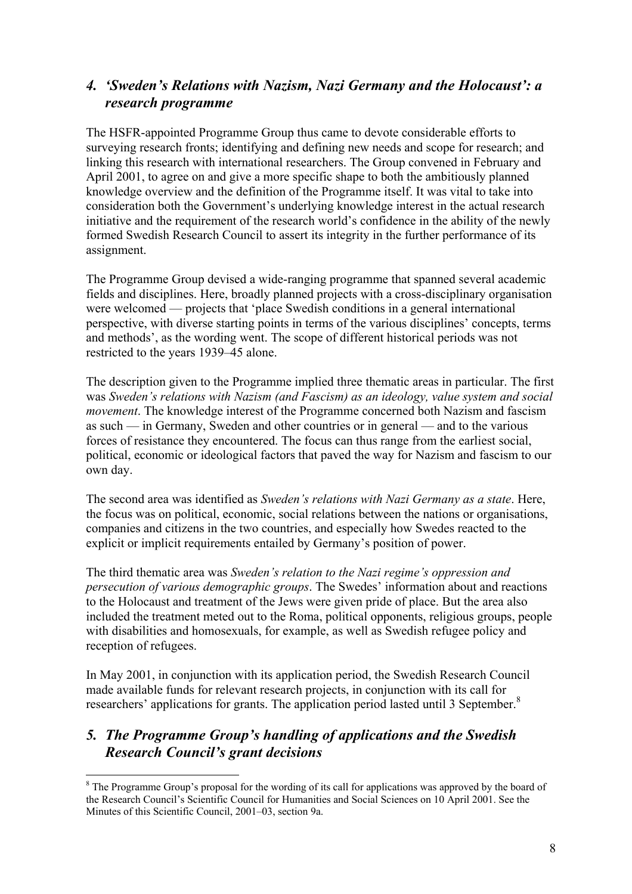## 4. *'Sweden's Relations with Nazism, Nazi Germany and the Holocaust': a research programme*

The HSFR-appointed Programme Group thus came to devote considerable efforts to surveying research fronts; identifying and defining new needs and scope for research; and linking this research with international researchers. The Group convened in February and April 2001, to agree on and give a more specific shape to both the ambitiously planned knowledge overview and the definition of the Programme itself. It was vital to take into consideration both the Government's underlying knowledge interest in the actual research initiative and the requirement of the research world's confidence in the ability of the newly formed Swedish Research Council to assert its integrity in the further performance of its assignment.

The Programme Group devised a wide-ranging programme that spanned several academic fields and disciplines. Here, broadly planned projects with a cross-disciplinary organisation were welcomed — projects that 'place Swedish conditions in a general international perspective, with diverse starting points in terms of the various disciplines' concepts, terms and methods', as the wording went. The scope of different historical periods was not restricted to the years 1939–45 alone.

The description given to the Programme implied three thematic areas in particular. The first was *Sweden's relations with Nazism (and Fascism) as an ideology, value system and social movement*. The knowledge interest of the Programme concerned both Nazism and fascism as such — in Germany, Sweden and other countries or in general — and to the various forces of resistance they encountered. The focus can thus range from the earliest social, political, economic or ideological factors that paved the way for Nazism and fascism to our own day.

The second area was identified as *Sweden's relations with Nazi Germany as a state*. Here, the focus was on political, economic, social relations between the nations or organisations, companies and citizens in the two countries, and especially how Swedes reacted to the explicit or implicit requirements entailed by Germany's position of power.

The third thematic area was *Sweden's relation to the Nazi regime's oppression and persecution of various demographic groups*. The Swedes' information about and reactions to the Holocaust and treatment of the Jews were given pride of place. But the area also included the treatment meted out to the Roma, political opponents, religious groups, people with disabilities and homosexuals, for example, as well as Swedish refugee policy and reception of refugees.

In May 2001, in conjunction with its application period, the Swedish Research Council made available funds for relevant research projects, in conjunction with its call for researchers' applications for grants. The application period lasted until 3 September.[8]

## 5. *The Programme Group's handling of applications and the Swedish Research Council's grant decisions*

[8] The Programme Group's proposal for the wording of its call for applications was approved by the board of the Research Council's Scientific Council for Humanities and Social Sciences on 10 April 2001. See the Minutes of this Scientific Council, 2001–03, section 9a.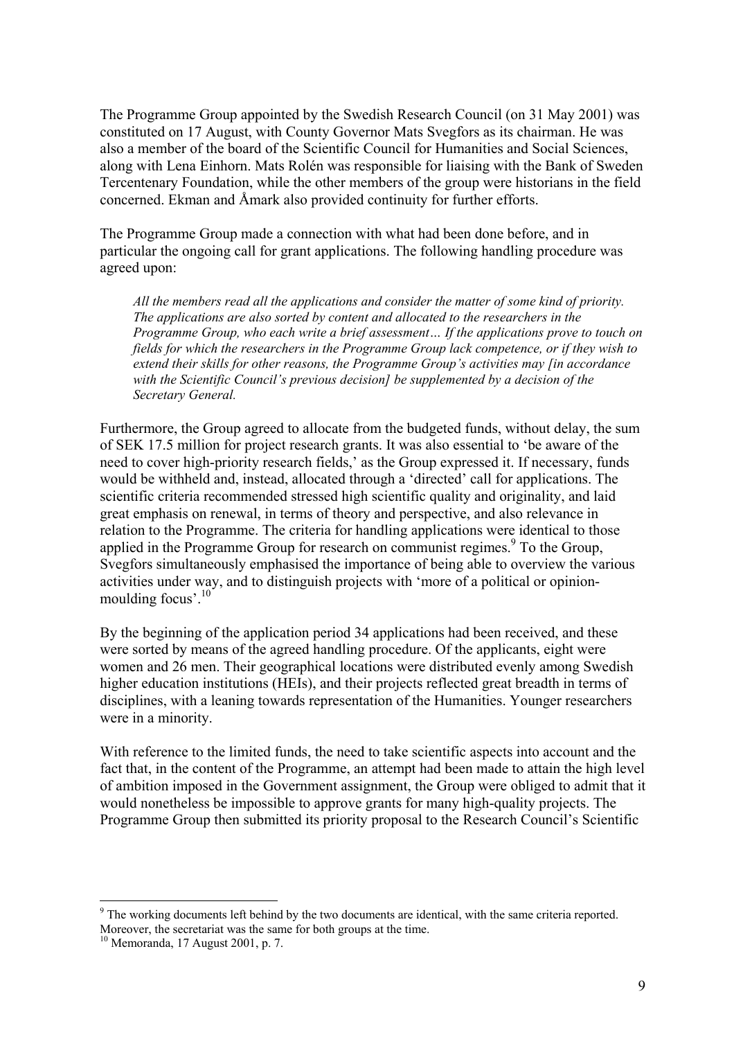The Programme Group appointed by the Swedish Research Council (on 31 May 2001) was constituted on 17 August, with County Governor Mats Svegfors as its chairman. He was also a member of the board of the Scientific Council for Humanities and Social Sciences, along with Lena Einhorn. Mats Rolén was responsible for liaising with the Bank of Sweden Tercentenary Foundation, while the other members of the group were historians in the field concerned. Ekman and Åmark also provided continuity for further efforts.

The Programme Group made a connection with what had been done before, and in particular the ongoing call for grant applications. The following handling procedure was agreed upon:

> *All the members read all the applications and consider the matter of some kind of priority. The applications are also sorted by content and allocated to the researchers in the Programme Group, who each write a brief assessment… If the applications prove to touch on fields for which the researchers in the Programme Group lack competence, or if they wish to extend their skills for other reasons, the Programme Group's activities may [in accordance with the Scientific Council's previous decision] be supplemented by a decision of the Secretary General.*

Furthermore, the Group agreed to allocate from the budgeted funds, without delay, the sum of SEK 17.5 million for project research grants. It was also essential to 'be aware of the need to cover high-priority research fields,' as the Group expressed it. If necessary, funds would be withheld and, instead, allocated through a 'directed' call for applications. The scientific criteria recommended stressed high scientific quality and originality, and laid great emphasis on renewal, in terms of theory and perspective, and also relevance in relation to the Programme. The criteria for handling applications were identical to those applied in the Programme Group for research on communist regimes.[9] To the Group, Svegfors simultaneously emphasised the importance of being able to overview the various activities under way, and to distinguish projects with 'more of a political or opinion-moulding focus'.[10]

By the beginning of the application period 34 applications had been received, and these were sorted by means of the agreed handling procedure. Of the applicants, eight were women and 26 men. Their geographical locations were distributed evenly among Swedish higher education institutions (HEIs), and their projects reflected great breadth in terms of disciplines, with a leaning towards representation of the Humanities. Younger researchers were in a minority.

With reference to the limited funds, the need to take scientific aspects into account and the fact that, in the content of the Programme, an attempt had been made to attain the high level of ambition imposed in the Government assignment, the Group were obliged to admit that it would nonetheless be impossible to approve grants for many high-quality projects. The Programme Group then submitted its priority proposal to the Research Council's Scientific

---

[9] The working documents left behind by the two documents are identical, with the same criteria reported. Moreover, the secretariat was the same for both groups at the time.

[10] Memoranda, 17 August 2001, p. 7.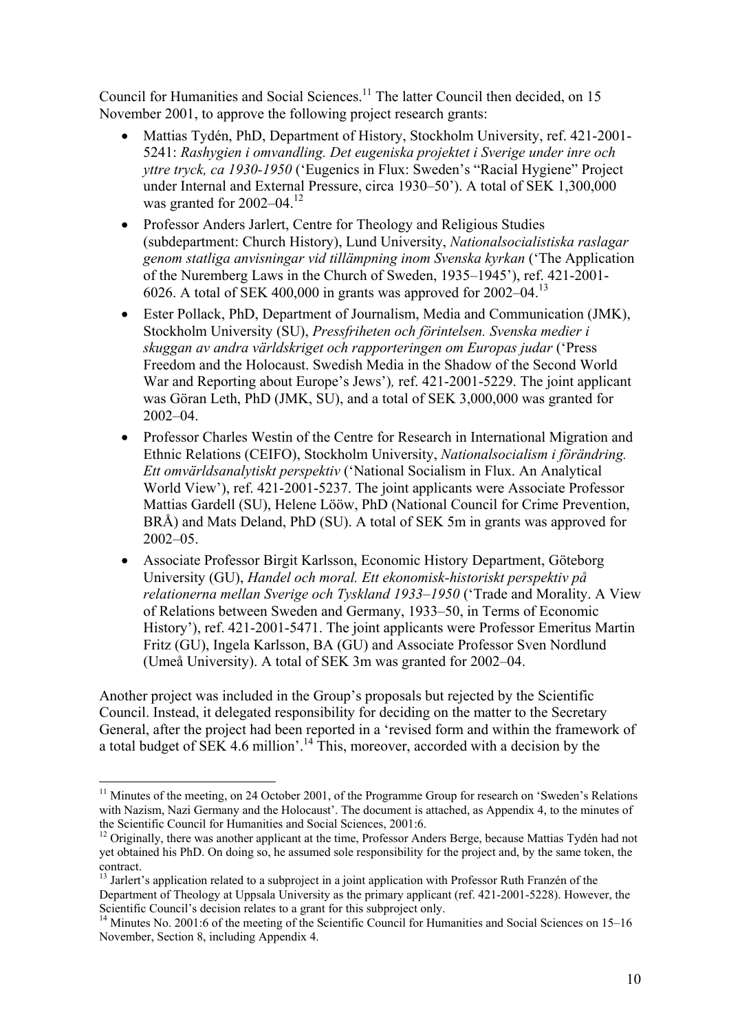Council for Humanities and Social Sciences.[11] The latter Council then decided, on 15 November 2001, to approve the following project research grants:

- Mattias Tydén, PhD, Department of History, Stockholm University, ref. 421-2001-5241: *Rashygien i omvandling. Det eugeniska projektet i Sverige under inre och yttre tryck, ca 1930-1950* ('Eugenics in Flux: Sweden's "Racial Hygiene" Project under Internal and External Pressure, circa 1930–50'). A total of SEK 1,300,000 was granted for 2002–04.[12]
- Professor Anders Jarlert, Centre for Theology and Religious Studies (subdepartment: Church History), Lund University, *Nationalsocialistiska raslagar genom statliga anvisningar vid tillämpning inom Svenska kyrkan* ('The Application of the Nuremberg Laws in the Church of Sweden, 1935–1945'), ref. 421-2001-6026. A total of SEK 400,000 in grants was approved for 2002–04.[13]
- Ester Pollack, PhD, Department of Journalism, Media and Communication (JMK), Stockholm University (SU), *Pressfriheten och förintelsen. Svenska medier i skuggan av andra världskriget och rapporteringen om Europas judar* ('Press Freedom and the Holocaust. Swedish Media in the Shadow of the Second World War and Reporting about Europe's Jews')*,* ref. 421-2001-5229. The joint applicant was Göran Leth, PhD (JMK, SU), and a total of SEK 3,000,000 was granted for 2002–04.
- Professor Charles Westin of the Centre for Research in International Migration and Ethnic Relations (CEIFO), Stockholm University, *Nationalsocialism i förändring. Ett omvärldsanalytiskt perspektiv* ('National Socialism in Flux. An Analytical World View'), ref. 421-2001-5237. The joint applicants were Associate Professor Mattias Gardell (SU), Helene Lööw, PhD (National Council for Crime Prevention, BRÅ) and Mats Deland, PhD (SU). A total of SEK 5m in grants was approved for 2002–05.
- Associate Professor Birgit Karlsson, Economic History Department, Göteborg University (GU), *Handel och moral. Ett ekonomisk-historiskt perspektiv på relationerna mellan Sverige och Tyskland 1933–1950* ('Trade and Morality. A View of Relations between Sweden and Germany, 1933–50, in Terms of Economic History'), ref. 421-2001-5471. The joint applicants were Professor Emeritus Martin Fritz (GU), Ingela Karlsson, BA (GU) and Associate Professor Sven Nordlund (Umeå University). A total of SEK 3m was granted for 2002–04.

Another project was included in the Group's proposals but rejected by the Scientific Council. Instead, it delegated responsibility for deciding on the matter to the Secretary General, after the project had been reported in a 'revised form and within the framework of a total budget of SEK 4.6 million'.[14] This, moreover, accorded with a decision by the

---

[11] Minutes of the meeting, on 24 October 2001, of the Programme Group for research on 'Sweden's Relations with Nazism, Nazi Germany and the Holocaust'. The document is attached, as Appendix 4, to the minutes of the Scientific Council for Humanities and Social Sciences, 2001:6.

[12] Originally, there was another applicant at the time, Professor Anders Berge, because Mattias Tydén had not yet obtained his PhD. On doing so, he assumed sole responsibility for the project and, by the same token, the contract.

[13] Jarlert's application related to a subproject in a joint application with Professor Ruth Franzén of the Department of Theology at Uppsala University as the primary applicant (ref. 421-2001-5228). However, the Scientific Council's decision relates to a grant for this subproject only.

[14] Minutes No. 2001:6 of the meeting of the Scientific Council for Humanities and Social Sciences on 15–16 November, Section 8, including Appendix 4.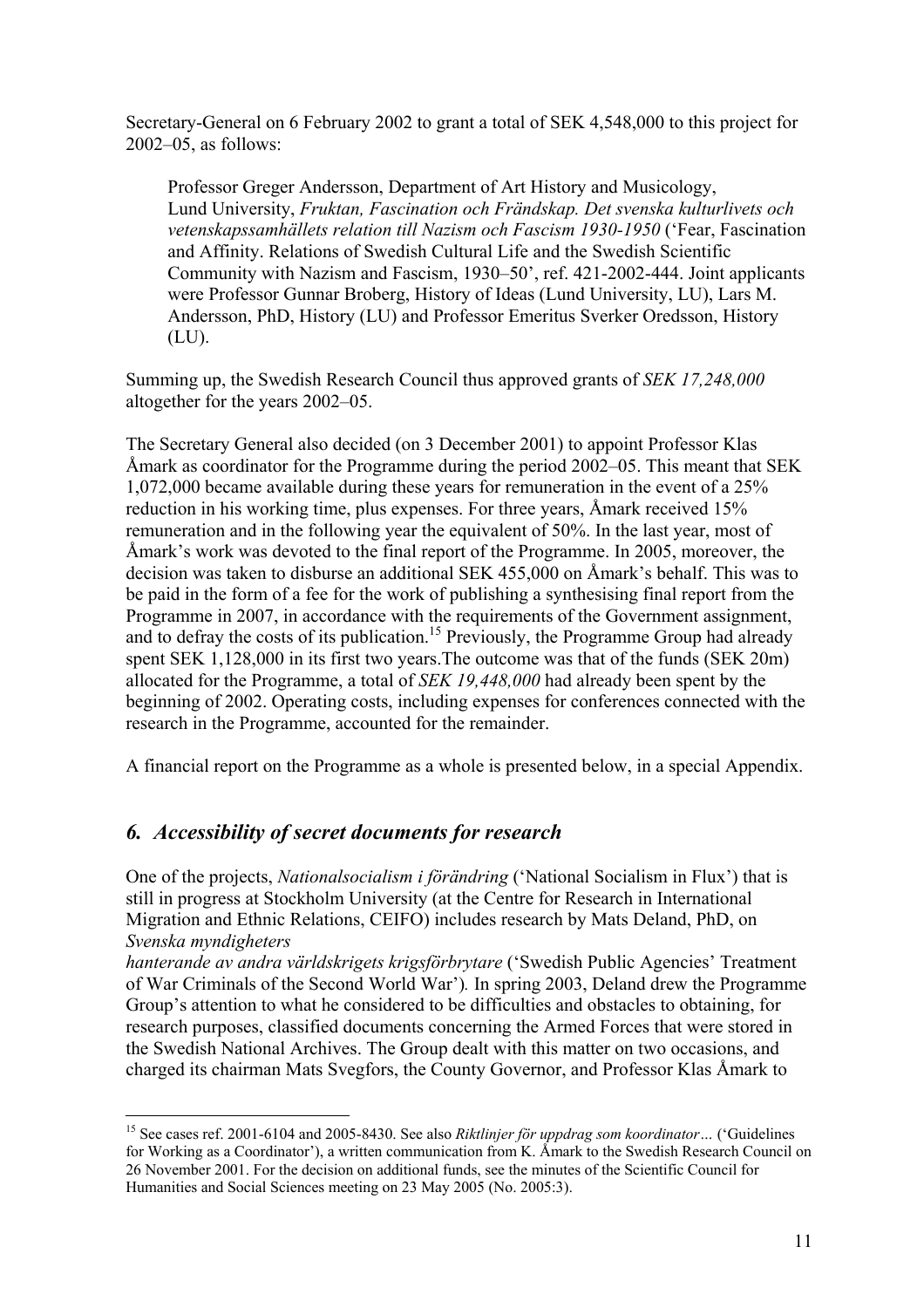Secretary-General on 6 February 2002 to grant a total of SEK 4,548,000 to this project for 2002–05, as follows:

> Professor Greger Andersson, Department of Art History and Musicology, Lund University, *Fruktan, Fascination och Frändskap. Det svenska kulturlivets och vetenskapssamhällets relation till Nazism och Fascism 1930-1950* ('Fear, Fascination and Affinity. Relations of Swedish Cultural Life and the Swedish Scientific Community with Nazism and Fascism, 1930–50', ref. 421-2002-444. Joint applicants were Professor Gunnar Broberg, History of Ideas (Lund University, LU), Lars M. Andersson, PhD, History (LU) and Professor Emeritus Sverker Oredsson, History (LU).

Summing up, the Swedish Research Council thus approved grants of *SEK 17,248,000* altogether for the years 2002–05.

The Secretary General also decided (on 3 December 2001) to appoint Professor Klas Åmark as coordinator for the Programme during the period 2002–05. This meant that SEK 1,072,000 became available during these years for remuneration in the event of a 25% reduction in his working time, plus expenses. For three years, Åmark received 15% remuneration and in the following year the equivalent of 50%. In the last year, most of Åmark's work was devoted to the final report of the Programme. In 2005, moreover, the decision was taken to disburse an additional SEK 455,000 on Åmark's behalf. This was to be paid in the form of a fee for the work of publishing a synthesising final report from the Programme in 2007, in accordance with the requirements of the Government assignment, and to defray the costs of its publication.[15] Previously, the Programme Group had already spent SEK 1,128,000 in its first two years.The outcome was that of the funds (SEK 20m) allocated for the Programme, a total of *SEK 19,448,000* had already been spent by the beginning of 2002. Operating costs, including expenses for conferences connected with the research in the Programme, accounted for the remainder.

A financial report on the Programme as a whole is presented below, in a special Appendix.

## *6. Accessibility of secret documents for research*

One of the projects, *Nationalsocialism i förändring* ('National Socialism in Flux') that is still in progress at Stockholm University (at the Centre for Research in International Migration and Ethnic Relations, CEIFO) includes research by Mats Deland, PhD, on *Svenska myndigheters hanterande av andra världskrigets krigsförbrytare* ('Swedish Public Agencies' Treatment of War Criminals of the Second World War'). In spring 2003, Deland drew the Programme Group's attention to what he considered to be difficulties and obstacles to obtaining, for research purposes, classified documents concerning the Armed Forces that were stored in the Swedish National Archives. The Group dealt with this matter on two occasions, and charged its chairman Mats Svegfors, the County Governor, and Professor Klas Åmark to

---

[15] See cases ref. 2001-6104 and 2005-8430. See also *Riktlinjer för uppdrag som koordinator…* ('Guidelines for Working as a Coordinator'), a written communication from K. Åmark to the Swedish Research Council on 26 November 2001. For the decision on additional funds, see the minutes of the Scientific Council for Humanities and Social Sciences meeting on 23 May 2005 (No. 2005:3).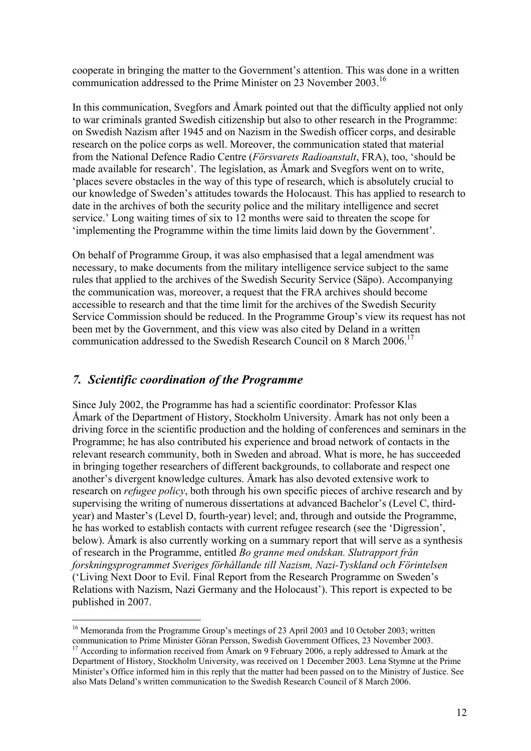cooperate in bringing the matter to the Government's attention. This was done in a written communication addressed to the Prime Minister on 23 November 2003.[16]

In this communication, Svegfors and Åmark pointed out that the difficulty applied not only to war criminals granted Swedish citizenship but also to other research in the Programme: on Swedish Nazism after 1945 and on Nazism in the Swedish officer corps, and desirable research on the police corps as well. Moreover, the communication stated that material from the National Defence Radio Centre (*Försvarets Radioanstalt*, FRA), too, 'should be made available for research'. The legislation, as Åmark and Svegfors went on to write, 'places severe obstacles in the way of this type of research, which is absolutely crucial to our knowledge of Sweden's attitudes towards the Holocaust. This has applied to research to date in the archives of both the security police and the military intelligence and secret service.' Long waiting times of six to 12 months were said to threaten the scope for 'implementing the Programme within the time limits laid down by the Government'.

On behalf of Programme Group, it was also emphasised that a legal amendment was necessary, to make documents from the military intelligence service subject to the same rules that applied to the archives of the Swedish Security Service (Säpo). Accompanying the communication was, moreover, a request that the FRA archives should become accessible to research and that the time limit for the archives of the Swedish Security Service Commission should be reduced. In the Programme Group's view its request has not been met by the Government, and this view was also cited by Deland in a written communication addressed to the Swedish Research Council on 8 March 2006.[17]

## *7. Scientific coordination of the Programme*

Since July 2002, the Programme has had a scientific coordinator: Professor Klas Åmark of the Department of History, Stockholm University. Åmark has not only been a driving force in the scientific production and the holding of conferences and seminars in the Programme; he has also contributed his experience and broad network of contacts in the relevant research community, both in Sweden and abroad. What is more, he has succeeded in bringing together researchers of different backgrounds, to collaborate and respect one another's divergent knowledge cultures. Åmark has also devoted extensive work to research on *refugee policy*, both through his own specific pieces of archive research and by supervising the writing of numerous dissertations at advanced Bachelor's (Level C, third-year) and Master's (Level D, fourth-year) level; and, through and outside the Programme, he has worked to establish contacts with current refugee research (see the 'Digression', below). Åmark is also currently working on a summary report that will serve as a synthesis of research in the Programme, entitled *Bo granne med ondskan. Slutrapport från forskningsprogrammet Sveriges förhållande till Nazism, Nazi-Tyskland och Förintelsen* ('Living Next Door to Evil. Final Report from the Research Programme on Sweden's Relations with Nazism, Nazi Germany and the Holocaust'). This report is expected to be published in 2007.

---

[16] Memoranda from the Programme Group's meetings of 23 April 2003 and 10 October 2003; written communication to Prime Minister Göran Persson, Swedish Government Offices, 23 November 2003.

[17] According to information received from Åmark on 9 February 2006, a reply addressed to Åmark at the Department of History, Stockholm University, was received on 1 December 2003. Lena Stymne at the Prime Minister's Office informed him in this reply that the matter had been passed on to the Ministry of Justice. See also Mats Deland's written communication to the Swedish Research Council of 8 March 2006.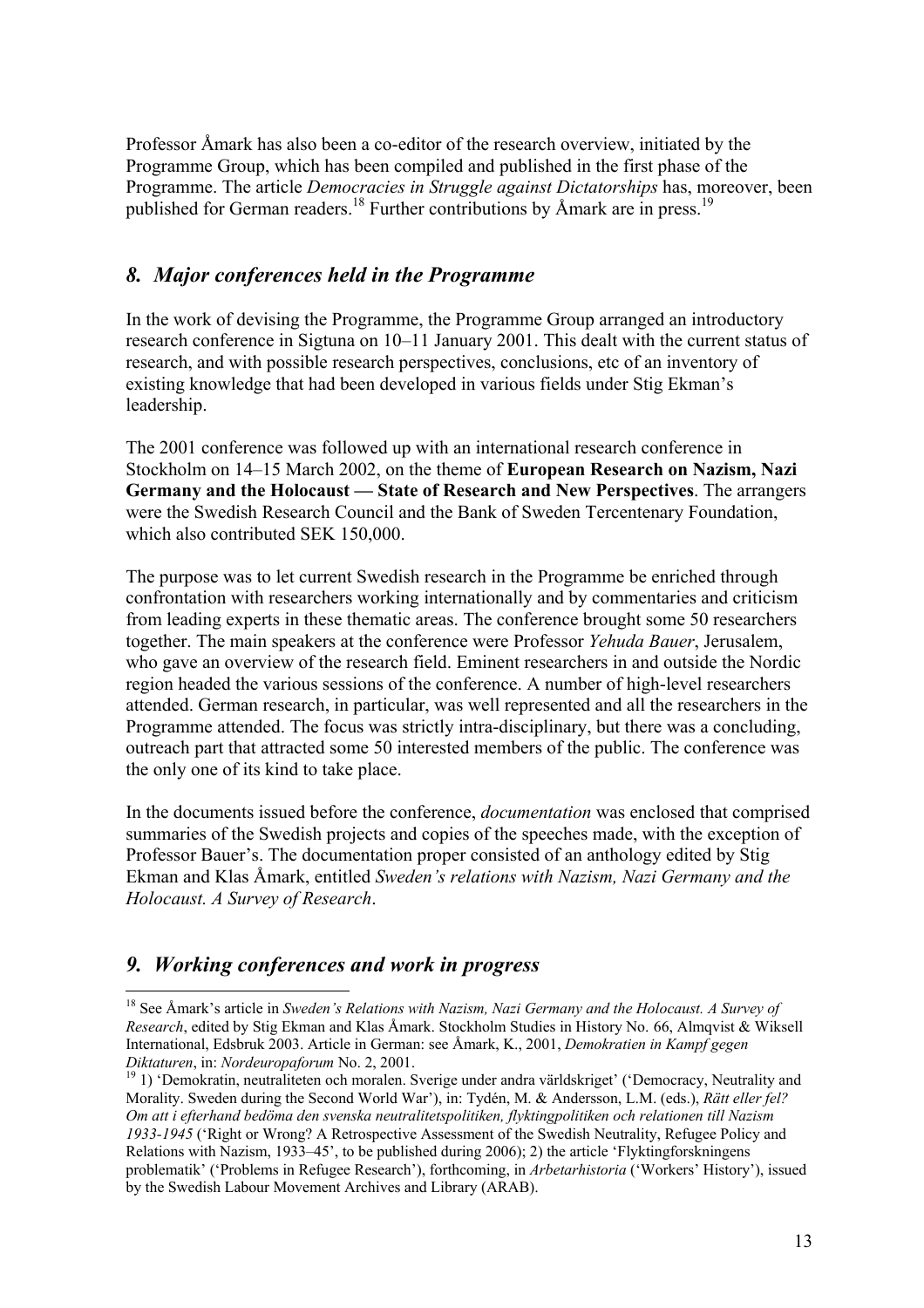Professor Åmark has also been a co-editor of the research overview, initiated by the Programme Group, which has been compiled and published in the first phase of the Programme. The article *Democracies in Struggle against Dictatorships* has, moreover, been published for German readers.[18] Further contributions by Åmark are in press.[19]

## *8. Major conferences held in the Programme*

In the work of devising the Programme, the Programme Group arranged an introductory research conference in Sigtuna on 10–11 January 2001. This dealt with the current status of research, and with possible research perspectives, conclusions, etc of an inventory of existing knowledge that had been developed in various fields under Stig Ekman's leadership.

The 2001 conference was followed up with an international research conference in Stockholm on 14–15 March 2002, on the theme of **European Research on Nazism, Nazi Germany and the Holocaust — State of Research and New Perspectives**. The arrangers were the Swedish Research Council and the Bank of Sweden Tercentenary Foundation, which also contributed SEK 150,000.

The purpose was to let current Swedish research in the Programme be enriched through confrontation with researchers working internationally and by commentaries and criticism from leading experts in these thematic areas. The conference brought some 50 researchers together. The main speakers at the conference were Professor *Yehuda Bauer*, Jerusalem, who gave an overview of the research field. Eminent researchers in and outside the Nordic region headed the various sessions of the conference. A number of high-level researchers attended. German research, in particular, was well represented and all the researchers in the Programme attended. The focus was strictly intra-disciplinary, but there was a concluding, outreach part that attracted some 50 interested members of the public. The conference was the only one of its kind to take place.

In the documents issued before the conference, *documentation* was enclosed that comprised summaries of the Swedish projects and copies of the speeches made, with the exception of Professor Bauer's. The documentation proper consisted of an anthology edited by Stig Ekman and Klas Åmark, entitled *Sweden's relations with Nazism, Nazi Germany and the Holocaust. A Survey of Research*.

## *9. Working conferences and work in progress*

---

[18] See Åmark's article in *Sweden's Relations with Nazism, Nazi Germany and the Holocaust. A Survey of Research*, edited by Stig Ekman and Klas Åmark. Stockholm Studies in History No. 66, Almqvist & Wiksell International, Edsbruk 2003. Article in German: see Åmark, K., 2001, *Demokratien in Kampf gegen Diktaturen*, in: *Nordeuropaforum* No. 2, 2001.

[19] 1) 'Demokratin, neutraliteten och moralen. Sverige under andra världskriget' ('Democracy, Neutrality and Morality. Sweden during the Second World War'), in: Tydén, M. & Andersson, L.M. (eds.), *Rätt eller fel? Om att i efterhand bedöma den svenska neutralitetspolitiken, flyktingpolitiken och relationen till Nazism 1933-1945* ('Right or Wrong? A Retrospective Assessment of the Swedish Neutrality, Refugee Policy and Relations with Nazism, 1933–45', to be published during 2006); 2) the article 'Flyktingforskningens problematik' ('Problems in Refugee Research'), forthcoming, in *Arbetarhistoria* ('Workers' History'), issued by the Swedish Labour Movement Archives and Library (ARAB).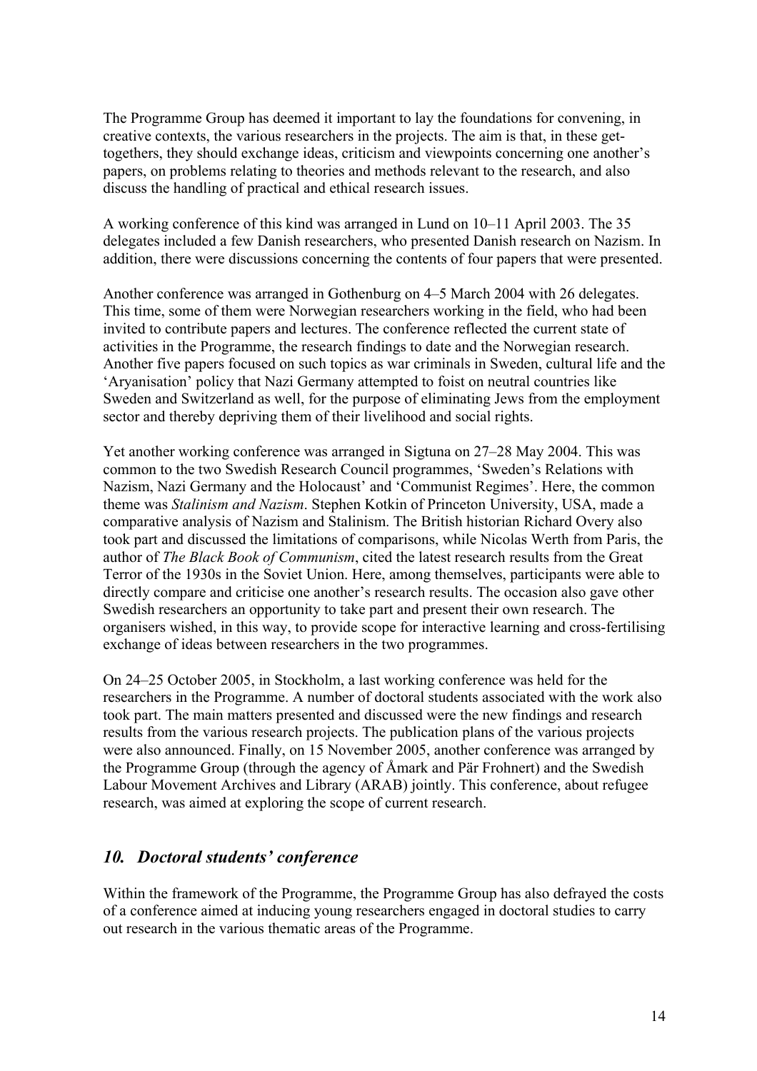The Programme Group has deemed it important to lay the foundations for convening, in creative contexts, the various researchers in the projects. The aim is that, in these get-togethers, they should exchange ideas, criticism and viewpoints concerning one another's papers, on problems relating to theories and methods relevant to the research, and also discuss the handling of practical and ethical research issues.

A working conference of this kind was arranged in Lund on 10–11 April 2003. The 35 delegates included a few Danish researchers, who presented Danish research on Nazism. In addition, there were discussions concerning the contents of four papers that were presented.

Another conference was arranged in Gothenburg on 4–5 March 2004 with 26 delegates. This time, some of them were Norwegian researchers working in the field, who had been invited to contribute papers and lectures. The conference reflected the current state of activities in the Programme, the research findings to date and the Norwegian research. Another five papers focused on such topics as war criminals in Sweden, cultural life and the 'Aryanisation' policy that Nazi Germany attempted to foist on neutral countries like Sweden and Switzerland as well, for the purpose of eliminating Jews from the employment sector and thereby depriving them of their livelihood and social rights.

Yet another working conference was arranged in Sigtuna on 27–28 May 2004. This was common to the two Swedish Research Council programmes, 'Sweden's Relations with Nazism, Nazi Germany and the Holocaust' and 'Communist Regimes'. Here, the common theme was *Stalinism and Nazism*. Stephen Kotkin of Princeton University, USA, made a comparative analysis of Nazism and Stalinism. The British historian Richard Overy also took part and discussed the limitations of comparisons, while Nicolas Werth from Paris, the author of *The Black Book of Communism*, cited the latest research results from the Great Terror of the 1930s in the Soviet Union. Here, among themselves, participants were able to directly compare and criticise one another's research results. The occasion also gave other Swedish researchers an opportunity to take part and present their own research. The organisers wished, in this way, to provide scope for interactive learning and cross-fertilising exchange of ideas between researchers in the two programmes.

On 24–25 October 2005, in Stockholm, a last working conference was held for the researchers in the Programme. A number of doctoral students associated with the work also took part. The main matters presented and discussed were the new findings and research results from the various research projects. The publication plans of the various projects were also announced. Finally, on 15 November 2005, another conference was arranged by the Programme Group (through the agency of Åmark and Pär Frohnert) and the Swedish Labour Movement Archives and Library (ARAB) jointly. This conference, about refugee research, was aimed at exploring the scope of current research.

## *10. Doctoral students' conference*

Within the framework of the Programme, the Programme Group has also defrayed the costs of a conference aimed at inducing young researchers engaged in doctoral studies to carry out research in the various thematic areas of the Programme.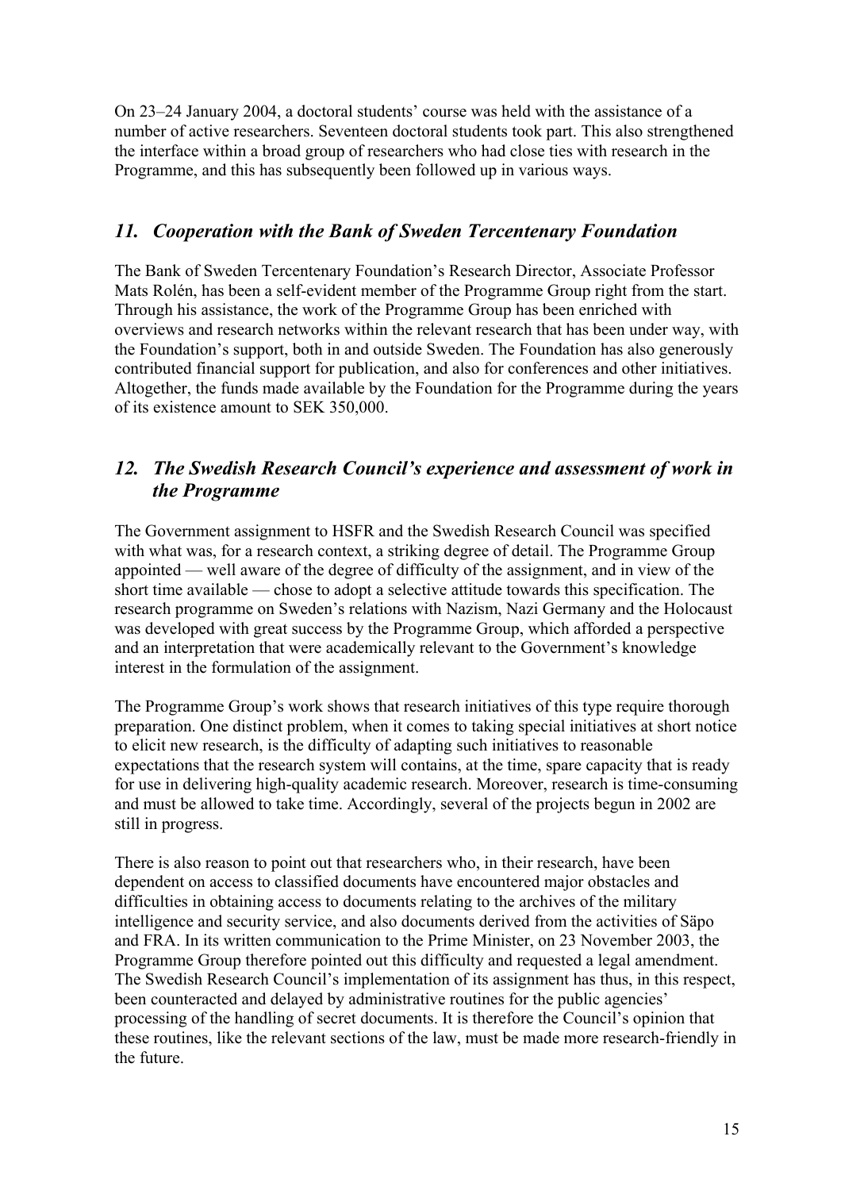On 23–24 January 2004, a doctoral students' course was held with the assistance of a number of active researchers. Seventeen doctoral students took part. This also strengthened the interface within a broad group of researchers who had close ties with research in the Programme, and this has subsequently been followed up in various ways.

## *11. Cooperation with the Bank of Sweden Tercentenary Foundation*

The Bank of Sweden Tercentenary Foundation's Research Director, Associate Professor Mats Rolén, has been a self-evident member of the Programme Group right from the start. Through his assistance, the work of the Programme Group has been enriched with overviews and research networks within the relevant research that has been under way, with the Foundation's support, both in and outside Sweden. The Foundation has also generously contributed financial support for publication, and also for conferences and other initiatives. Altogether, the funds made available by the Foundation for the Programme during the years of its existence amount to SEK 350,000.

## *12. The Swedish Research Council's experience and assessment of work in the Programme*

The Government assignment to HSFR and the Swedish Research Council was specified with what was, for a research context, a striking degree of detail. The Programme Group appointed — well aware of the degree of difficulty of the assignment, and in view of the short time available — chose to adopt a selective attitude towards this specification. The research programme on Sweden's relations with Nazism, Nazi Germany and the Holocaust was developed with great success by the Programme Group, which afforded a perspective and an interpretation that were academically relevant to the Government's knowledge interest in the formulation of the assignment.

The Programme Group's work shows that research initiatives of this type require thorough preparation. One distinct problem, when it comes to taking special initiatives at short notice to elicit new research, is the difficulty of adapting such initiatives to reasonable expectations that the research system will contains, at the time, spare capacity that is ready for use in delivering high-quality academic research. Moreover, research is time-consuming and must be allowed to take time. Accordingly, several of the projects begun in 2002 are still in progress.

There is also reason to point out that researchers who, in their research, have been dependent on access to classified documents have encountered major obstacles and difficulties in obtaining access to documents relating to the archives of the military intelligence and security service, and also documents derived from the activities of Säpo and FRA. In its written communication to the Prime Minister, on 23 November 2003, the Programme Group therefore pointed out this difficulty and requested a legal amendment. The Swedish Research Council's implementation of its assignment has thus, in this respect, been counteracted and delayed by administrative routines for the public agencies' processing of the handling of secret documents. It is therefore the Council's opinion that these routines, like the relevant sections of the law, must be made more research-friendly in the future.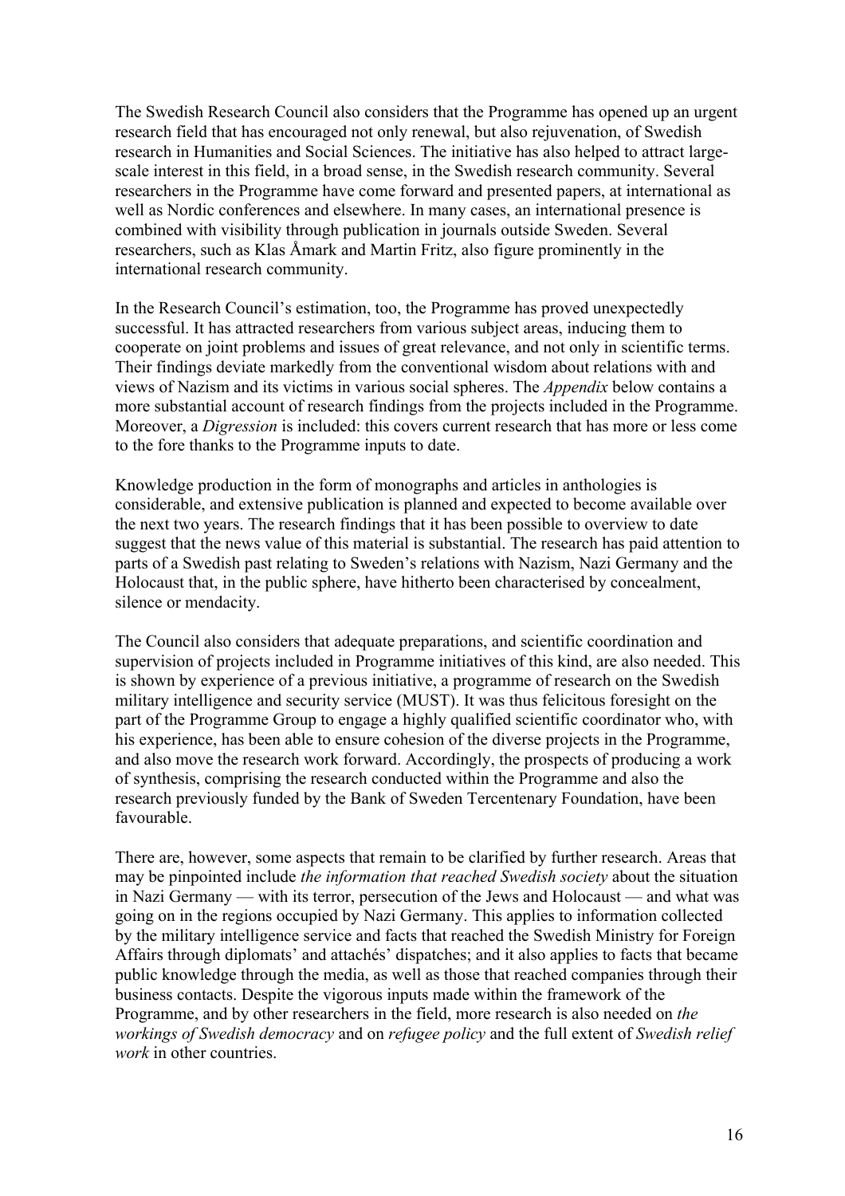The Swedish Research Council also considers that the Programme has opened up an urgent research field that has encouraged not only renewal, but also rejuvenation, of Swedish research in Humanities and Social Sciences. The initiative has also helped to attract large-scale interest in this field, in a broad sense, in the Swedish research community. Several researchers in the Programme have come forward and presented papers, at international as well as Nordic conferences and elsewhere. In many cases, an international presence is combined with visibility through publication in journals outside Sweden. Several researchers, such as Klas Åmark and Martin Fritz, also figure prominently in the international research community.

In the Research Council's estimation, too, the Programme has proved unexpectedly successful. It has attracted researchers from various subject areas, inducing them to cooperate on joint problems and issues of great relevance, and not only in scientific terms. Their findings deviate markedly from the conventional wisdom about relations with and views of Nazism and its victims in various social spheres. The *Appendix* below contains a more substantial account of research findings from the projects included in the Programme. Moreover, a *Digression* is included: this covers current research that has more or less come to the fore thanks to the Programme inputs to date.

Knowledge production in the form of monographs and articles in anthologies is considerable, and extensive publication is planned and expected to become available over the next two years. The research findings that it has been possible to overview to date suggest that the news value of this material is substantial. The research has paid attention to parts of a Swedish past relating to Sweden's relations with Nazism, Nazi Germany and the Holocaust that, in the public sphere, have hitherto been characterised by concealment, silence or mendacity.

The Council also considers that adequate preparations, and scientific coordination and supervision of projects included in Programme initiatives of this kind, are also needed. This is shown by experience of a previous initiative, a programme of research on the Swedish military intelligence and security service (MUST). It was thus felicitous foresight on the part of the Programme Group to engage a highly qualified scientific coordinator who, with his experience, has been able to ensure cohesion of the diverse projects in the Programme, and also move the research work forward. Accordingly, the prospects of producing a work of synthesis, comprising the research conducted within the Programme and also the research previously funded by the Bank of Sweden Tercentenary Foundation, have been favourable.

There are, however, some aspects that remain to be clarified by further research. Areas that may be pinpointed include *the information that reached Swedish society* about the situation in Nazi Germany — with its terror, persecution of the Jews and Holocaust — and what was going on in the regions occupied by Nazi Germany. This applies to information collected by the military intelligence service and facts that reached the Swedish Ministry for Foreign Affairs through diplomats' and attachés' dispatches; and it also applies to facts that became public knowledge through the media, as well as those that reached companies through their business contacts. Despite the vigorous inputs made within the framework of the Programme, and by other researchers in the field, more research is also needed on *the workings of Swedish democracy* and on *refugee policy* and the full extent of *Swedish relief work* in other countries.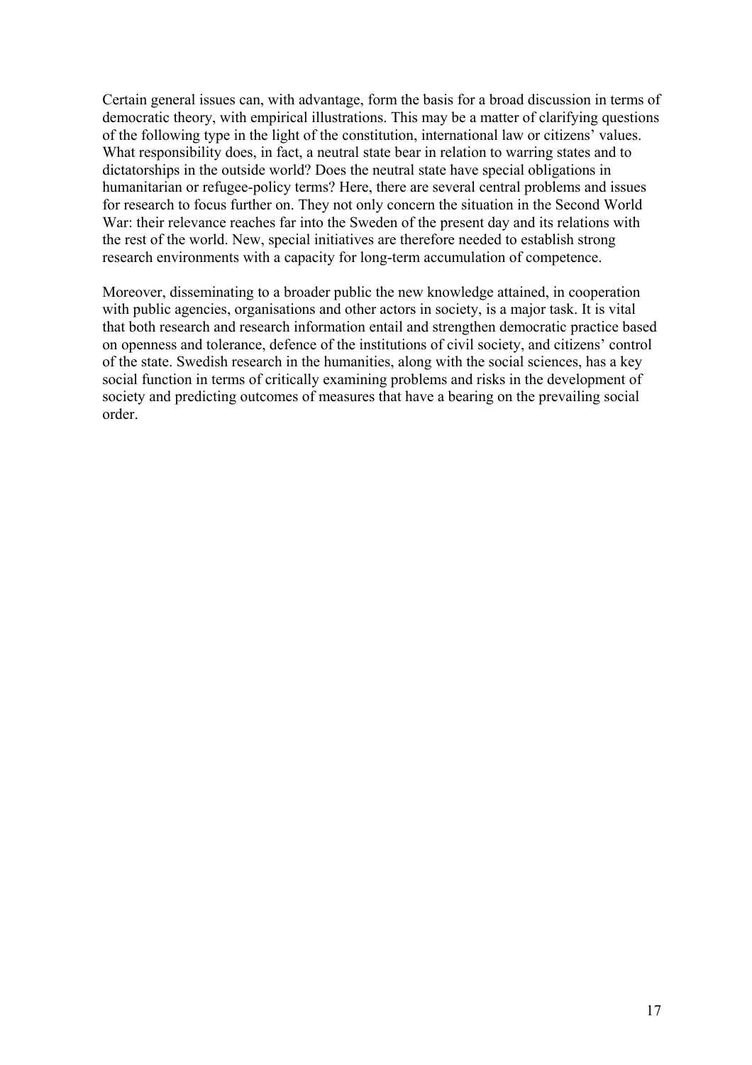Certain general issues can, with advantage, form the basis for a broad discussion in terms of democratic theory, with empirical illustrations. This may be a matter of clarifying questions of the following type in the light of the constitution, international law or citizens' values. What responsibility does, in fact, a neutral state bear in relation to warring states and to dictatorships in the outside world? Does the neutral state have special obligations in humanitarian or refugee-policy terms? Here, there are several central problems and issues for research to focus further on. They not only concern the situation in the Second World War: their relevance reaches far into the Sweden of the present day and its relations with the rest of the world. New, special initiatives are therefore needed to establish strong research environments with a capacity for long-term accumulation of competence.

Moreover, disseminating to a broader public the new knowledge attained, in cooperation with public agencies, organisations and other actors in society, is a major task. It is vital that both research and research information entail and strengthen democratic practice based on openness and tolerance, defence of the institutions of civil society, and citizens' control of the state. Swedish research in the humanities, along with the social sciences, has a key social function in terms of critically examining problems and risks in the development of society and predicting outcomes of measures that have a bearing on the prevailing social order.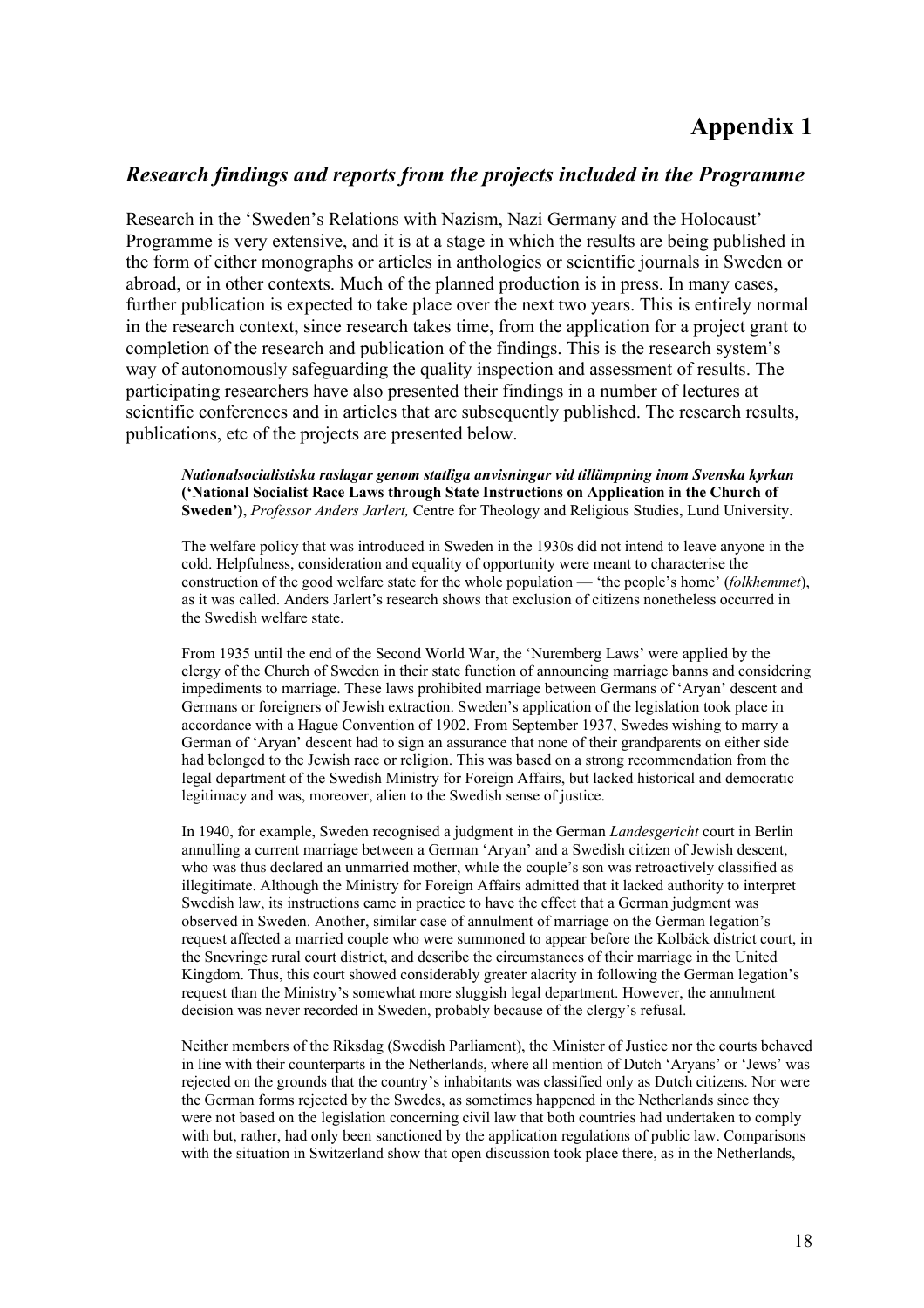# Appendix 1

## *Research findings and reports from the projects included in the Programme*

Research in the 'Sweden's Relations with Nazism, Nazi Germany and the Holocaust' Programme is very extensive, and it is at a stage in which the results are being published in the form of either monographs or articles in anthologies or scientific journals in Sweden or abroad, or in other contexts. Much of the planned production is in press. In many cases, further publication is expected to take place over the next two years. This is entirely normal in the research context, since research takes time, from the application for a project grant to completion of the research and publication of the findings. This is the research system's way of autonomously safeguarding the quality inspection and assessment of results. The participating researchers have also presented their findings in a number of lectures at scientific conferences and in articles that are subsequently published. The research results, publications, etc of the projects are presented below.

***Nationalsocialistiska raslagar genom statliga anvisningar vid tillämpning inom Svenska kyrkan* ('National Socialist Race Laws through State Instructions on Application in the Church of Sweden')**, *Professor Anders Jarlert,* Centre for Theology and Religious Studies, Lund University.

The welfare policy that was introduced in Sweden in the 1930s did not intend to leave anyone in the cold. Helpfulness, consideration and equality of opportunity were meant to characterise the construction of the good welfare state for the whole population — 'the people's home' (*folkhemmet*), as it was called. Anders Jarlert's research shows that exclusion of citizens nonetheless occurred in the Swedish welfare state.

From 1935 until the end of the Second World War, the 'Nuremberg Laws' were applied by the clergy of the Church of Sweden in their state function of announcing marriage banns and considering impediments to marriage. These laws prohibited marriage between Germans of 'Aryan' descent and Germans or foreigners of Jewish extraction. Sweden's application of the legislation took place in accordance with a Hague Convention of 1902. From September 1937, Swedes wishing to marry a German of 'Aryan' descent had to sign an assurance that none of their grandparents on either side had belonged to the Jewish race or religion. This was based on a strong recommendation from the legal department of the Swedish Ministry for Foreign Affairs, but lacked historical and democratic legitimacy and was, moreover, alien to the Swedish sense of justice.

In 1940, for example, Sweden recognised a judgment in the German *Landesgericht* court in Berlin annulling a current marriage between a German 'Aryan' and a Swedish citizen of Jewish descent, who was thus declared an unmarried mother, while the couple's son was retroactively classified as illegitimate. Although the Ministry for Foreign Affairs admitted that it lacked authority to interpret Swedish law, its instructions came in practice to have the effect that a German judgment was observed in Sweden. Another, similar case of annulment of marriage on the German legation's request affected a married couple who were summoned to appear before the Kolbäck district court, in the Snevringe rural court district, and describe the circumstances of their marriage in the United Kingdom. Thus, this court showed considerably greater alacrity in following the German legation's request than the Ministry's somewhat more sluggish legal department. However, the annulment decision was never recorded in Sweden, probably because of the clergy's refusal.

Neither members of the Riksdag (Swedish Parliament), the Minister of Justice nor the courts behaved in line with their counterparts in the Netherlands, where all mention of Dutch 'Aryans' or 'Jews' was rejected on the grounds that the country's inhabitants was classified only as Dutch citizens. Nor were the German forms rejected by the Swedes, as sometimes happened in the Netherlands since they were not based on the legislation concerning civil law that both countries had undertaken to comply with but, rather, had only been sanctioned by the application regulations of public law. Comparisons with the situation in Switzerland show that open discussion took place there, as in the Netherlands,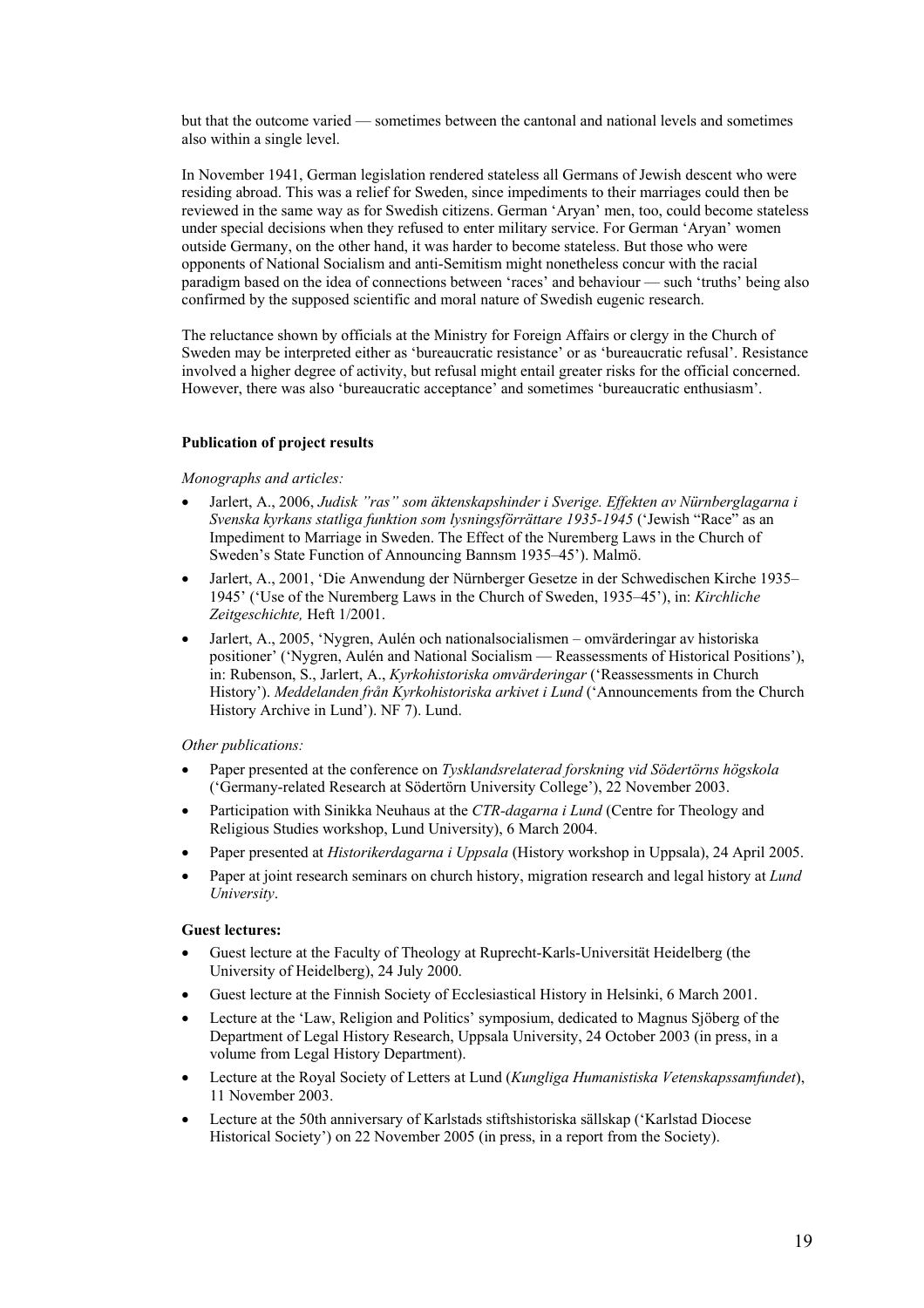but that the outcome varied — sometimes between the cantonal and national levels and sometimes also within a single level.

In November 1941, German legislation rendered stateless all Germans of Jewish descent who were residing abroad. This was a relief for Sweden, since impediments to their marriages could then be reviewed in the same way as for Swedish citizens. German 'Aryan' men, too, could become stateless under special decisions when they refused to enter military service. For German 'Aryan' women outside Germany, on the other hand, it was harder to become stateless. But those who were opponents of National Socialism and anti-Semitism might nonetheless concur with the racial paradigm based on the idea of connections between 'races' and behaviour — such 'truths' being also confirmed by the supposed scientific and moral nature of Swedish eugenic research.

The reluctance shown by officials at the Ministry for Foreign Affairs or clergy in the Church of Sweden may be interpreted either as 'bureaucratic resistance' or as 'bureaucratic refusal'. Resistance involved a higher degree of activity, but refusal might entail greater risks for the official concerned. However, there was also 'bureaucratic acceptance' and sometimes 'bureaucratic enthusiasm'.

**Publication of project results**

*Monographs and articles:*

- Jarlert, A., 2006, *Judisk "ras" som äktenskapshinder i Sverige. Effekten av Nürnberglagarna i Svenska kyrkans statliga funktion som lysningsförrättare 1935-1945* ('Jewish "Race" as an Impediment to Marriage in Sweden. The Effect of the Nuremberg Laws in the Church of Sweden's State Function of Announcing Bannsm 1935–45'). Malmö.
- Jarlert, A., 2001, 'Die Anwendung der Nürnberger Gesetze in der Schwedischen Kirche 1935–1945' ('Use of the Nuremberg Laws in the Church of Sweden, 1935–45'), in: *Kirchliche Zeitgeschichte,* Heft 1/2001.
- Jarlert, A., 2005, 'Nygren, Aulén och nationalsocialismen – omvärderingar av historiska positioner' ('Nygren, Aulén and National Socialism — Reassessments of Historical Positions'), in: Rubenson, S., Jarlert, A., *Kyrkohistoriska omvärderingar* ('Reassessments in Church History'). *Meddelanden från Kyrkohistoriska arkivet i Lund* ('Announcements from the Church History Archive in Lund'). NF 7). Lund.

*Other publications:*

- Paper presented at the conference on *Tysklandsrelaterad forskning vid Södertörns högskola* ('Germany-related Research at Södertörn University College'), 22 November 2003.
- Participation with Sinikka Neuhaus at the *CTR-dagarna i Lund* (Centre for Theology and Religious Studies workshop, Lund University), 6 March 2004.
- Paper presented at *Historikerdagarna i Uppsala* (History workshop in Uppsala), 24 April 2005.
- Paper at joint research seminars on church history, migration research and legal history at *Lund University*.

**Guest lectures:**

- Guest lecture at the Faculty of Theology at Ruprecht-Karls-Universität Heidelberg (the University of Heidelberg), 24 July 2000.
- Guest lecture at the Finnish Society of Ecclesiastical History in Helsinki, 6 March 2001.
- Lecture at the 'Law, Religion and Politics' symposium, dedicated to Magnus Sjöberg of the Department of Legal History Research, Uppsala University, 24 October 2003 (in press, in a volume from Legal History Department).
- Lecture at the Royal Society of Letters at Lund (*Kungliga Humanistiska Vetenskapssamfundet*), 11 November 2003.
- Lecture at the 50th anniversary of Karlstads stiftshistoriska sällskap ('Karlstad Diocese Historical Society') on 22 November 2005 (in press, in a report from the Society).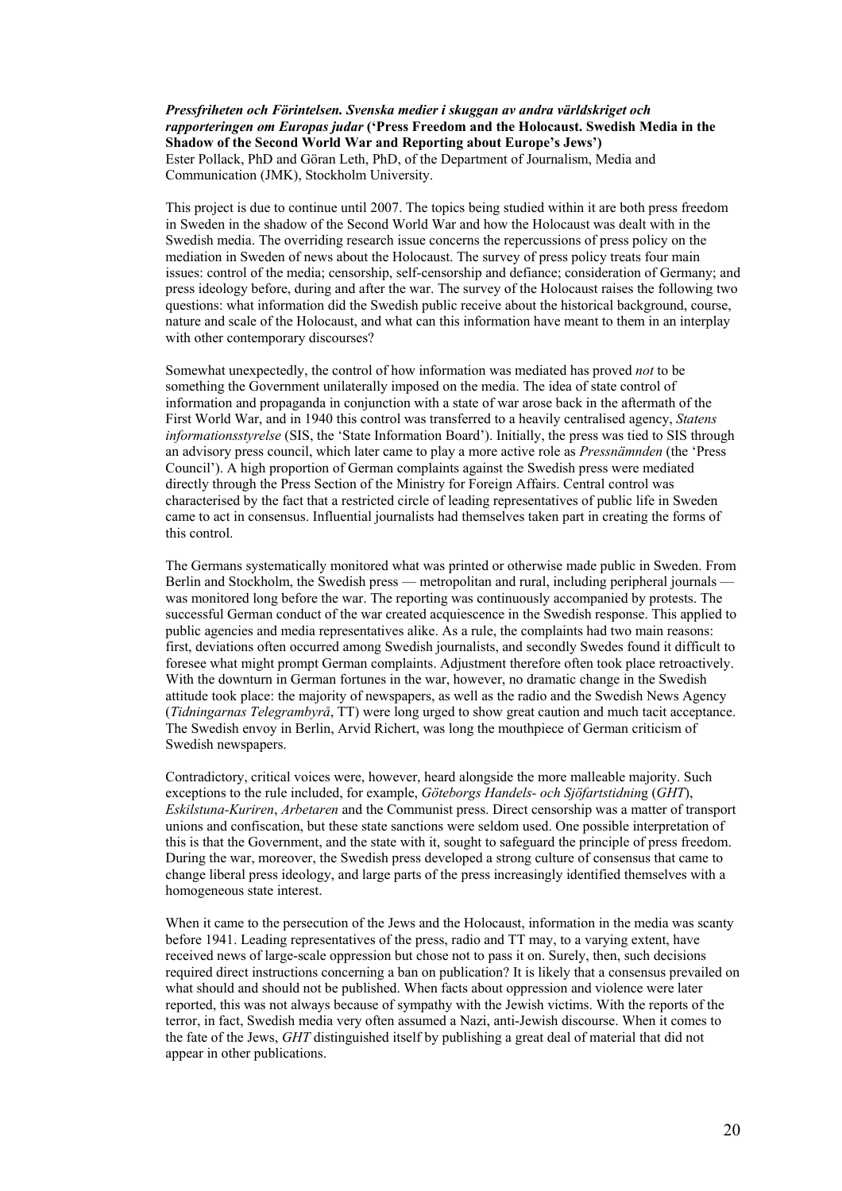***Pressfriheten och Förintelsen. Svenska medier i skuggan av andra världskriget och rapporteringen om Europas judar*** **('Press Freedom and the Holocaust. Swedish Media in the Shadow of the Second World War and Reporting about Europe's Jews')**
Ester Pollack, PhD and Göran Leth, PhD, of the Department of Journalism, Media and Communication (JMK), Stockholm University.

This project is due to continue until 2007. The topics being studied within it are both press freedom in Sweden in the shadow of the Second World War and how the Holocaust was dealt with in the Swedish media. The overriding research issue concerns the repercussions of press policy on the mediation in Sweden of news about the Holocaust. The survey of press policy treats four main issues: control of the media; censorship, self-censorship and defiance; consideration of Germany; and press ideology before, during and after the war. The survey of the Holocaust raises the following two questions: what information did the Swedish public receive about the historical background, course, nature and scale of the Holocaust, and what can this information have meant to them in an interplay with other contemporary discourses?

Somewhat unexpectedly, the control of how information was mediated has proved *not* to be something the Government unilaterally imposed on the media. The idea of state control of information and propaganda in conjunction with a state of war arose back in the aftermath of the First World War, and in 1940 this control was transferred to a heavily centralised agency, *Statens informationsstyrelse* (SIS, the 'State Information Board'). Initially, the press was tied to SIS through an advisory press council, which later came to play a more active role as *Pressnämnden* (the 'Press Council'). A high proportion of German complaints against the Swedish press were mediated directly through the Press Section of the Ministry for Foreign Affairs. Central control was characterised by the fact that a restricted circle of leading representatives of public life in Sweden came to act in consensus. Influential journalists had themselves taken part in creating the forms of this control.

The Germans systematically monitored what was printed or otherwise made public in Sweden. From Berlin and Stockholm, the Swedish press — metropolitan and rural, including peripheral journals — was monitored long before the war. The reporting was continuously accompanied by protests. The successful German conduct of the war created acquiescence in the Swedish response. This applied to public agencies and media representatives alike. As a rule, the complaints had two main reasons: first, deviations often occurred among Swedish journalists, and secondly Swedes found it difficult to foresee what might prompt German complaints. Adjustment therefore often took place retroactively. With the downturn in German fortunes in the war, however, no dramatic change in the Swedish attitude took place: the majority of newspapers, as well as the radio and the Swedish News Agency (*Tidningarnas Telegrambyrå*, TT) were long urged to show great caution and much tacit acceptance. The Swedish envoy in Berlin, Arvid Richert, was long the mouthpiece of German criticism of Swedish newspapers.

Contradictory, critical voices were, however, heard alongside the more malleable majority. Such exceptions to the rule included, for example, *Göteborgs Handels- och Sjöfartstidning* (*GHT*), *Eskilstuna-Kuriren*, *Arbetaren* and the Communist press. Direct censorship was a matter of transport unions and confiscation, but these state sanctions were seldom used. One possible interpretation of this is that the Government, and the state with it, sought to safeguard the principle of press freedom. During the war, moreover, the Swedish press developed a strong culture of consensus that came to change liberal press ideology, and large parts of the press increasingly identified themselves with a homogeneous state interest.

When it came to the persecution of the Jews and the Holocaust, information in the media was scanty before 1941. Leading representatives of the press, radio and TT may, to a varying extent, have received news of large-scale oppression but chose not to pass it on. Surely, then, such decisions required direct instructions concerning a ban on publication? It is likely that a consensus prevailed on what should and should not be published. When facts about oppression and violence were later reported, this was not always because of sympathy with the Jewish victims. With the reports of the terror, in fact, Swedish media very often assumed a Nazi, anti-Jewish discourse. When it comes to the fate of the Jews, *GHT* distinguished itself by publishing a great deal of material that did not appear in other publications.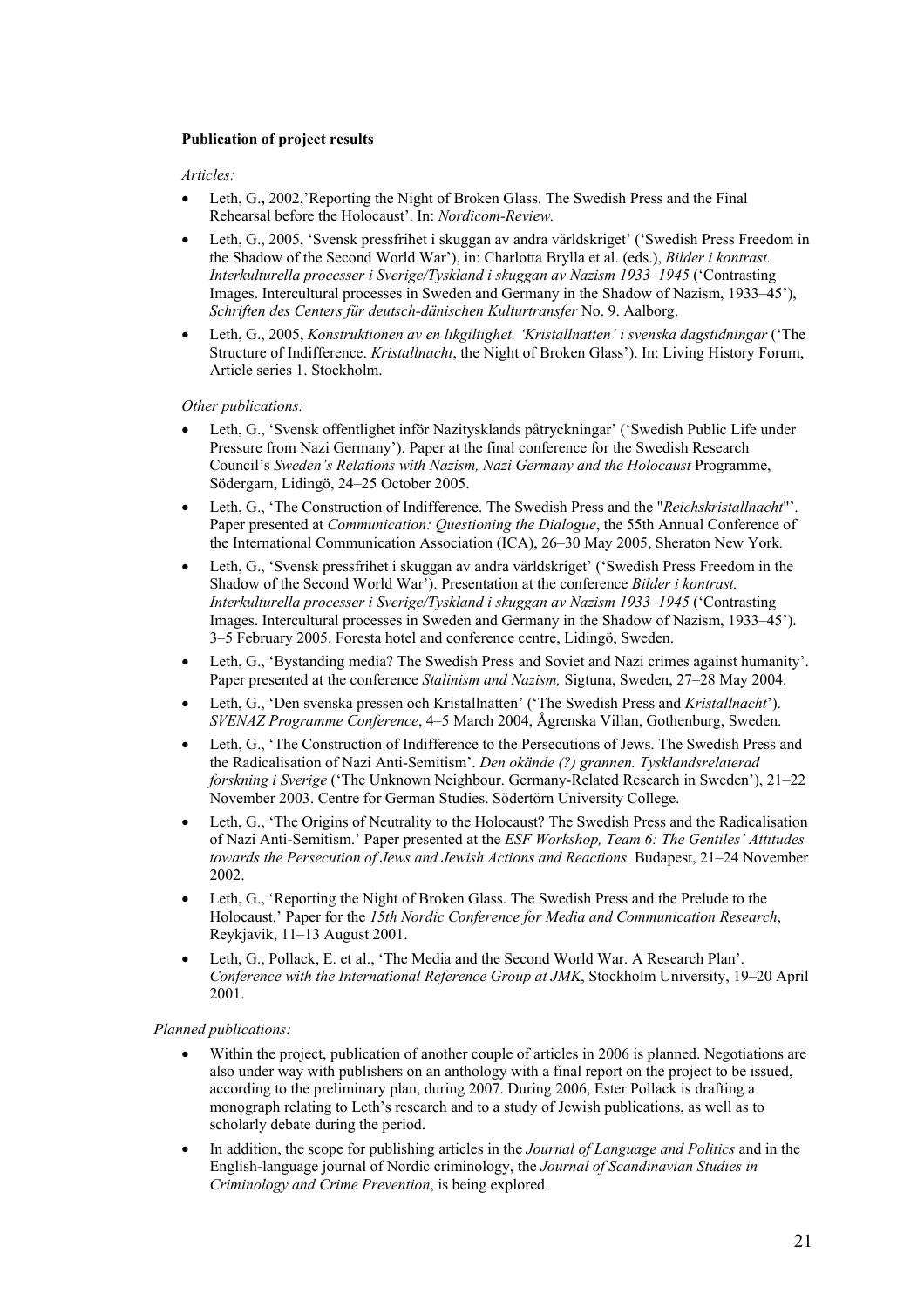**Publication of project results**

*Articles:*

- Leth, G.**,** 2002,'Reporting the Night of Broken Glass. The Swedish Press and the Final Rehearsal before the Holocaust'. In: *Nordicom-Review.*
- Leth, G., 2005, 'Svensk pressfrihet i skuggan av andra världskriget' ('Swedish Press Freedom in the Shadow of the Second World War'), in: Charlotta Brylla et al. (eds.), *Bilder i kontrast. Interkulturella processer i Sverige/Tyskland i skuggan av Nazism 1933–1945* ('Contrasting Images. Intercultural processes in Sweden and Germany in the Shadow of Nazism, 1933–45'), *Schriften des Centers für deutsch-dänischen Kulturtransfer* No. 9. Aalborg.
- Leth, G., 2005, *Konstruktionen av en likgiltighet. 'Kristallnatten' i svenska dagstidningar* ('The Structure of Indifference. *Kristallnacht*, the Night of Broken Glass'). In: Living History Forum, Article series 1. Stockholm.

*Other publications:*

- Leth, G., 'Svensk offentlighet inför Nazitysklands påtryckningar' ('Swedish Public Life under Pressure from Nazi Germany'). Paper at the final conference for the Swedish Research Council's *Sweden's Relations with Nazism, Nazi Germany and the Holocaust* Programme, Södergarn, Lidingö, 24–25 October 2005.
- Leth, G., 'The Construction of Indifference. The Swedish Press and the "*Reichskristallnacht*"'. Paper presented at *Communication: Questioning the Dialogue*, the 55th Annual Conference of the International Communication Association (ICA), 26–30 May 2005, Sheraton New York.
- Leth, G., 'Svensk pressfrihet i skuggan av andra världskriget' ('Swedish Press Freedom in the Shadow of the Second World War'). Presentation at the conference *Bilder i kontrast. Interkulturella processer i Sverige/Tyskland i skuggan av Nazism 1933–1945* ('Contrasting Images. Intercultural processes in Sweden and Germany in the Shadow of Nazism, 1933–45'). 3–5 February 2005. Foresta hotel and conference centre, Lidingö, Sweden.
- Leth, G., 'Bystanding media? The Swedish Press and Soviet and Nazi crimes against humanity'. Paper presented at the conference *Stalinism and Nazism,* Sigtuna, Sweden, 27–28 May 2004.
- Leth, G., 'Den svenska pressen och Kristallnatten' ('The Swedish Press and *Kristallnacht*'). *SVENAZ Programme Conference*, 4–5 March 2004, Ågrenska Villan, Gothenburg, Sweden.
- Leth, G., 'The Construction of Indifference to the Persecutions of Jews. The Swedish Press and the Radicalisation of Nazi Anti-Semitism'. *Den okände (?) grannen. Tysklandsrelaterad forskning i Sverige* ('The Unknown Neighbour. Germany-Related Research in Sweden'), 21–22 November 2003. Centre for German Studies. Södertörn University College.
- Leth, G., 'The Origins of Neutrality to the Holocaust? The Swedish Press and the Radicalisation of Nazi Anti-Semitism.' Paper presented at the *ESF Workshop, Team 6: The Gentiles' Attitudes towards the Persecution of Jews and Jewish Actions and Reactions.* Budapest, 21–24 November 2002.
- Leth, G., 'Reporting the Night of Broken Glass. The Swedish Press and the Prelude to the Holocaust.' Paper for the *15th Nordic Conference for Media and Communication Research*, Reykjavik, 11–13 August 2001.
- Leth, G., Pollack, E. et al., 'The Media and the Second World War. A Research Plan'. *Conference with the International Reference Group at JMK*, Stockholm University, 19–20 April 2001.

*Planned publications:*

- Within the project, publication of another couple of articles in 2006 is planned. Negotiations are also under way with publishers on an anthology with a final report on the project to be issued, according to the preliminary plan, during 2007. During 2006, Ester Pollack is drafting a monograph relating to Leth's research and to a study of Jewish publications, as well as to scholarly debate during the period.
- In addition, the scope for publishing articles in the *Journal of Language and Politics* and in the English-language journal of Nordic criminology, the *Journal of Scandinavian Studies in Criminology and Crime Prevention*, is being explored.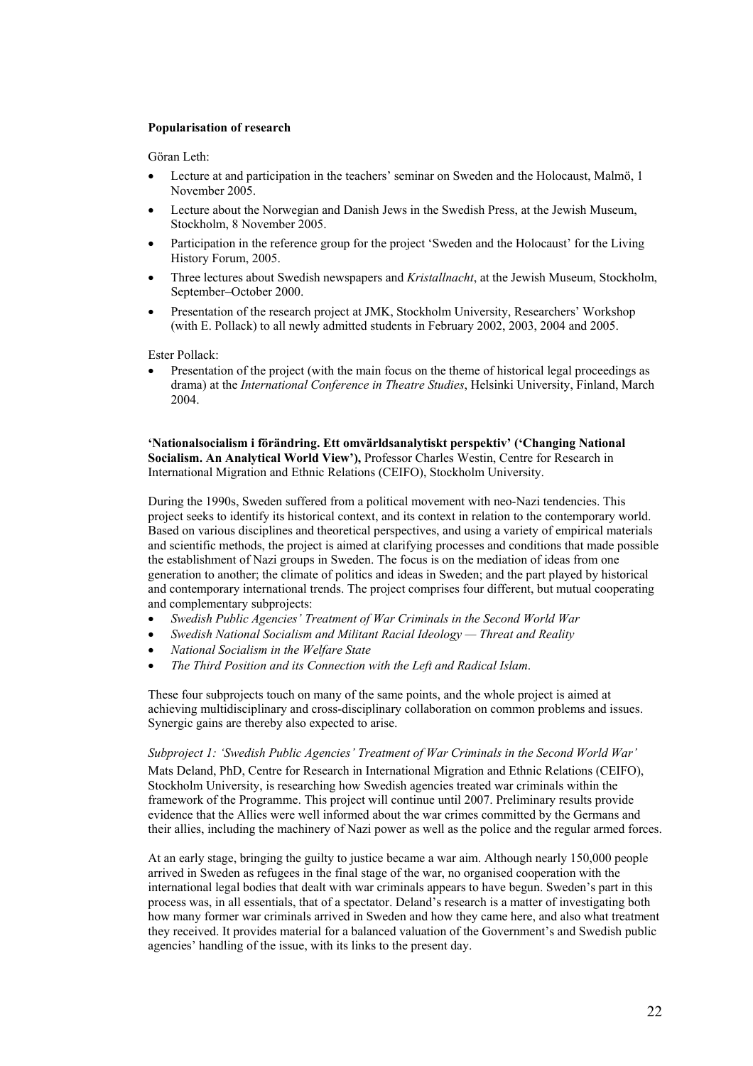**Popularisation of research**

Göran Leth:

- Lecture at and participation in the teachers' seminar on Sweden and the Holocaust, Malmö, 1 November 2005.
- Lecture about the Norwegian and Danish Jews in the Swedish Press, at the Jewish Museum, Stockholm, 8 November 2005.
- Participation in the reference group for the project 'Sweden and the Holocaust' for the Living History Forum, 2005.
- Three lectures about Swedish newspapers and *Kristallnacht*, at the Jewish Museum, Stockholm, September–October 2000.
- Presentation of the research project at JMK, Stockholm University, Researchers' Workshop (with E. Pollack) to all newly admitted students in February 2002, 2003, 2004 and 2005.

Ester Pollack:

- Presentation of the project (with the main focus on the theme of historical legal proceedings as drama) at the *International Conference in Theatre Studies*, Helsinki University, Finland, March 2004.

**'Nationalsocialism i förändring. Ett omvärldsanalytiskt perspektiv' ('Changing National Socialism. An Analytical World View'),** Professor Charles Westin, Centre for Research in International Migration and Ethnic Relations (CEIFO), Stockholm University.

During the 1990s, Sweden suffered from a political movement with neo-Nazi tendencies. This project seeks to identify its historical context, and its context in relation to the contemporary world. Based on various disciplines and theoretical perspectives, and using a variety of empirical materials and scientific methods, the project is aimed at clarifying processes and conditions that made possible the establishment of Nazi groups in Sweden. The focus is on the mediation of ideas from one generation to another; the climate of politics and ideas in Sweden; and the part played by historical and contemporary international trends. The project comprises four different, but mutual cooperating and complementary subprojects:

- *Swedish Public Agencies' Treatment of War Criminals in the Second World War*
- *Swedish National Socialism and Militant Racial Ideology — Threat and Reality*
- *National Socialism in the Welfare State*
- *The Third Position and its Connection with the Left and Radical Islam*.

These four subprojects touch on many of the same points, and the whole project is aimed at achieving multidisciplinary and cross-disciplinary collaboration on common problems and issues. Synergic gains are thereby also expected to arise.

*Subproject 1: 'Swedish Public Agencies' Treatment of War Criminals in the Second World War'*

Mats Deland, PhD, Centre for Research in International Migration and Ethnic Relations (CEIFO), Stockholm University, is researching how Swedish agencies treated war criminals within the framework of the Programme. This project will continue until 2007. Preliminary results provide evidence that the Allies were well informed about the war crimes committed by the Germans and their allies, including the machinery of Nazi power as well as the police and the regular armed forces.

At an early stage, bringing the guilty to justice became a war aim. Although nearly 150,000 people arrived in Sweden as refugees in the final stage of the war, no organised cooperation with the international legal bodies that dealt with war criminals appears to have begun. Sweden's part in this process was, in all essentials, that of a spectator. Deland's research is a matter of investigating both how many former war criminals arrived in Sweden and how they came here, and also what treatment they received. It provides material for a balanced valuation of the Government's and Swedish public agencies' handling of the issue, with its links to the present day.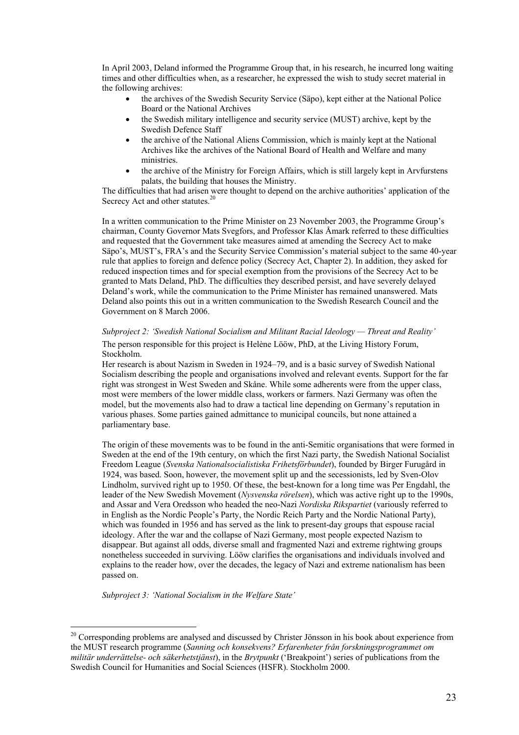In April 2003, Deland informed the Programme Group that, in his research, he incurred long waiting times and other difficulties when, as a researcher, he expressed the wish to study secret material in the following archives:

- the archives of the Swedish Security Service (Säpo), kept either at the National Police Board or the National Archives
- the Swedish military intelligence and security service (MUST) archive, kept by the Swedish Defence Staff
- the archive of the National Aliens Commission, which is mainly kept at the National Archives like the archives of the National Board of Health and Welfare and many ministries.
- the archive of the Ministry for Foreign Affairs, which is still largely kept in Arvfurstens palats, the building that houses the Ministry.

The difficulties that had arisen were thought to depend on the archive authorities' application of the Secrecy Act and other statutes.[20]

In a written communication to the Prime Minister on 23 November 2003, the Programme Group's chairman, County Governor Mats Svegfors, and Professor Klas Åmark referred to these difficulties and requested that the Government take measures aimed at amending the Secrecy Act to make Säpo's, MUST's, FRA's and the Security Service Commission's material subject to the same 40-year rule that applies to foreign and defence policy (Secrecy Act, Chapter 2). In addition, they asked for reduced inspection times and for special exemption from the provisions of the Secrecy Act to be granted to Mats Deland, PhD. The difficulties they described persist, and have severely delayed Deland's work, while the communication to the Prime Minister has remained unanswered. Mats Deland also points this out in a written communication to the Swedish Research Council and the Government on 8 March 2006.

*Subproject 2: 'Swedish National Socialism and Militant Racial Ideology — Threat and Reality'*

The person responsible for this project is Helène Lööw, PhD, at the Living History Forum, Stockholm.

Her research is about Nazism in Sweden in 1924–79, and is a basic survey of Swedish National Socialism describing the people and organisations involved and relevant events. Support for the far right was strongest in West Sweden and Skåne. While some adherents were from the upper class, most were members of the lower middle class, workers or farmers. Nazi Germany was often the model, but the movements also had to draw a tactical line depending on Germany's reputation in various phases. Some parties gained admittance to municipal councils, but none attained a parliamentary base.

The origin of these movements was to be found in the anti-Semitic organisations that were formed in Sweden at the end of the 19th century, on which the first Nazi party, the Swedish National Socialist Freedom League (*Svenska Nationalsocialistiska Frihetsförbundet*), founded by Birger Furugård in 1924, was based. Soon, however, the movement split up and the secessionists, led by Sven-Olov Lindholm, survived right up to 1950. Of these, the best-known for a long time was Per Engdahl, the leader of the New Swedish Movement (*Nysvenska rörelsen*), which was active right up to the 1990s, and Assar and Vera Oredsson who headed the neo-Nazi *Nordiska Rikspartiet* (variously referred to in English as the Nordic People's Party, the Nordic Reich Party and the Nordic National Party), which was founded in 1956 and has served as the link to present-day groups that espouse racial ideology. After the war and the collapse of Nazi Germany, most people expected Nazism to disappear. But against all odds, diverse small and fragmented Nazi and extreme rightwing groups nonetheless succeeded in surviving. Lööw clarifies the organisations and individuals involved and explains to the reader how, over the decades, the legacy of Nazi and extreme nationalism has been passed on.

*Subproject 3: 'National Socialism in the Welfare State'*

---

[20] Corresponding problems are analysed and discussed by Christer Jönsson in his book about experience from the MUST research programme (*Sanning och konsekvens? Erfarenheter från forskningsprogrammet om militär underrättelse- och säkerhetstjänst*), in the *Brytpunkt* ('Breakpoint') series of publications from the Swedish Council for Humanities and Social Sciences (HSFR). Stockholm 2000.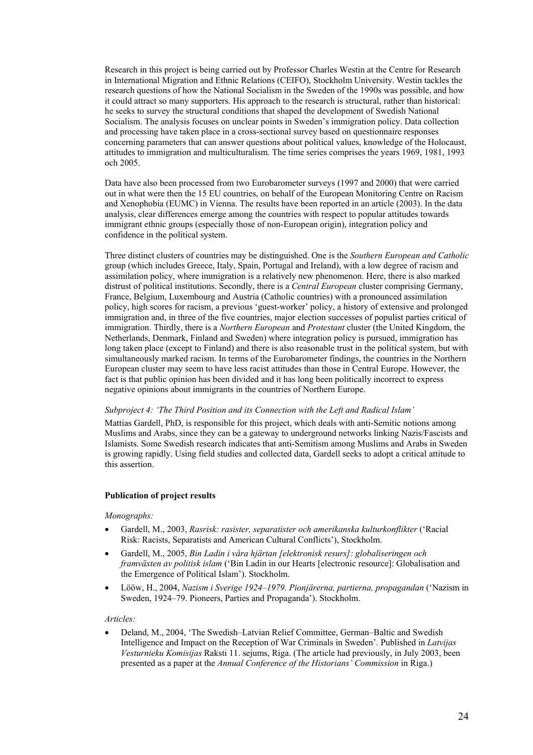Research in this project is being carried out by Professor Charles Westin at the Centre for Research in International Migration and Ethnic Relations (CEIFO), Stockholm University. Westin tackles the research questions of how the National Socialism in the Sweden of the 1990s was possible, and how it could attract so many supporters. His approach to the research is structural, rather than historical: he seeks to survey the structural conditions that shaped the development of Swedish National Socialism. The analysis focuses on unclear points in Sweden's immigration policy. Data collection and processing have taken place in a cross-sectional survey based on questionnaire responses concerning parameters that can answer questions about political values, knowledge of the Holocaust, attitudes to immigration and multiculturalism. The time series comprises the years 1969, 1981, 1993 och 2005.

Data have also been processed from two Eurobarometer surveys (1997 and 2000) that were carried out in what were then the 15 EU countries, on behalf of the European Monitoring Centre on Racism and Xenophobia (EUMC) in Vienna. The results have been reported in an article (2003). In the data analysis, clear differences emerge among the countries with respect to popular attitudes towards immigrant ethnic groups (especially those of non-European origin), integration policy and confidence in the political system.

Three distinct clusters of countries may be distinguished. One is the *Southern European and Catholic* group (which includes Greece, Italy, Spain, Portugal and Ireland), with a low degree of racism and assimilation policy, where immigration is a relatively new phenomenon. Here, there is also marked distrust of political institutions. Secondly, there is a *Central European* cluster comprising Germany, France, Belgium, Luxembourg and Austria (Catholic countries) with a pronounced assimilation policy, high scores for racism, a previous 'guest-worker' policy, a history of extensive and prolonged immigration and, in three of the five countries, major election successes of populist parties critical of immigration. Thirdly, there is a *Northern European* and *Protestant* cluster (the United Kingdom, the Netherlands, Denmark, Finland and Sweden) where integration policy is pursued, immigration has long taken place (except to Finland) and there is also reasonable trust in the political system, but with simultaneously marked racism. In terms of the Eurobarometer findings, the countries in the Northern European cluster may seem to have less racist attitudes than those in Central Europe. However, the fact is that public opinion has been divided and it has long been politically incorrect to express negative opinions about immigrants in the countries of Northern Europe.

*Subproject 4: 'The Third Position and its Connection with the Left and Radical Islam'*

Mattias Gardell, PhD, is responsible for this project, which deals with anti-Semitic notions among Muslims and Arabs, since they can be a gateway to underground networks linking Nazis/Fascists and Islamists. Some Swedish research indicates that anti-Semitism among Muslims and Arabs in Sweden is growing rapidly. Using field studies and collected data, Gardell seeks to adopt a critical attitude to this assertion.

**Publication of project results**

*Monographs:*

- Gardell, M., 2003, *Rasrisk: rasister, separatister och amerikanska kulturkonflikter* ('Racial Risk: Racists, Separatists and American Cultural Conflicts'), Stockholm.
- Gardell, M., 2005, *Bin Ladin i våra hjärtan [elektronisk resurs]: globaliseringen och framväxten av politisk islam* ('Bin Ladin in our Hearts [electronic resource]: Globalisation and the Emergence of Political Islam'). Stockholm.
- Lööw, H., 2004, *Nazism i Sverige 1924–1979. Pionjärerna, partierna, propagandan* ('Nazism in Sweden, 1924–79. Pioneers, Parties and Propaganda'). Stockholm.

*Articles:*

- Deland, M., 2004, 'The Swedish–Latvian Relief Committee, German–Baltic and Swedish Intelligence and Impact on the Reception of War Criminals in Sweden'. Published in *Latvijas Vesturnieku Komisijas* Raksti 11. sejums, Riga. (The article had previously, in July 2003, been presented as a paper at the *Annual Conference of the Historians' Commission* in Riga.)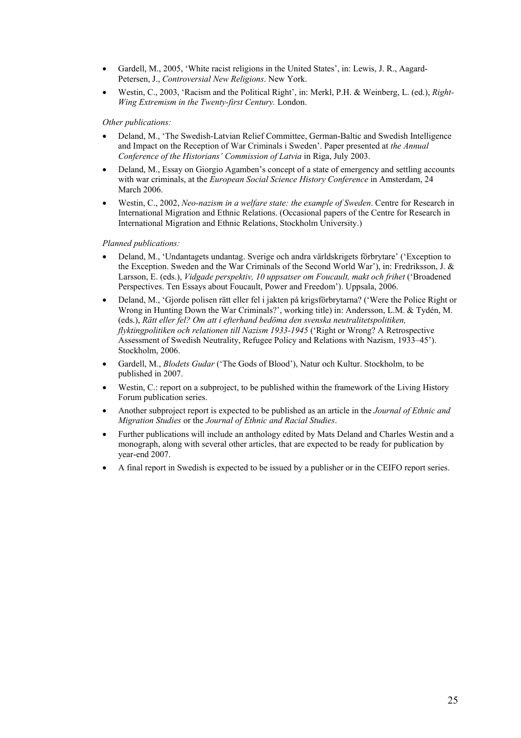- Gardell, M., 2005, 'White racist religions in the United States', in: Lewis, J. R., Aagard-Petersen, J., *Controversial New Religions*. New York.
- Westin, C., 2003, 'Racism and the Political Right', in: Merkl, P.H. & Weinberg, L. (ed.), *Right-Wing Extremism in the Twenty-first Century.* London.

*Other publications:*

- Deland, M., 'The Swedish-Latvian Relief Committee, German-Baltic and Swedish Intelligence and Impact on the Reception of War Criminals i Sweden'. Paper presented at *the Annual Conference of the Historians' Commission of Latvia* in Riga, July 2003.
- Deland, M., Essay on Giorgio Agamben's concept of a state of emergency and settling accounts with war criminals, at the *European Social Science History Conference* in Amsterdam, 24 March 2006.
- Westin, C., 2002, *Neo-nazism in a welfare state: the example of Sweden*. Centre for Research in International Migration and Ethnic Relations. (Occasional papers of the Centre for Research in International Migration and Ethnic Relations, Stockholm University.)

*Planned publications:*

- Deland, M., 'Undantagets undantag. Sverige och andra världskrigets förbrytare' ('Exception to the Exception. Sweden and the War Criminals of the Second World War'), in: Fredriksson, J. & Larsson, E. (eds.), *Vidgade perspektiv, 10 uppsatser om Foucault, makt och frihet* ('Broadened Perspectives. Ten Essays about Foucault, Power and Freedom'). Uppsala, 2006.
- Deland, M., 'Gjorde polisen rätt eller fel i jakten på krigsförbrytarna? ('Were the Police Right or Wrong in Hunting Down the War Criminals?', working title) in: Andersson, L.M. & Tydén, M. (eds.), *Rätt eller fel? Om att i efterhand bedöma den svenska neutralitetspolitiken, flyktingpolitiken och relationen till Nazism 1933-1945* ('Right or Wrong? A Retrospective Assessment of Swedish Neutrality, Refugee Policy and Relations with Nazism, 1933–45'). Stockholm, 2006.
- Gardell, M., *Blodets Gudar* ('The Gods of Blood'), Natur och Kultur. Stockholm, to be published in 2007.
- Westin, C.: report on a subproject, to be published within the framework of the Living History Forum publication series.
- Another subproject report is expected to be published as an article in the *Journal of Ethnic and Migration Studies* or the *Journal of Ethnic and Racial Studies*.
- Further publications will include an anthology edited by Mats Deland and Charles Westin and a monograph, along with several other articles, that are expected to be ready for publication by year-end 2007.
- A final report in Swedish is expected to be issued by a publisher or in the CEIFO report series.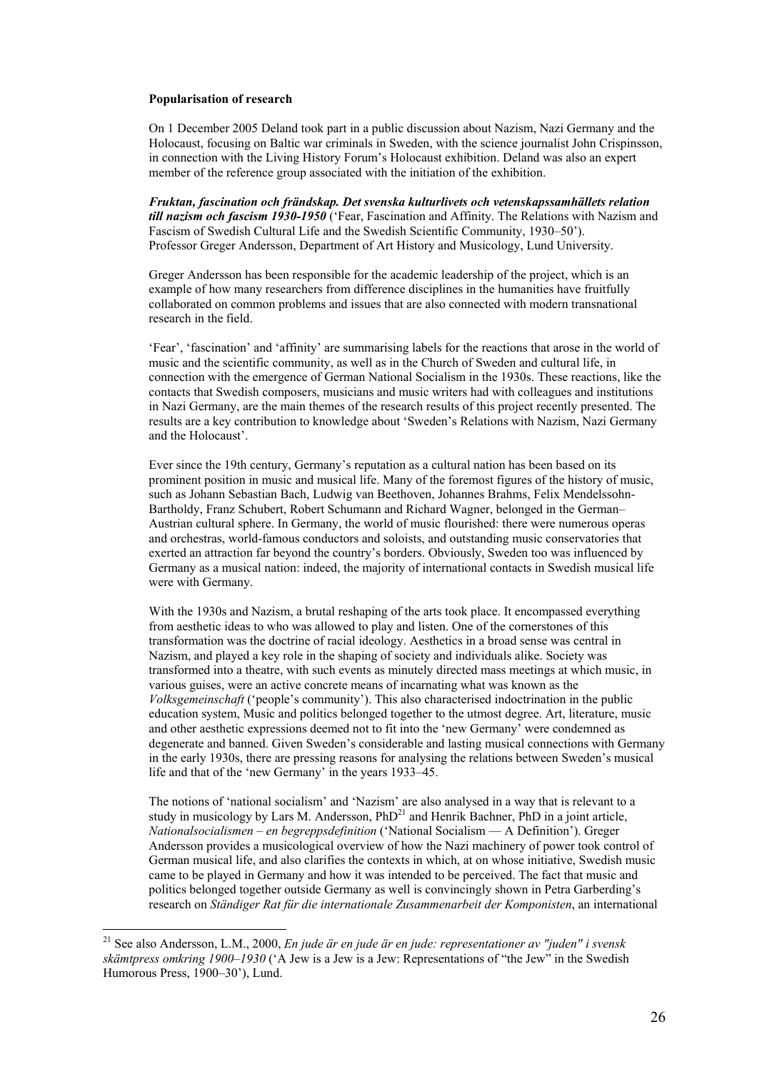**Popularisation of research**

On 1 December 2005 Deland took part in a public discussion about Nazism, Nazi Germany and the Holocaust, focusing on Baltic war criminals in Sweden, with the science journalist John Crispinsson, in connection with the Living History Forum's Holocaust exhibition. Deland was also an expert member of the reference group associated with the initiation of the exhibition.

***Fruktan, fascination och frändskap. Det svenska kulturlivets och vetenskapssamhällets relation till nazism och fascism 1930-1950*** ('Fear, Fascination and Affinity. The Relations with Nazism and Fascism of Swedish Cultural Life and the Swedish Scientific Community, 1930–50'). Professor Greger Andersson, Department of Art History and Musicology, Lund University.

Greger Andersson has been responsible for the academic leadership of the project, which is an example of how many researchers from difference disciplines in the humanities have fruitfully collaborated on common problems and issues that are also connected with modern transnational research in the field.

'Fear', 'fascination' and 'affinity' are summarising labels for the reactions that arose in the world of music and the scientific community, as well as in the Church of Sweden and cultural life, in connection with the emergence of German National Socialism in the 1930s. These reactions, like the contacts that Swedish composers, musicians and music writers had with colleagues and institutions in Nazi Germany, are the main themes of the research results of this project recently presented. The results are a key contribution to knowledge about 'Sweden's Relations with Nazism, Nazi Germany and the Holocaust'.

Ever since the 19th century, Germany's reputation as a cultural nation has been based on its prominent position in music and musical life. Many of the foremost figures of the history of music, such as Johann Sebastian Bach, Ludwig van Beethoven, Johannes Brahms, Felix Mendelssohn-Bartholdy, Franz Schubert, Robert Schumann and Richard Wagner, belonged in the German–Austrian cultural sphere. In Germany, the world of music flourished: there were numerous operas and orchestras, world-famous conductors and soloists, and outstanding music conservatories that exerted an attraction far beyond the country's borders. Obviously, Sweden too was influenced by Germany as a musical nation: indeed, the majority of international contacts in Swedish musical life were with Germany.

With the 1930s and Nazism, a brutal reshaping of the arts took place. It encompassed everything from aesthetic ideas to who was allowed to play and listen. One of the cornerstones of this transformation was the doctrine of racial ideology. Aesthetics in a broad sense was central in Nazism, and played a key role in the shaping of society and individuals alike. Society was transformed into a theatre, with such events as minutely directed mass meetings at which music, in various guises, were an active concrete means of incarnating what was known as the *Volksgemeinschaft* ('people's community'). This also characterised indoctrination in the public education system, Music and politics belonged together to the utmost degree. Art, literature, music and other aesthetic expressions deemed not to fit into the 'new Germany' were condemned as degenerate and banned. Given Sweden's considerable and lasting musical connections with Germany in the early 1930s, there are pressing reasons for analysing the relations between Sweden's musical life and that of the 'new Germany' in the years 1933–45.

The notions of 'national socialism' and 'Nazism' are also analysed in a way that is relevant to a study in musicology by Lars M. Andersson, PhD[21] and Henrik Bachner, PhD in a joint article, *Nationalsocialismen – en begreppsdefinition* ('National Socialism — A Definition'). Greger Andersson provides a musicological overview of how the Nazi machinery of power took control of German musical life, and also clarifies the contexts in which, at on whose initiative, Swedish music came to be played in Germany and how it was intended to be perceived. The fact that music and politics belonged together outside Germany as well is convincingly shown in Petra Garberding's research on *Ständiger Rat für die internationale Zusammenarbeit der Komponisten*, an international

---

[21] See also Andersson, L.M., 2000, *En jude är en jude är en jude: representationer av "juden" i svensk skämtpress omkring 1900–1930* ('A Jew is a Jew is a Jew: Representations of "the Jew" in the Swedish Humorous Press, 1900–30'), Lund.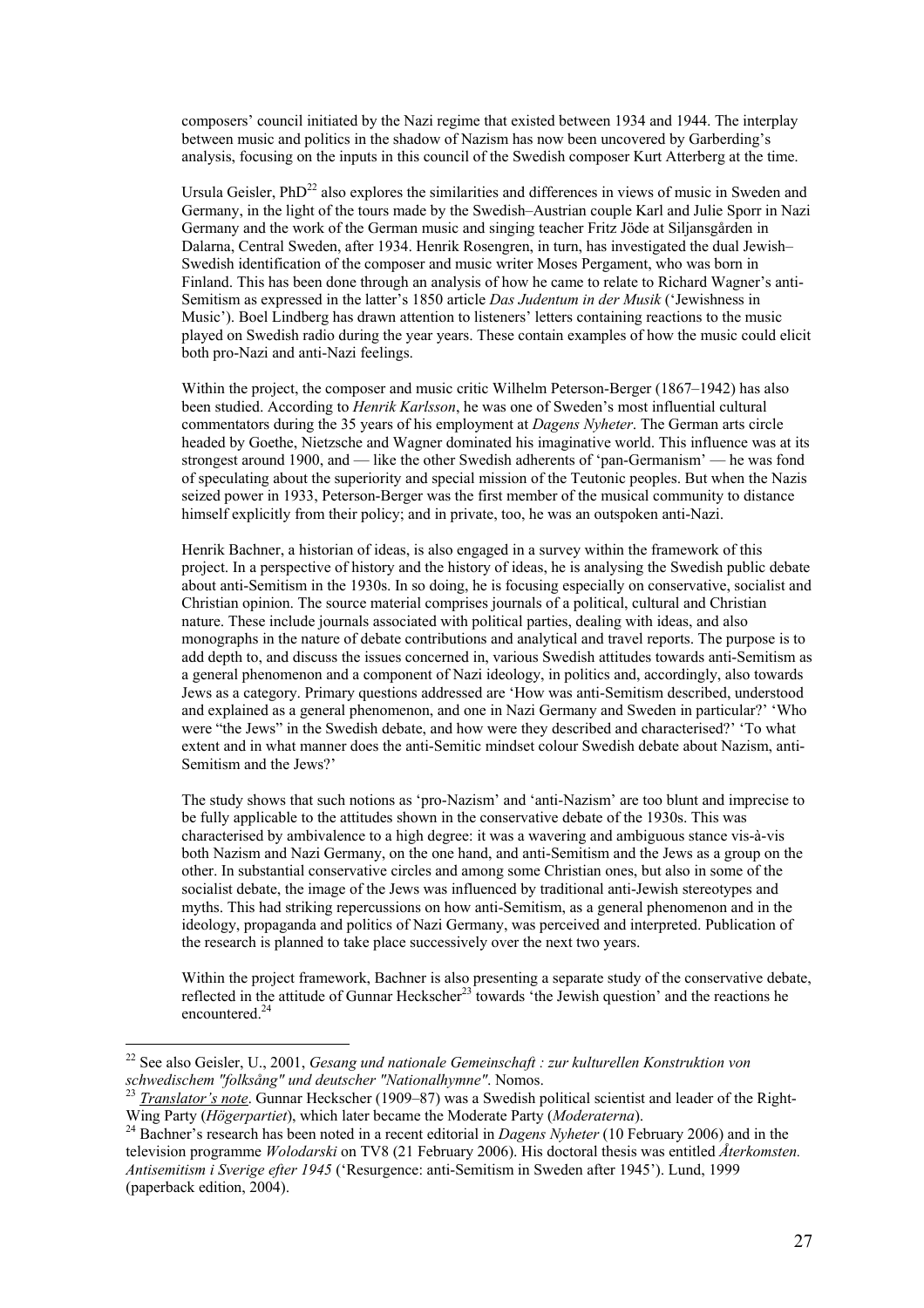composers' council initiated by the Nazi regime that existed between 1934 and 1944. The interplay between music and politics in the shadow of Nazism has now been uncovered by Garberding's analysis, focusing on the inputs in this council of the Swedish composer Kurt Atterberg at the time.

Ursula Geisler, PhD[22] also explores the similarities and differences in views of music in Sweden and Germany, in the light of the tours made by the Swedish–Austrian couple Karl and Julie Sporr in Nazi Germany and the work of the German music and singing teacher Fritz Jöde at Siljansgården in Dalarna, Central Sweden, after 1934. Henrik Rosengren, in turn, has investigated the dual Jewish–Swedish identification of the composer and music writer Moses Pergament, who was born in Finland. This has been done through an analysis of how he came to relate to Richard Wagner's anti-Semitism as expressed in the latter's 1850 article *Das Judentum in der Musik* ('Jewishness in Music'). Boel Lindberg has drawn attention to listeners' letters containing reactions to the music played on Swedish radio during the year years. These contain examples of how the music could elicit both pro-Nazi and anti-Nazi feelings.

Within the project, the composer and music critic Wilhelm Peterson-Berger (1867–1942) has also been studied. According to *Henrik Karlsson*, he was one of Sweden's most influential cultural commentators during the 35 years of his employment at *Dagens Nyheter*. The German arts circle headed by Goethe, Nietzsche and Wagner dominated his imaginative world. This influence was at its strongest around 1900, and — like the other Swedish adherents of 'pan-Germanism' — he was fond of speculating about the superiority and special mission of the Teutonic peoples. But when the Nazis seized power in 1933, Peterson-Berger was the first member of the musical community to distance himself explicitly from their policy; and in private, too, he was an outspoken anti-Nazi.

Henrik Bachner, a historian of ideas, is also engaged in a survey within the framework of this project. In a perspective of history and the history of ideas, he is analysing the Swedish public debate about anti-Semitism in the 1930s. In so doing, he is focusing especially on conservative, socialist and Christian opinion. The source material comprises journals of a political, cultural and Christian nature. These include journals associated with political parties, dealing with ideas, and also monographs in the nature of debate contributions and analytical and travel reports. The purpose is to add depth to, and discuss the issues concerned in, various Swedish attitudes towards anti-Semitism as a general phenomenon and a component of Nazi ideology, in politics and, accordingly, also towards Jews as a category. Primary questions addressed are 'How was anti-Semitism described, understood and explained as a general phenomenon, and one in Nazi Germany and Sweden in particular?' 'Who were "the Jews" in the Swedish debate, and how were they described and characterised?' 'To what extent and in what manner does the anti-Semitic mindset colour Swedish debate about Nazism, anti-Semitism and the Jews?'

The study shows that such notions as 'pro-Nazism' and 'anti-Nazism' are too blunt and imprecise to be fully applicable to the attitudes shown in the conservative debate of the 1930s. This was characterised by ambivalence to a high degree: it was a wavering and ambiguous stance vis-à-vis both Nazism and Nazi Germany, on the one hand, and anti-Semitism and the Jews as a group on the other. In substantial conservative circles and among some Christian ones, but also in some of the socialist debate, the image of the Jews was influenced by traditional anti-Jewish stereotypes and myths. This had striking repercussions on how anti-Semitism, as a general phenomenon and in the ideology, propaganda and politics of Nazi Germany, was perceived and interpreted. Publication of the research is planned to take place successively over the next two years.

Within the project framework, Bachner is also presenting a separate study of the conservative debate, reflected in the attitude of Gunnar Heckscher[23] towards 'the Jewish question' and the reactions he encountered.[24]

---

[22] See also Geisler, U., 2001, *Gesang und nationale Gemeinschaft : zur kulturellen Konstruktion von schwedischem "folksång" und deutscher "Nationalhymne"*. Nomos.

[23] *Translator's note*. Gunnar Heckscher (1909–87) was a Swedish political scientist and leader of the Right-Wing Party (*Högerpartiet*), which later became the Moderate Party (*Moderaterna*).

[24] Bachner's research has been noted in a recent editorial in *Dagens Nyheter* (10 February 2006) and in the television programme *Wolodarski* on TV8 (21 February 2006). His doctoral thesis was entitled *Återkomsten. Antisemitism i Sverige efter 1945* ('Resurgence: anti-Semitism in Sweden after 1945'). Lund, 1999 (paperback edition, 2004).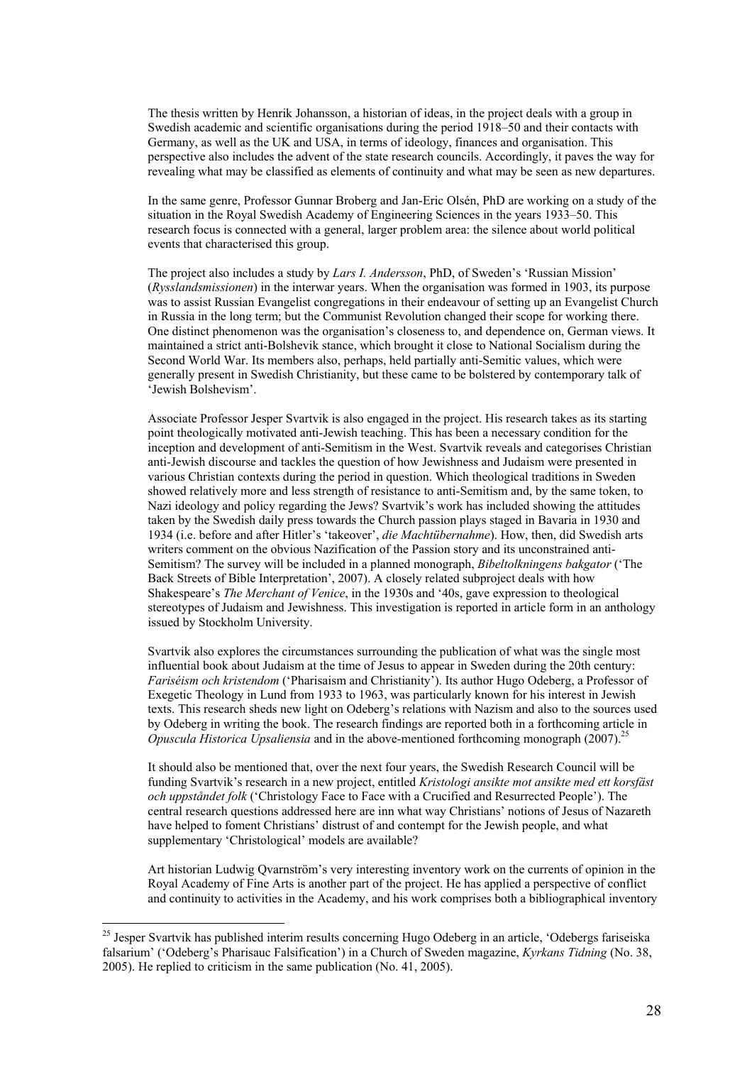The thesis written by Henrik Johansson, a historian of ideas, in the project deals with a group in Swedish academic and scientific organisations during the period 1918–50 and their contacts with Germany, as well as the UK and USA, in terms of ideology, finances and organisation. This perspective also includes the advent of the state research councils. Accordingly, it paves the way for revealing what may be classified as elements of continuity and what may be seen as new departures.

In the same genre, Professor Gunnar Broberg and Jan-Eric Olsén, PhD are working on a study of the situation in the Royal Swedish Academy of Engineering Sciences in the years 1933–50. This research focus is connected with a general, larger problem area: the silence about world political events that characterised this group.

The project also includes a study by *Lars I. Andersson*, PhD, of Sweden's 'Russian Mission' (*Rysslandsmissionen*) in the interwar years. When the organisation was formed in 1903, its purpose was to assist Russian Evangelist congregations in their endeavour of setting up an Evangelist Church in Russia in the long term; but the Communist Revolution changed their scope for working there. One distinct phenomenon was the organisation's closeness to, and dependence on, German views. It maintained a strict anti-Bolshevik stance, which brought it close to National Socialism during the Second World War. Its members also, perhaps, held partially anti-Semitic values, which were generally present in Swedish Christianity, but these came to be bolstered by contemporary talk of 'Jewish Bolshevism'.

Associate Professor Jesper Svartvik is also engaged in the project. His research takes as its starting point theologically motivated anti-Jewish teaching. This has been a necessary condition for the inception and development of anti-Semitism in the West. Svartvik reveals and categorises Christian anti-Jewish discourse and tackles the question of how Jewishness and Judaism were presented in various Christian contexts during the period in question. Which theological traditions in Sweden showed relatively more and less strength of resistance to anti-Semitism and, by the same token, to Nazi ideology and policy regarding the Jews? Svartvik's work has included showing the attitudes taken by the Swedish daily press towards the Church passion plays staged in Bavaria in 1930 and 1934 (i.e. before and after Hitler's 'takeover', *die Machtübernahme*). How, then, did Swedish arts writers comment on the obvious Nazification of the Passion story and its unconstrained anti-Semitism? The survey will be included in a planned monograph, *Bibeltolkningens bakgator* ('The Back Streets of Bible Interpretation', 2007). A closely related subproject deals with how Shakespeare's *The Merchant of Venice*, in the 1930s and '40s, gave expression to theological stereotypes of Judaism and Jewishness. This investigation is reported in article form in an anthology issued by Stockholm University.

Svartvik also explores the circumstances surrounding the publication of what was the single most influential book about Judaism at the time of Jesus to appear in Sweden during the 20th century: *Fariséism och kristendom* ('Pharisaism and Christianity'). Its author Hugo Odeberg, a Professor of Exegetic Theology in Lund from 1933 to 1963, was particularly known for his interest in Jewish texts. This research sheds new light on Odeberg's relations with Nazism and also to the sources used by Odeberg in writing the book. The research findings are reported both in a forthcoming article in *Opuscula Historica Upsaliensia* and in the above-mentioned forthcoming monograph (2007).[25]

It should also be mentioned that, over the next four years, the Swedish Research Council will be funding Svartvik's research in a new project, entitled *Kristologi ansikte mot ansikte med ett korsfäst och uppståndet folk* ('Christology Face to Face with a Crucified and Resurrected People'). The central research questions addressed here are inn what way Christians' notions of Jesus of Nazareth have helped to foment Christians' distrust of and contempt for the Jewish people, and what supplementary 'Christological' models are available?

Art historian Ludwig Qvarnström's very interesting inventory work on the currents of opinion in the Royal Academy of Fine Arts is another part of the project. He has applied a perspective of conflict and continuity to activities in the Academy, and his work comprises both a bibliographical inventory

---

[25] Jesper Svartvik has published interim results concerning Hugo Odeberg in an article, 'Odebergs fariseiska falsarium' ('Odeberg's Pharisauc Falsification') in a Church of Sweden magazine, *Kyrkans Tidning* (No. 38, 2005). He replied to criticism in the same publication (No. 41, 2005).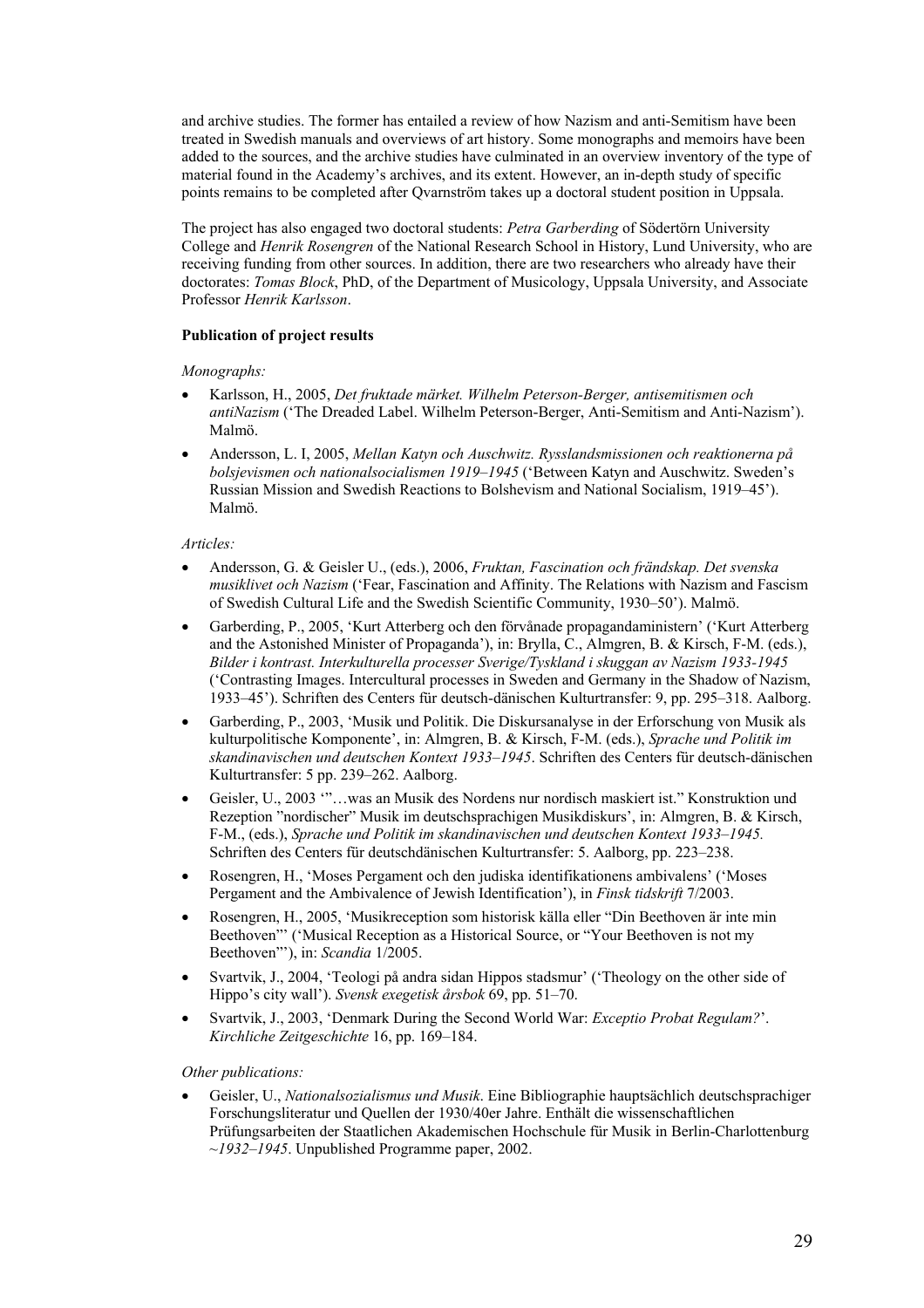and archive studies. The former has entailed a review of how Nazism and anti-Semitism have been treated in Swedish manuals and overviews of art history. Some monographs and memoirs have been added to the sources, and the archive studies have culminated in an overview inventory of the type of material found in the Academy's archives, and its extent. However, an in-depth study of specific points remains to be completed after Qvarnström takes up a doctoral student position in Uppsala.

The project has also engaged two doctoral students: *Petra Garberding* of Södertörn University College and *Henrik Rosengren* of the National Research School in History, Lund University, who are receiving funding from other sources. In addition, there are two researchers who already have their doctorates: *Tomas Block*, PhD, of the Department of Musicology, Uppsala University, and Associate Professor *Henrik Karlsson*.

**Publication of project results**

*Monographs:*

- Karlsson, H., 2005, *Det fruktade märket. Wilhelm Peterson-Berger, antisemitismen och antiNazism* ('The Dreaded Label. Wilhelm Peterson-Berger, Anti-Semitism and Anti-Nazism'). Malmö.
- Andersson, L. I, 2005, *Mellan Katyn och Auschwitz. Rysslandsmissionen och reaktionerna på bolsjevismen och nationalsocialismen 1919–1945* ('Between Katyn and Auschwitz. Sweden's Russian Mission and Swedish Reactions to Bolshevism and National Socialism, 1919–45'). Malmö.

*Articles:*

- Andersson, G. & Geisler U., (eds.), 2006, *Fruktan, Fascination och frändskap. Det svenska musiklivet och Nazism* ('Fear, Fascination and Affinity. The Relations with Nazism and Fascism of Swedish Cultural Life and the Swedish Scientific Community, 1930–50'). Malmö.
- Garberding, P., 2005, 'Kurt Atterberg och den förvånade propagandaministern' ('Kurt Atterberg and the Astonished Minister of Propaganda'), in: Brylla, C., Almgren, B. & Kirsch, F-M. (eds.), *Bilder i kontrast. Interkulturella processer Sverige/Tyskland i skuggan av Nazism 1933-1945* ('Contrasting Images. Intercultural processes in Sweden and Germany in the Shadow of Nazism, 1933–45'). Schriften des Centers für deutsch-dänischen Kulturtransfer: 9, pp. 295–318. Aalborg.
- Garberding, P., 2003, 'Musik und Politik. Die Diskursanalyse in der Erforschung von Musik als kulturpolitische Komponente', in: Almgren, B. & Kirsch, F-M. (eds.), *Sprache und Politik im skandinavischen und deutschen Kontext 1933–1945*. Schriften des Centers für deutsch-dänischen Kulturtransfer: 5 pp. 239–262. Aalborg.
- Geisler, U., 2003 '"…was an Musik des Nordens nur nordisch maskiert ist." Konstruktion und Rezeption "nordischer" Musik im deutschsprachigen Musikdiskurs', in: Almgren, B. & Kirsch, F-M., (eds.), *Sprache und Politik im skandinavischen und deutschen Kontext 1933–1945.* Schriften des Centers für deutschdänischen Kulturtransfer: 5. Aalborg, pp. 223–238.
- Rosengren, H., 'Moses Pergament och den judiska identifikationens ambivalens' ('Moses Pergament and the Ambivalence of Jewish Identification'), in *Finsk tidskrift* 7/2003.
- Rosengren, H., 2005, 'Musikreception som historisk källa eller "Din Beethoven är inte min Beethoven"' ('Musical Reception as a Historical Source, or "Your Beethoven is not my Beethoven"'), in: *Scandia* 1/2005.
- Svartvik, J., 2004, 'Teologi på andra sidan Hippos stadsmur' ('Theology on the other side of Hippo's city wall'). *Svensk exegetisk årsbok* 69, pp. 51–70.
- Svartvik, J., 2003, 'Denmark During the Second World War: *Exceptio Probat Regulam?*'. *Kirchliche Zeitgeschichte* 16, pp. 169–184.

*Other publications:*

- Geisler, U., *Nationalsozialismus und Musik*. Eine Bibliographie hauptsächlich deutschsprachiger Forschungsliteratur und Quellen der 1930/40er Jahre. Enthält die wissenschaftlichen Prüfungsarbeiten der Staatlichen Akademischen Hochschule für Musik in Berlin-Charlottenburg *~1932–1945*. Unpublished Programme paper, 2002.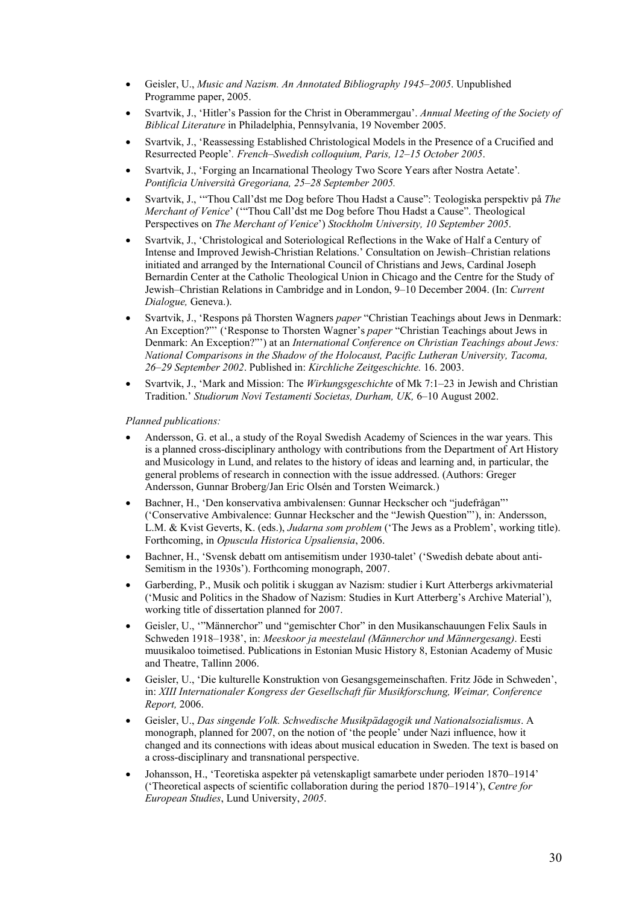- Geisler, U., *Music and Nazism. An Annotated Bibliography 1945–2005*. Unpublished Programme paper, 2005.
- Svartvik, J., 'Hitler's Passion for the Christ in Oberammergau'. *Annual Meeting of the Society of Biblical Literature* in Philadelphia, Pennsylvania, 19 November 2005.
- Svartvik, J., 'Reassessing Established Christological Models in the Presence of a Crucified and Resurrected People'. *French–Swedish colloquium, Paris, 12–15 October 2005*.
- Svartvik, J., 'Forging an Incarnational Theology Two Score Years after Nostra Aetate'. *Pontificia Università Gregoriana, 25–28 September 2005.*
- Svartvik, J., '"Thou Call'dst me Dog before Thou Hadst a Cause": Teologiska perspektiv på *The Merchant of Venice*' ('"Thou Call'dst me Dog before Thou Hadst a Cause". Theological Perspectives on *The Merchant of Venice*') *Stockholm University, 10 September 2005*.
- Svartvik, J., 'Christological and Soteriological Reflections in the Wake of Half a Century of Intense and Improved Jewish-Christian Relations.' Consultation on Jewish–Christian relations initiated and arranged by the International Council of Christians and Jews, Cardinal Joseph Bernardin Center at the Catholic Theological Union in Chicago and the Centre for the Study of Jewish–Christian Relations in Cambridge and in London, 9–10 December 2004. (In: *Current Dialogue,* Geneva.).
- Svartvik, J., 'Respons på Thorsten Wagners *paper* "Christian Teachings about Jews in Denmark: An Exception?"' ('Response to Thorsten Wagner's *paper* "Christian Teachings about Jews in Denmark: An Exception?"') at an *International Conference on Christian Teachings about Jews: National Comparisons in the Shadow of the Holocaust, Pacific Lutheran University, Tacoma, 26–29 September 2002*. Published in: *Kirchliche Zeitgeschichte.* 16. 2003.
- Svartvik, J., 'Mark and Mission: The *Wirkungsgeschichte* of Mk 7:1–23 in Jewish and Christian Tradition.' *Studiorum Novi Testamenti Societas, Durham, UK,* 6–10 August 2002.

*Planned publications:*

- Andersson, G. et al., a study of the Royal Swedish Academy of Sciences in the war years. This is a planned cross-disciplinary anthology with contributions from the Department of Art History and Musicology in Lund, and relates to the history of ideas and learning and, in particular, the general problems of research in connection with the issue addressed. (Authors: Greger Andersson, Gunnar Broberg/Jan Eric Olsén and Torsten Weimarck.)
- Bachner, H., 'Den konservativa ambivalensen: Gunnar Heckscher och "judefrågan"' ('Conservative Ambivalence: Gunnar Heckscher and the "Jewish Question"'), in: Andersson, L.M. & Kvist Geverts, K. (eds.), *Judarna som problem* ('The Jews as a Problem', working title). Forthcoming, in *Opuscula Historica Upsaliensia*, 2006.
- Bachner, H., 'Svensk debatt om antisemitism under 1930-talet' ('Swedish debate about anti-Semitism in the 1930s'). Forthcoming monograph, 2007.
- Garberding, P., Musik och politik i skuggan av Nazism: studier i Kurt Atterbergs arkivmaterial ('Music and Politics in the Shadow of Nazism: Studies in Kurt Atterberg's Archive Material'), working title of dissertation planned for 2007.
- Geisler, U., '"Männerchor" und "gemischter Chor" in den Musikanschauungen Felix Sauls in Schweden 1918–1938', in: *Meeskoor ja meestelaul (Männerchor und Männergesang)*. Eesti muusikaloo toimetised. Publications in Estonian Music History 8, Estonian Academy of Music and Theatre, Tallinn 2006.
- Geisler, U., 'Die kulturelle Konstruktion von Gesangsgemeinschaften. Fritz Jöde in Schweden', in: *XIII Internationaler Kongress der Gesellschaft für Musikforschung, Weimar, Conference Report,* 2006.
- Geisler, U., *Das singende Volk. Schwedische Musikpädagogik und Nationalsozialismus*. A monograph, planned for 2007, on the notion of 'the people' under Nazi influence, how it changed and its connections with ideas about musical education in Sweden. The text is based on a cross-disciplinary and transnational perspective.
- Johansson, H., 'Teoretiska aspekter på vetenskapligt samarbete under perioden 1870–1914' ('Theoretical aspects of scientific collaboration during the period 1870–1914'), *Centre for European Studies*, Lund University, *2005*.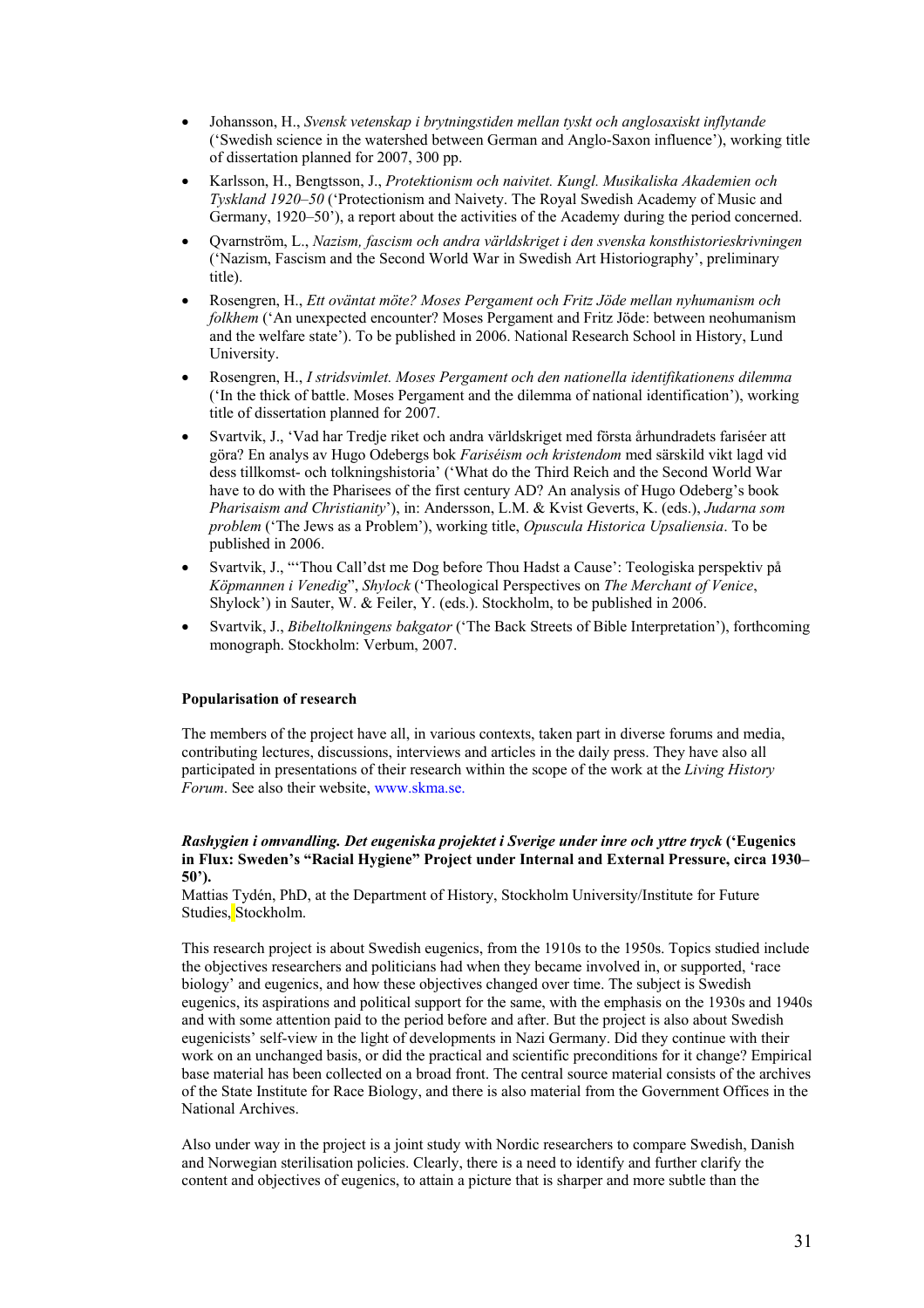- Johansson, H., *Svensk vetenskap i brytningstiden mellan tyskt och anglosaxiskt inflytande* ('Swedish science in the watershed between German and Anglo-Saxon influence'), working title of dissertation planned for 2007, 300 pp.
- Karlsson, H., Bengtsson, J., *Protektionism och naivitet. Kungl. Musikaliska Akademien och Tyskland 1920–50* ('Protectionism and Naivety. The Royal Swedish Academy of Music and Germany, 1920–50'), a report about the activities of the Academy during the period concerned.
- Qvarnström, L., *Nazism, fascism och andra världskriget i den svenska konsthistorieskrivningen* ('Nazism, Fascism and the Second World War in Swedish Art Historiography', preliminary title).
- Rosengren, H., *Ett oväntat möte? Moses Pergament och Fritz Jöde mellan nyhumanism och folkhem* ('An unexpected encounter? Moses Pergament and Fritz Jöde: between neohumanism and the welfare state'). To be published in 2006. National Research School in History, Lund University.
- Rosengren, H., *I stridsvimlet. Moses Pergament och den nationella identifikationens dilemma* ('In the thick of battle. Moses Pergament and the dilemma of national identification'), working title of dissertation planned for 2007.
- Svartvik, J., 'Vad har Tredje riket och andra världskriget med första århundradets fariséer att göra? En analys av Hugo Odebergs bok *Fariséism och kristendom* med särskild vikt lagd vid dess tillkomst- och tolkningshistoria' ('What do the Third Reich and the Second World War have to do with the Pharisees of the first century AD? An analysis of Hugo Odeberg's book *Pharisaism and Christianity*'), in: Andersson, L.M. & Kvist Geverts, K. (eds.), *Judarna som problem* ('The Jews as a Problem'), working title, *Opuscula Historica Upsaliensia*. To be published in 2006.
- Svartvik, J., "'Thou Call'dst me Dog before Thou Hadst a Cause': Teologiska perspektiv på *Köpmannen i Venedig*", *Shylock* ('Theological Perspectives on *The Merchant of Venice*, Shylock') in Sauter, W. & Feiler, Y. (eds.). Stockholm, to be published in 2006.
- Svartvik, J., *Bibeltolkningens bakgator* ('The Back Streets of Bible Interpretation'), forthcoming monograph. Stockholm: Verbum, 2007.

**Popularisation of research**

The members of the project have all, in various contexts, taken part in diverse forums and media, contributing lectures, discussions, interviews and articles in the daily press. They have also all participated in presentations of their research within the scope of the work at the *Living History Forum*. See also their website, www.skma.se.

***Rashygien i omvandling. Det eugeniska projektet i Sverige under inre och yttre tryck* ('Eugenics in Flux: Sweden's "Racial Hygiene" Project under Internal and External Pressure, circa 1930–50').**

Mattias Tydén, PhD, at the Department of History, Stockholm University/Institute for Future Studies, Stockholm.

This research project is about Swedish eugenics, from the 1910s to the 1950s. Topics studied include the objectives researchers and politicians had when they became involved in, or supported, 'race biology' and eugenics, and how these objectives changed over time. The subject is Swedish eugenics, its aspirations and political support for the same, with the emphasis on the 1930s and 1940s and with some attention paid to the period before and after. But the project is also about Swedish eugenicists' self-view in the light of developments in Nazi Germany. Did they continue with their work on an unchanged basis, or did the practical and scientific preconditions for it change? Empirical base material has been collected on a broad front. The central source material consists of the archives of the State Institute for Race Biology, and there is also material from the Government Offices in the National Archives.

Also under way in the project is a joint study with Nordic researchers to compare Swedish, Danish and Norwegian sterilisation policies. Clearly, there is a need to identify and further clarify the content and objectives of eugenics, to attain a picture that is sharper and more subtle than the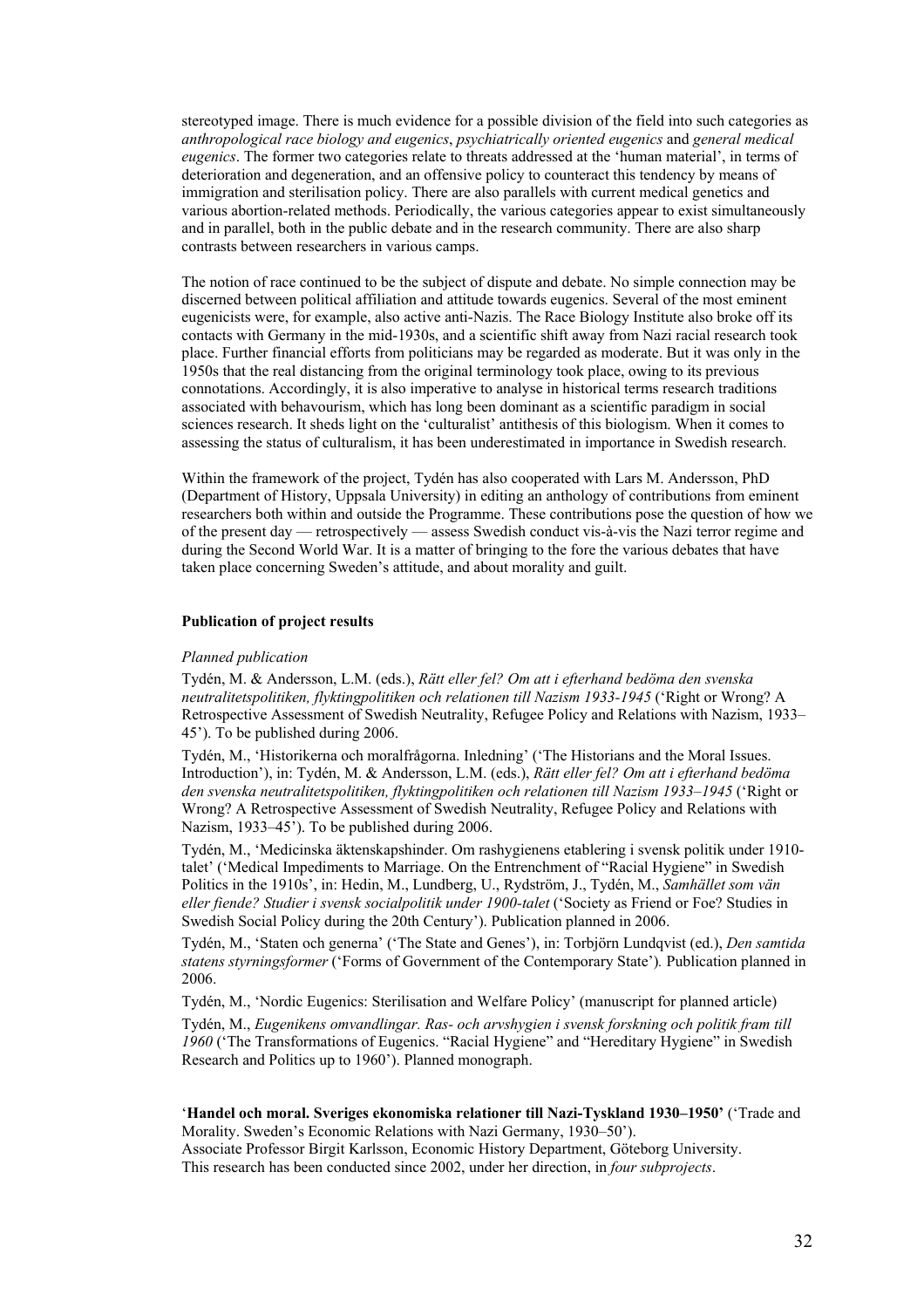stereotyped image. There is much evidence for a possible division of the field into such categories as *anthropological race biology and eugenics*, *psychiatrically oriented eugenics* and *general medical eugenics*. The former two categories relate to threats addressed at the 'human material', in terms of deterioration and degeneration, and an offensive policy to counteract this tendency by means of immigration and sterilisation policy. There are also parallels with current medical genetics and various abortion-related methods. Periodically, the various categories appear to exist simultaneously and in parallel, both in the public debate and in the research community. There are also sharp contrasts between researchers in various camps.

The notion of race continued to be the subject of dispute and debate. No simple connection may be discerned between political affiliation and attitude towards eugenics. Several of the most eminent eugenicists were, for example, also active anti-Nazis. The Race Biology Institute also broke off its contacts with Germany in the mid-1930s, and a scientific shift away from Nazi racial research took place. Further financial efforts from politicians may be regarded as moderate. But it was only in the 1950s that the real distancing from the original terminology took place, owing to its previous connotations. Accordingly, it is also imperative to analyse in historical terms research traditions associated with behavourism, which has long been dominant as a scientific paradigm in social sciences research. It sheds light on the 'culturalist' antithesis of this biologism. When it comes to assessing the status of culturalism, it has been underestimated in importance in Swedish research.

Within the framework of the project, Tydén has also cooperated with Lars M. Andersson, PhD (Department of History, Uppsala University) in editing an anthology of contributions from eminent researchers both within and outside the Programme. These contributions pose the question of how we of the present day — retrospectively — assess Swedish conduct vis-à-vis the Nazi terror regime and during the Second World War. It is a matter of bringing to the fore the various debates that have taken place concerning Sweden's attitude, and about morality and guilt.

**Publication of project results**

*Planned publication*

Tydén, M. & Andersson, L.M. (eds.), *Rätt eller fel? Om att i efterhand bedöma den svenska neutralitetspolitiken, flyktingpolitiken och relationen till Nazism 1933-1945* ('Right or Wrong? A Retrospective Assessment of Swedish Neutrality, Refugee Policy and Relations with Nazism, 1933–45'). To be published during 2006.

Tydén, M., 'Historikerna och moralfrågorna. Inledning' ('The Historians and the Moral Issues. Introduction'), in: Tydén, M. & Andersson, L.M. (eds.), *Rätt eller fel? Om att i efterhand bedöma den svenska neutralitetspolitiken, flyktingpolitiken och relationen till Nazism 1933–1945* ('Right or Wrong? A Retrospective Assessment of Swedish Neutrality, Refugee Policy and Relations with Nazism, 1933–45'). To be published during 2006.

Tydén, M., 'Medicinska äktenskapshinder. Om rashygienens etablering i svensk politik under 1910-talet' ('Medical Impediments to Marriage. On the Entrenchment of "Racial Hygiene" in Swedish Politics in the 1910s', in: Hedin, M., Lundberg, U., Rydström, J., Tydén, M., *Samhället som vän eller fiende? Studier i svensk socialpolitik under 1900-talet* ('Society as Friend or Foe? Studies in Swedish Social Policy during the 20th Century'). Publication planned in 2006.

Tydén, M., 'Staten och generna' ('The State and Genes'), in: Torbjörn Lundqvist (ed.), *Den samtida statens styrningsformer* ('Forms of Government of the Contemporary State'). Publication planned in 2006.

Tydén, M., 'Nordic Eugenics: Sterilisation and Welfare Policy' (manuscript for planned article)

Tydén, M., *Eugenikens omvandlingar. Ras- och arvshygien i svensk forskning och politik fram till 1960* ('The Transformations of Eugenics. "Racial Hygiene" and "Hereditary Hygiene" in Swedish Research and Politics up to 1960'). Planned monograph.

'**Handel och moral. Sveriges ekonomiska relationer till Nazi-Tyskland 1930–1950'** ('Trade and Morality. Sweden's Economic Relations with Nazi Germany, 1930–50').
Associate Professor Birgit Karlsson, Economic History Department, Göteborg University.
This research has been conducted since 2002, under her direction, in *four subprojects*.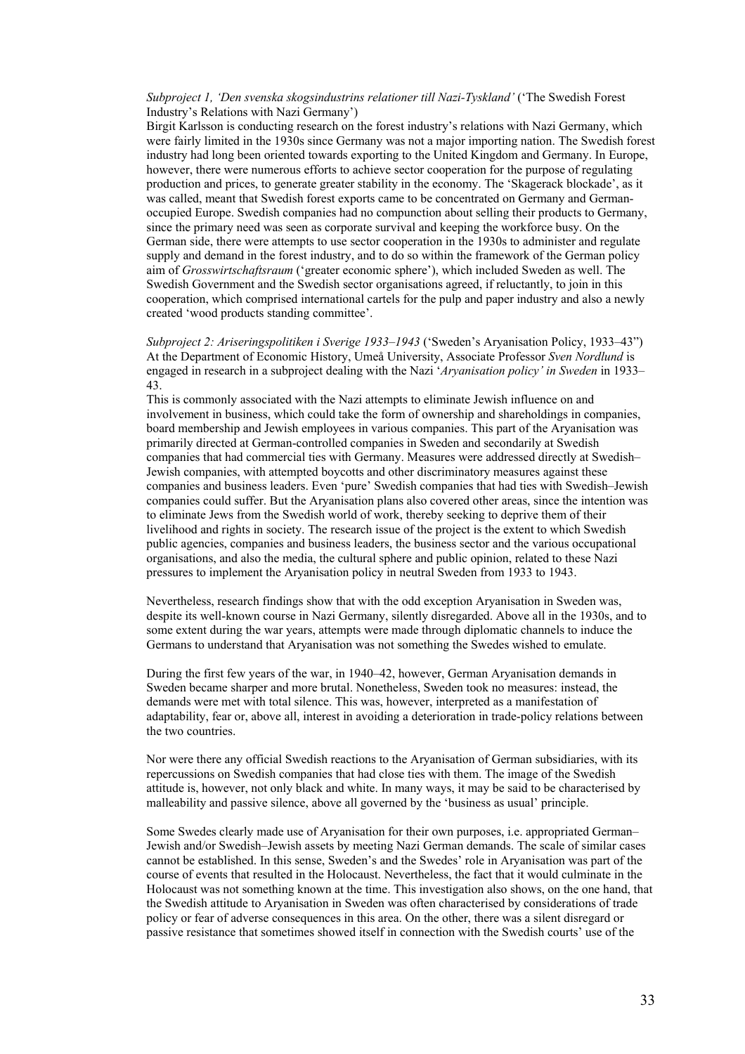*Subproject 1, 'Den svenska skogsindustrins relationer till Nazi-Tyskland'* ('The Swedish Forest Industry's Relations with Nazi Germany')

Birgit Karlsson is conducting research on the forest industry's relations with Nazi Germany, which were fairly limited in the 1930s since Germany was not a major importing nation. The Swedish forest industry had long been oriented towards exporting to the United Kingdom and Germany. In Europe, however, there were numerous efforts to achieve sector cooperation for the purpose of regulating production and prices, to generate greater stability in the economy. The 'Skagerack blockade', as it was called, meant that Swedish forest exports came to be concentrated on Germany and German-occupied Europe. Swedish companies had no compunction about selling their products to Germany, since the primary need was seen as corporate survival and keeping the workforce busy. On the German side, there were attempts to use sector cooperation in the 1930s to administer and regulate supply and demand in the forest industry, and to do so within the framework of the German policy aim of *Grosswirtschaftsraum* ('greater economic sphere'), which included Sweden as well. The Swedish Government and the Swedish sector organisations agreed, if reluctantly, to join in this cooperation, which comprised international cartels for the pulp and paper industry and also a newly created 'wood products standing committee'.

*Subproject 2: Ariseringspolitiken i Sverige 1933–1943* ('Sweden's Aryanisation Policy, 1933–43")

At the Department of Economic History, Umeå University, Associate Professor *Sven Nordlund* is engaged in research in a subproject dealing with the Nazi '*Aryanisation policy' in Sweden* in 1933–43.

This is commonly associated with the Nazi attempts to eliminate Jewish influence on and involvement in business, which could take the form of ownership and shareholdings in companies, board membership and Jewish employees in various companies. This part of the Aryanisation was primarily directed at German-controlled companies in Sweden and secondarily at Swedish companies that had commercial ties with Germany. Measures were addressed directly at Swedish–Jewish companies, with attempted boycotts and other discriminatory measures against these companies and business leaders. Even 'pure' Swedish companies that had ties with Swedish–Jewish companies could suffer. But the Aryanisation plans also covered other areas, since the intention was to eliminate Jews from the Swedish world of work, thereby seeking to deprive them of their livelihood and rights in society. The research issue of the project is the extent to which Swedish public agencies, companies and business leaders, the business sector and the various occupational organisations, and also the media, the cultural sphere and public opinion, related to these Nazi pressures to implement the Aryanisation policy in neutral Sweden from 1933 to 1943.

Nevertheless, research findings show that with the odd exception Aryanisation in Sweden was, despite its well-known course in Nazi Germany, silently disregarded. Above all in the 1930s, and to some extent during the war years, attempts were made through diplomatic channels to induce the Germans to understand that Aryanisation was not something the Swedes wished to emulate.

During the first few years of the war, in 1940–42, however, German Aryanisation demands in Sweden became sharper and more brutal. Nonetheless, Sweden took no measures: instead, the demands were met with total silence. This was, however, interpreted as a manifestation of adaptability, fear or, above all, interest in avoiding a deterioration in trade-policy relations between the two countries.

Nor were there any official Swedish reactions to the Aryanisation of German subsidiaries, with its repercussions on Swedish companies that had close ties with them. The image of the Swedish attitude is, however, not only black and white. In many ways, it may be said to be characterised by malleability and passive silence, above all governed by the 'business as usual' principle.

Some Swedes clearly made use of Aryanisation for their own purposes, i.e. appropriated German–Jewish and/or Swedish–Jewish assets by meeting Nazi German demands. The scale of similar cases cannot be established. In this sense, Sweden's and the Swedes' role in Aryanisation was part of the course of events that resulted in the Holocaust. Nevertheless, the fact that it would culminate in the Holocaust was not something known at the time. This investigation also shows, on the one hand, that the Swedish attitude to Aryanisation in Sweden was often characterised by considerations of trade policy or fear of adverse consequences in this area. On the other, there was a silent disregard or passive resistance that sometimes showed itself in connection with the Swedish courts' use of the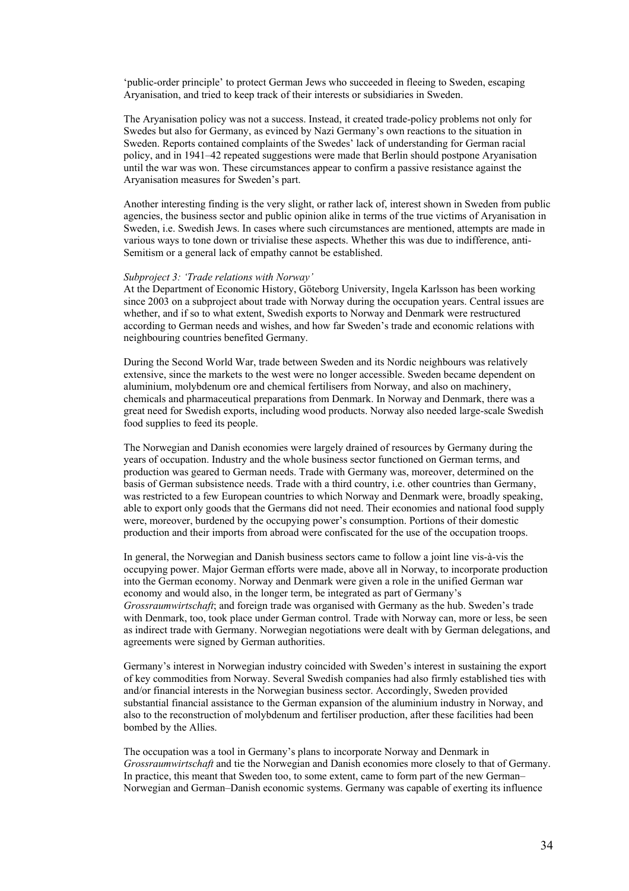'public-order principle' to protect German Jews who succeeded in fleeing to Sweden, escaping Aryanisation, and tried to keep track of their interests or subsidiaries in Sweden.

The Aryanisation policy was not a success. Instead, it created trade-policy problems not only for Swedes but also for Germany, as evinced by Nazi Germany's own reactions to the situation in Sweden. Reports contained complaints of the Swedes' lack of understanding for German racial policy, and in 1941–42 repeated suggestions were made that Berlin should postpone Aryanisation until the war was won. These circumstances appear to confirm a passive resistance against the Aryanisation measures for Sweden's part.

Another interesting finding is the very slight, or rather lack of, interest shown in Sweden from public agencies, the business sector and public opinion alike in terms of the true victims of Aryanisation in Sweden, i.e. Swedish Jews. In cases where such circumstances are mentioned, attempts are made in various ways to tone down or trivialise these aspects. Whether this was due to indifference, anti-Semitism or a general lack of empathy cannot be established.

*Subproject 3: 'Trade relations with Norway'*
At the Department of Economic History, Göteborg University, Ingela Karlsson has been working since 2003 on a subproject about trade with Norway during the occupation years. Central issues are whether, and if so to what extent, Swedish exports to Norway and Denmark were restructured according to German needs and wishes, and how far Sweden's trade and economic relations with neighbouring countries benefited Germany.

During the Second World War, trade between Sweden and its Nordic neighbours was relatively extensive, since the markets to the west were no longer accessible. Sweden became dependent on aluminium, molybdenum ore and chemical fertilisers from Norway, and also on machinery, chemicals and pharmaceutical preparations from Denmark. In Norway and Denmark, there was a great need for Swedish exports, including wood products. Norway also needed large-scale Swedish food supplies to feed its people.

The Norwegian and Danish economies were largely drained of resources by Germany during the years of occupation. Industry and the whole business sector functioned on German terms, and production was geared to German needs. Trade with Germany was, moreover, determined on the basis of German subsistence needs. Trade with a third country, i.e. other countries than Germany, was restricted to a few European countries to which Norway and Denmark were, broadly speaking, able to export only goods that the Germans did not need. Their economies and national food supply were, moreover, burdened by the occupying power's consumption. Portions of their domestic production and their imports from abroad were confiscated for the use of the occupation troops.

In general, the Norwegian and Danish business sectors came to follow a joint line vis-à-vis the occupying power. Major German efforts were made, above all in Norway, to incorporate production into the German economy. Norway and Denmark were given a role in the unified German war economy and would also, in the longer term, be integrated as part of Germany's *Grossraumwirtschaft*; and foreign trade was organised with Germany as the hub. Sweden's trade with Denmark, too, took place under German control. Trade with Norway can, more or less, be seen as indirect trade with Germany. Norwegian negotiations were dealt with by German delegations, and agreements were signed by German authorities.

Germany's interest in Norwegian industry coincided with Sweden's interest in sustaining the export of key commodities from Norway. Several Swedish companies had also firmly established ties with and/or financial interests in the Norwegian business sector. Accordingly, Sweden provided substantial financial assistance to the German expansion of the aluminium industry in Norway, and also to the reconstruction of molybdenum and fertiliser production, after these facilities had been bombed by the Allies.

The occupation was a tool in Germany's plans to incorporate Norway and Denmark in *Grossraumwirtschaft* and tie the Norwegian and Danish economies more closely to that of Germany. In practice, this meant that Sweden too, to some extent, came to form part of the new German–Norwegian and German–Danish economic systems. Germany was capable of exerting its influence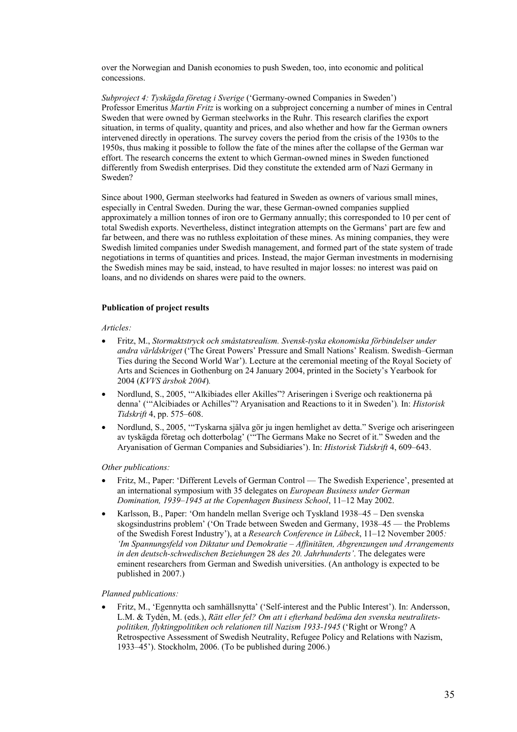over the Norwegian and Danish economies to push Sweden, too, into economic and political concessions.

*Subproject 4: Tyskägda företag i Sverige* ('Germany-owned Companies in Sweden')
Professor Emeritus *Martin Fritz* is working on a subproject concerning a number of mines in Central Sweden that were owned by German steelworks in the Ruhr. This research clarifies the export situation, in terms of quality, quantity and prices, and also whether and how far the German owners intervened directly in operations. The survey covers the period from the crisis of the 1930s to the 1950s, thus making it possible to follow the fate of the mines after the collapse of the German war effort. The research concerns the extent to which German-owned mines in Sweden functioned differently from Swedish enterprises. Did they constitute the extended arm of Nazi Germany in Sweden?

Since about 1900, German steelworks had featured in Sweden as owners of various small mines, especially in Central Sweden. During the war, these German-owned companies supplied approximately a million tonnes of iron ore to Germany annually; this corresponded to 10 per cent of total Swedish exports. Nevertheless, distinct integration attempts on the Germans' part are few and far between, and there was no ruthless exploitation of these mines. As mining companies, they were Swedish limited companies under Swedish management, and formed part of the state system of trade negotiations in terms of quantities and prices. Instead, the major German investments in modernising the Swedish mines may be said, instead, to have resulted in major losses: no interest was paid on loans, and no dividends on shares were paid to the owners.

**Publication of project results**

*Articles:*

- Fritz, M., *Stormaktstryck och småstatsrealism. Svensk-tyska ekonomiska förbindelser under andra världskriget* ('The Great Powers' Pressure and Small Nations' Realism. Swedish–German Ties during the Second World War'). Lecture at the ceremonial meeting of the Royal Society of Arts and Sciences in Gothenburg on 24 January 2004, printed in the Society's Yearbook for 2004 (*KVVS årsbok 2004*).
- Nordlund, S., 2005, '"Alkibiades eller Akilles"? Ariseringen i Sverige och reaktionerna på denna' ('"Alcibiades or Achilles"? Aryanisation and Reactions to it in Sweden'). In: *Historisk Tidskrift* 4, pp. 575–608.
- Nordlund, S., 2005, '"Tyskarna själva gör ju ingen hemlighet av detta." Sverige och ariseringeen av tyskägda företag och dotterbolag' ('"The Germans Make no Secret of it." Sweden and the Aryanisation of German Companies and Subsidiaries'). In: *Historisk Tidskrift* 4, 609–643.

*Other publications:*

- Fritz, M., Paper: 'Different Levels of German Control — The Swedish Experience', presented at an international symposium with 35 delegates on *European Business under German Domination, 1939–1945 at the Copenhagen Business School*, 11–12 May 2002.
- Karlsson, B., Paper: 'Om handeln mellan Sverige och Tyskland 1938–45 – Den svenska skogsindustrins problem' ('On Trade between Sweden and Germany, 1938–45 — the Problems of the Swedish Forest Industry'), at a *Research Conference in Lübeck*, 11–12 November 2005*: 'Im Spannungsfeld von Diktatur und Demokratie – Affinitäten, Abgrenzungen und Arrangements in den deutsch-schwedischen Beziehungen* 28 *des 20. Jahrhunderts'*. The delegates were eminent researchers from German and Swedish universities. (An anthology is expected to be published in 2007.)

*Planned publications:*

- Fritz, M., 'Egennytta och samhällsnytta' ('Self-interest and the Public Interest'). In: Andersson, L.M. & Tydén, M. (eds.), *Rätt eller fel? Om att i efterhand bedöma den svenska neutralitets-politiken, flyktingpolitiken och relationen till Nazism 1933-1945* ('Right or Wrong? A Retrospective Assessment of Swedish Neutrality, Refugee Policy and Relations with Nazism, 1933–45'). Stockholm, 2006. (To be published during 2006.)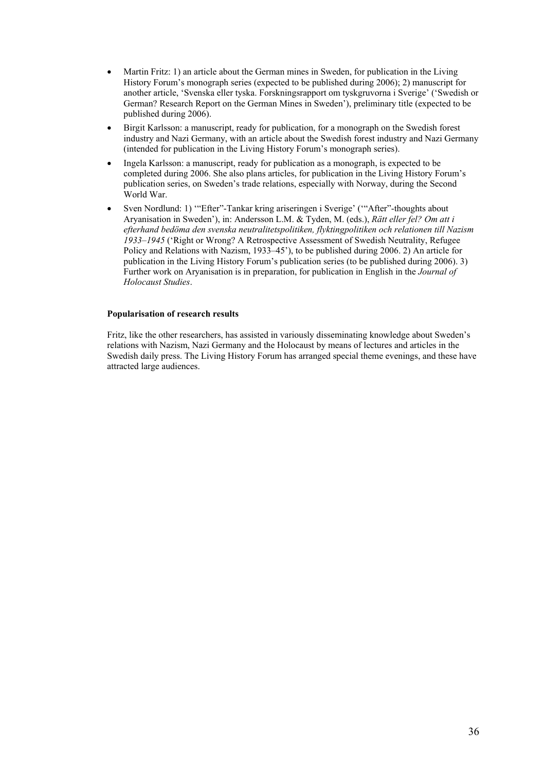- Martin Fritz: 1) an article about the German mines in Sweden, for publication in the Living History Forum's monograph series (expected to be published during 2006); 2) manuscript for another article, 'Svenska eller tyska. Forskningsrapport om tyskgruvorna i Sverige' ('Swedish or German? Research Report on the German Mines in Sweden'), preliminary title (expected to be published during 2006).
- Birgit Karlsson: a manuscript, ready for publication, for a monograph on the Swedish forest industry and Nazi Germany, with an article about the Swedish forest industry and Nazi Germany (intended for publication in the Living History Forum's monograph series).
- Ingela Karlsson: a manuscript, ready for publication as a monograph, is expected to be completed during 2006. She also plans articles, for publication in the Living History Forum's publication series, on Sweden's trade relations, especially with Norway, during the Second World War.
- Sven Nordlund: 1) '"Efter"-Tankar kring ariseringen i Sverige' ('"After"-thoughts about Aryanisation in Sweden'), in: Andersson L.M. & Tyden, M. (eds.), *Rätt eller fel? Om att i efterhand bedöma den svenska neutralitetspolitiken, flyktingpolitiken och relationen till Nazism 1933–1945* ('Right or Wrong? A Retrospective Assessment of Swedish Neutrality, Refugee Policy and Relations with Nazism, 1933–45'), to be published during 2006. 2) An article for publication in the Living History Forum's publication series (to be published during 2006). 3) Further work on Aryanisation is in preparation, for publication in English in the *Journal of Holocaust Studies*.

**Popularisation of research results**

Fritz, like the other researchers, has assisted in variously disseminating knowledge about Sweden's relations with Nazism, Nazi Germany and the Holocaust by means of lectures and articles in the Swedish daily press. The Living History Forum has arranged special theme evenings, and these have attracted large audiences.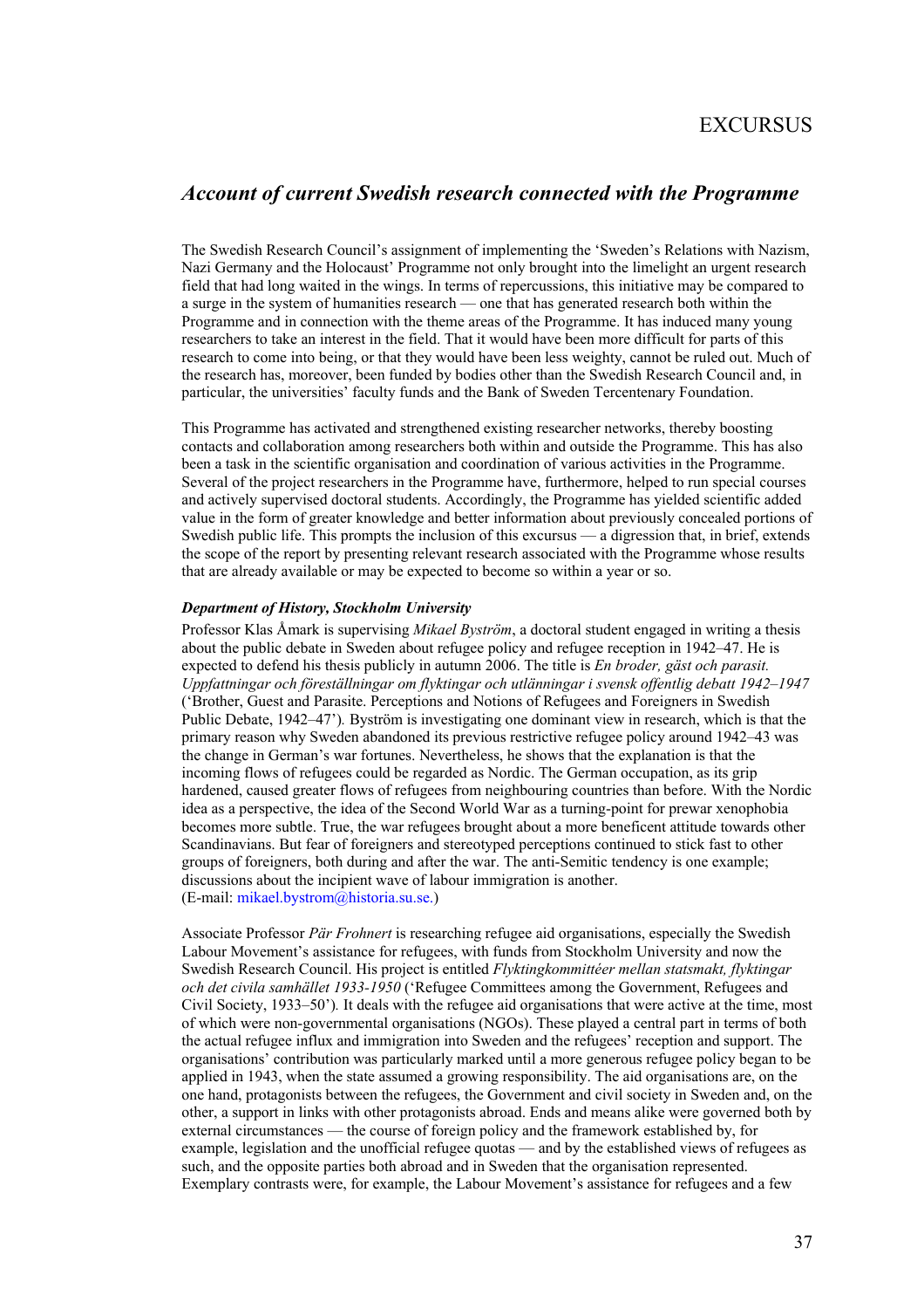# EXCURSUS

## *Account of current Swedish research connected with the Programme*

The Swedish Research Council's assignment of implementing the 'Sweden's Relations with Nazism, Nazi Germany and the Holocaust' Programme not only brought into the limelight an urgent research field that had long waited in the wings. In terms of repercussions, this initiative may be compared to a surge in the system of humanities research — one that has generated research both within the Programme and in connection with the theme areas of the Programme. It has induced many young researchers to take an interest in the field. That it would have been more difficult for parts of this research to come into being, or that they would have been less weighty, cannot be ruled out. Much of the research has, moreover, been funded by bodies other than the Swedish Research Council and, in particular, the universities' faculty funds and the Bank of Sweden Tercentenary Foundation.

This Programme has activated and strengthened existing researcher networks, thereby boosting contacts and collaboration among researchers both within and outside the Programme. This has also been a task in the scientific organisation and coordination of various activities in the Programme. Several of the project researchers in the Programme have, furthermore, helped to run special courses and actively supervised doctoral students. Accordingly, the Programme has yielded scientific added value in the form of greater knowledge and better information about previously concealed portions of Swedish public life. This prompts the inclusion of this excursus — a digression that, in brief, extends the scope of the report by presenting relevant research associated with the Programme whose results that are already available or may be expected to become so within a year or so.

#### *Department of History, Stockholm University*

Professor Klas Åmark is supervising *Mikael Byström*, a doctoral student engaged in writing a thesis about the public debate in Sweden about refugee policy and refugee reception in 1942–47. He is expected to defend his thesis publicly in autumn 2006. The title is *En broder, gäst och parasit. Uppfattningar och föreställningar om flyktingar och utlänningar i svensk offentlig debatt 1942–1947* ('Brother, Guest and Parasite. Perceptions and Notions of Refugees and Foreigners in Swedish Public Debate, 1942–47'). Byström is investigating one dominant view in research, which is that the primary reason why Sweden abandoned its previous restrictive refugee policy around 1942–43 was the change in German's war fortunes. Nevertheless, he shows that the explanation is that the incoming flows of refugees could be regarded as Nordic. The German occupation, as its grip hardened, caused greater flows of refugees from neighbouring countries than before. With the Nordic idea as a perspective, the idea of the Second World War as a turning-point for prewar xenophobia becomes more subtle. True, the war refugees brought about a more beneficent attitude towards other Scandinavians. But fear of foreigners and stereotyped perceptions continued to stick fast to other groups of foreigners, both during and after the war. The anti-Semitic tendency is one example; discussions about the incipient wave of labour immigration is another.
(E-mail: mikael.bystrom@historia.su.se.)

Associate Professor *Pär Frohnert* is researching refugee aid organisations, especially the Swedish Labour Movement's assistance for refugees, with funds from Stockholm University and now the Swedish Research Council. His project is entitled *Flyktingkommittéer mellan statsmakt, flyktingar och det civila samhället 1933-1950* ('Refugee Committees among the Government, Refugees and Civil Society, 1933–50'). It deals with the refugee aid organisations that were active at the time, most of which were non-governmental organisations (NGOs). These played a central part in terms of both the actual refugee influx and immigration into Sweden and the refugees' reception and support. The organisations' contribution was particularly marked until a more generous refugee policy began to be applied in 1943, when the state assumed a growing responsibility. The aid organisations are, on the one hand, protagonists between the refugees, the Government and civil society in Sweden and, on the other, a support in links with other protagonists abroad. Ends and means alike were governed both by external circumstances — the course of foreign policy and the framework established by, for example, legislation and the unofficial refugee quotas — and by the established views of refugees as such, and the opposite parties both abroad and in Sweden that the organisation represented. Exemplary contrasts were, for example, the Labour Movement's assistance for refugees and a few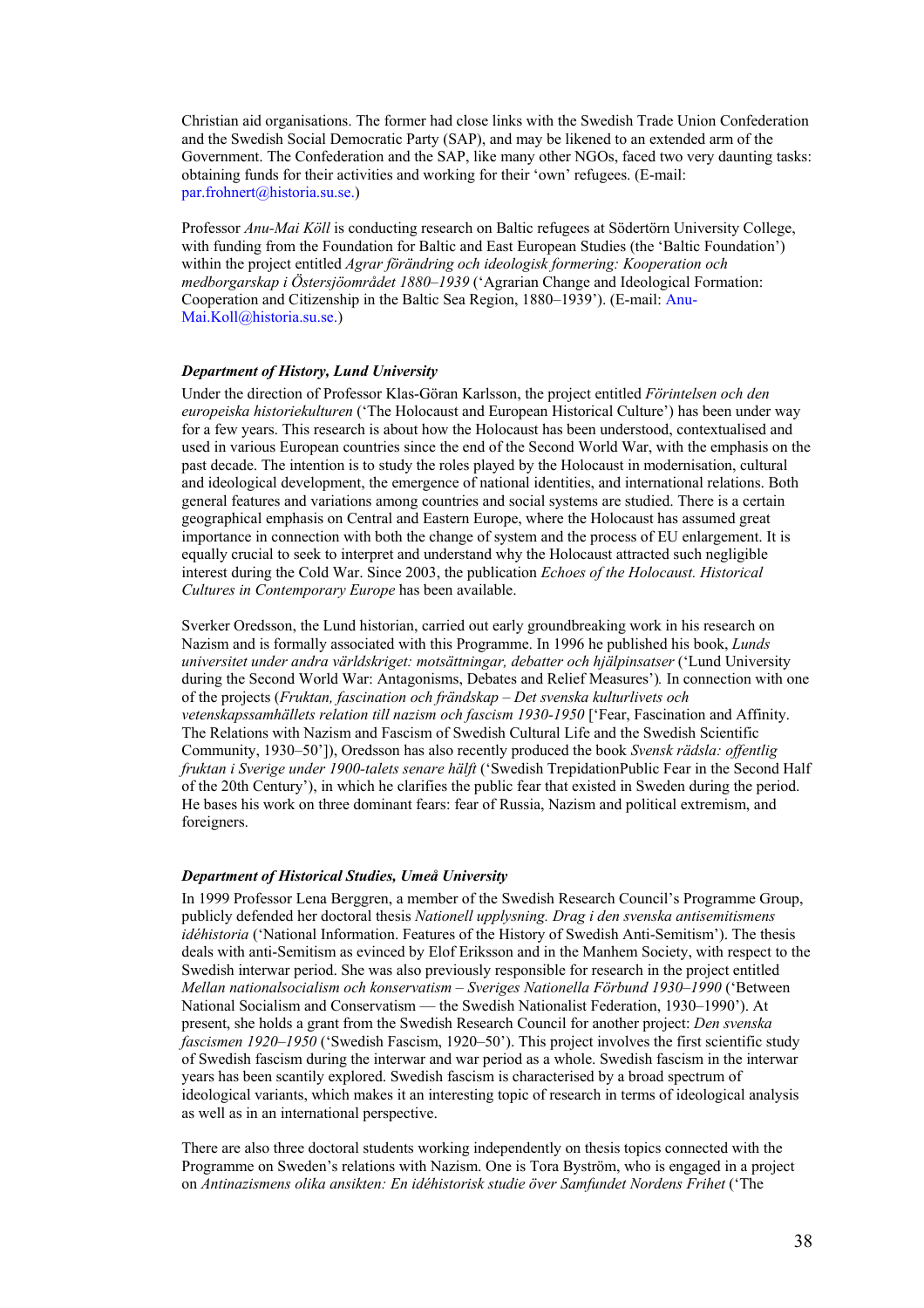Christian aid organisations. The former had close links with the Swedish Trade Union Confederation and the Swedish Social Democratic Party (SAP), and may be likened to an extended arm of the Government. The Confederation and the SAP, like many other NGOs, faced two very daunting tasks: obtaining funds for their activities and working for their 'own' refugees. (E-mail: par.frohnert@historia.su.se.)

Professor *Anu-Mai Köll* is conducting research on Baltic refugees at Södertörn University College, with funding from the Foundation for Baltic and East European Studies (the 'Baltic Foundation') within the project entitled *Agrar förändring och ideologisk formering: Kooperation och medborgarskap i Östersjöområdet 1880–1939* ('Agrarian Change and Ideological Formation: Cooperation and Citizenship in the Baltic Sea Region, 1880–1939'). (E-mail: Anu-Mai.Koll@historia.su.se.)

***Department of History, Lund University***

Under the direction of Professor Klas-Göran Karlsson, the project entitled *Förintelsen och den europeiska historiekulturen* ('The Holocaust and European Historical Culture') has been under way for a few years. This research is about how the Holocaust has been understood, contextualised and used in various European countries since the end of the Second World War, with the emphasis on the past decade. The intention is to study the roles played by the Holocaust in modernisation, cultural and ideological development, the emergence of national identities, and international relations. Both general features and variations among countries and social systems are studied. There is a certain geographical emphasis on Central and Eastern Europe, where the Holocaust has assumed great importance in connection with both the change of system and the process of EU enlargement. It is equally crucial to seek to interpret and understand why the Holocaust attracted such negligible interest during the Cold War. Since 2003, the publication *Echoes of the Holocaust. Historical Cultures in Contemporary Europe* has been available.

Sverker Oredsson, the Lund historian, carried out early groundbreaking work in his research on Nazism and is formally associated with this Programme. In 1996 he published his book, *Lunds universitet under andra världskriget: motsättningar, debatter och hjälpinsatser* ('Lund University during the Second World War: Antagonisms, Debates and Relief Measures'). In connection with one of the projects (*Fruktan, fascination och frändskap – Det svenska kulturlivets och vetenskapssamhällets relation till nazism och fascism 1930-1950* ['Fear, Fascination and Affinity. The Relations with Nazism and Fascism of Swedish Cultural Life and the Swedish Scientific Community, 1930–50']), Oredsson has also recently produced the book *Svensk rädsla: offentlig fruktan i Sverige under 1900-talets senare hälft* ('Swedish TrepidationPublic Fear in the Second Half of the 20th Century'), in which he clarifies the public fear that existed in Sweden during the period. He bases his work on three dominant fears: fear of Russia, Nazism and political extremism, and foreigners.

***Department of Historical Studies, Umeå University***

In 1999 Professor Lena Berggren, a member of the Swedish Research Council's Programme Group, publicly defended her doctoral thesis *Nationell upplysning. Drag i den svenska antisemitismens idéhistoria* ('National Information. Features of the History of Swedish Anti-Semitism'). The thesis deals with anti-Semitism as evinced by Elof Eriksson and in the Manhem Society, with respect to the Swedish interwar period. She was also previously responsible for research in the project entitled *Mellan nationalsocialism och konservatism – Sveriges Nationella Förbund 1930–1990* ('Between National Socialism and Conservatism — the Swedish Nationalist Federation, 1930–1990'). At present, she holds a grant from the Swedish Research Council for another project: *Den svenska fascismen 1920–1950* ('Swedish Fascism, 1920–50'). This project involves the first scientific study of Swedish fascism during the interwar and war period as a whole. Swedish fascism in the interwar years has been scantily explored. Swedish fascism is characterised by a broad spectrum of ideological variants, which makes it an interesting topic of research in terms of ideological analysis as well as in an international perspective.

There are also three doctoral students working independently on thesis topics connected with the Programme on Sweden's relations with Nazism. One is Tora Byström, who is engaged in a project on *Antinazismens olika ansikten: En idéhistorisk studie över Samfundet Nordens Frihet* ('The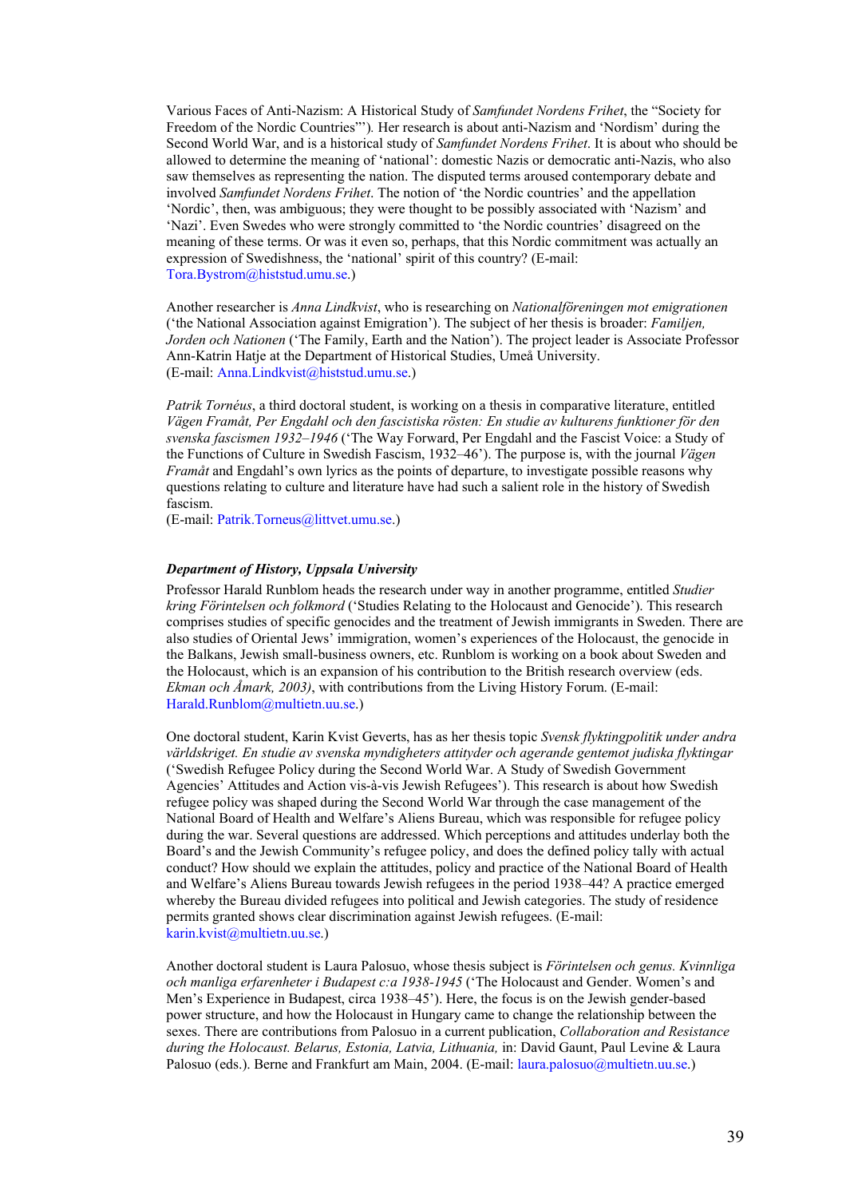Various Faces of Anti-Nazism: A Historical Study of *Samfundet Nordens Frihet*, the "Society for Freedom of the Nordic Countries"'). Her research is about anti-Nazism and 'Nordism' during the Second World War, and is a historical study of *Samfundet Nordens Frihet*. It is about who should be allowed to determine the meaning of 'national': domestic Nazis or democratic anti-Nazis, who also saw themselves as representing the nation. The disputed terms aroused contemporary debate and involved *Samfundet Nordens Frihet*. The notion of 'the Nordic countries' and the appellation 'Nordic', then, was ambiguous; they were thought to be possibly associated with 'Nazism' and 'Nazi'. Even Swedes who were strongly committed to 'the Nordic countries' disagreed on the meaning of these terms. Or was it even so, perhaps, that this Nordic commitment was actually an expression of Swedishness, the 'national' spirit of this country? (E-mail: Tora.Bystrom@histstud.umu.se.)

Another researcher is *Anna Lindkvist*, who is researching on *Nationalföreningen mot emigrationen* ('the National Association against Emigration'). The subject of her thesis is broader: *Familjen, Jorden och Nationen* ('The Family, Earth and the Nation'). The project leader is Associate Professor Ann-Katrin Hatje at the Department of Historical Studies, Umeå University. (E-mail: Anna.Lindkvist@histstud.umu.se.)

*Patrik Tornéus*, a third doctoral student, is working on a thesis in comparative literature, entitled *Vägen Framåt, Per Engdahl och den fascistiska rösten: En studie av kulturens funktioner för den svenska fascismen 1932–1946* ('The Way Forward, Per Engdahl and the Fascist Voice: a Study of the Functions of Culture in Swedish Fascism, 1932–46'). The purpose is, with the journal *Vägen Framåt* and Engdahl's own lyrics as the points of departure, to investigate possible reasons why questions relating to culture and literature have had such a salient role in the history of Swedish fascism.
(E-mail: Patrik.Torneus@littvet.umu.se.)

### *Department of History, Uppsala University*

Professor Harald Runblom heads the research under way in another programme, entitled *Studier kring Förintelsen och folkmord* ('Studies Relating to the Holocaust and Genocide'). This research comprises studies of specific genocides and the treatment of Jewish immigrants in Sweden. There are also studies of Oriental Jews' immigration, women's experiences of the Holocaust, the genocide in the Balkans, Jewish small-business owners, etc. Runblom is working on a book about Sweden and the Holocaust, which is an expansion of his contribution to the British research overview (eds. *Ekman och Åmark, 2003)*, with contributions from the Living History Forum. (E-mail: Harald.Runblom@multietn.uu.se.)

One doctoral student, Karin Kvist Geverts, has as her thesis topic *Svensk flyktingpolitik under andra världskriget. En studie av svenska myndigheters attityder och agerande gentemot judiska flyktingar* ('Swedish Refugee Policy during the Second World War. A Study of Swedish Government Agencies' Attitudes and Action vis-à-vis Jewish Refugees'). This research is about how Swedish refugee policy was shaped during the Second World War through the case management of the National Board of Health and Welfare's Aliens Bureau, which was responsible for refugee policy during the war. Several questions are addressed. Which perceptions and attitudes underlay both the Board's and the Jewish Community's refugee policy, and does the defined policy tally with actual conduct? How should we explain the attitudes, policy and practice of the National Board of Health and Welfare's Aliens Bureau towards Jewish refugees in the period 1938–44? A practice emerged whereby the Bureau divided refugees into political and Jewish categories. The study of residence permits granted shows clear discrimination against Jewish refugees. (E-mail: karin.kvist@multietn.uu.se.)

Another doctoral student is Laura Palosuo, whose thesis subject is *Förintelsen och genus. Kvinnliga och manliga erfarenheter i Budapest c:a 1938-1945* ('The Holocaust and Gender. Women's and Men's Experience in Budapest, circa 1938–45'). Here, the focus is on the Jewish gender-based power structure, and how the Holocaust in Hungary came to change the relationship between the sexes. There are contributions from Palosuo in a current publication, *Collaboration and Resistance during the Holocaust. Belarus, Estonia, Latvia, Lithuania,* in: David Gaunt, Paul Levine & Laura Palosuo (eds.). Berne and Frankfurt am Main, 2004. (E-mail: laura.palosuo@multietn.uu.se.)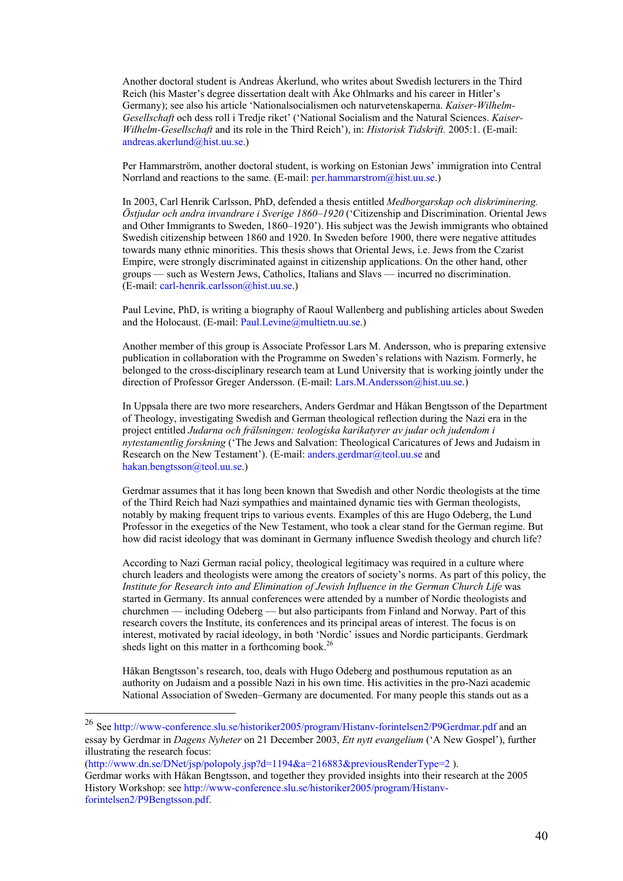Another doctoral student is Andreas Åkerlund, who writes about Swedish lecturers in the Third Reich (his Master's degree dissertation dealt with Åke Ohlmarks and his career in Hitler's Germany); see also his article 'Nationalsocialismen och naturvetenskaperna. *Kaiser-Wilhelm-Gesellschaft* och dess roll i Tredje riket' ('National Socialism and the Natural Sciences. *Kaiser-Wilhelm-Gesellschaft* and its role in the Third Reich'), in: *Historisk Tidskrift.* 2005:1. (E-mail: andreas.akerlund@hist.uu.se.)

Per Hammarström, another doctoral student, is working on Estonian Jews' immigration into Central Norrland and reactions to the same. (E-mail: per.hammarstrom@hist.uu.se.)

In 2003, Carl Henrik Carlsson, PhD, defended a thesis entitled *Medborgarskap och diskriminering. Östjudar och andra invandrare i Sverige 1860–1920* ('Citizenship and Discrimination. Oriental Jews and Other Immigrants to Sweden, 1860–1920'). His subject was the Jewish immigrants who obtained Swedish citizenship between 1860 and 1920. In Sweden before 1900, there were negative attitudes towards many ethnic minorities. This thesis shows that Oriental Jews, i.e. Jews from the Czarist Empire, were strongly discriminated against in citizenship applications. On the other hand, other groups — such as Western Jews, Catholics, Italians and Slavs — incurred no discrimination. (E-mail: carl-henrik.carlsson@hist.uu.se.)

Paul Levine, PhD, is writing a biography of Raoul Wallenberg and publishing articles about Sweden and the Holocaust. (E-mail: Paul.Levine@multietn.uu.se.)

Another member of this group is Associate Professor Lars M. Andersson, who is preparing extensive publication in collaboration with the Programme on Sweden's relations with Nazism. Formerly, he belonged to the cross-disciplinary research team at Lund University that is working jointly under the direction of Professor Greger Andersson. (E-mail: Lars.M.Andersson@hist.uu.se.)

In Uppsala there are two more researchers, Anders Gerdmar and Håkan Bengtsson of the Department of Theology, investigating Swedish and German theological reflection during the Nazi era in the project entitled *Judarna och frälsningen: teologiska karikatyrer av judar och judendom i nytestamentlig forskning* ('The Jews and Salvation: Theological Caricatures of Jews and Judaism in Research on the New Testament'). (E-mail: anders.gerdmar@teol.uu.se and hakan.bengtsson@teol.uu.se.)

Gerdmar assumes that it has long been known that Swedish and other Nordic theologists at the time of the Third Reich had Nazi sympathies and maintained dynamic ties with German theologists, notably by making frequent trips to various events. Examples of this are Hugo Odeberg, the Lund Professor in the exegetics of the New Testament, who took a clear stand for the German regime. But how did racist ideology that was dominant in Germany influence Swedish theology and church life?

According to Nazi German racial policy, theological legitimacy was required in a culture where church leaders and theologists were among the creators of society's norms. As part of this policy, the *Institute for Research into and Elimination of Jewish Influence in the German Church Life* was started in Germany. Its annual conferences were attended by a number of Nordic theologists and churchmen — including Odeberg — but also participants from Finland and Norway. Part of this research covers the Institute, its conferences and its principal areas of interest. The focus is on interest, motivated by racial ideology, in both 'Nordic' issues and Nordic participants. Gerdmark sheds light on this matter in a forthcoming book.[26]

Håkan Bengtsson's research, too, deals with Hugo Odeberg and posthumous reputation as an authority on Judaism and a possible Nazi in his own time. His activities in the pro-Nazi academic National Association of Sweden–Germany are documented. For many people this stands out as a

---

[26] See http://www-conference.slu.se/historiker2005/program/Histanv-forintelsen2/P9Gerdmar.pdf and an essay by Gerdmar in *Dagens Nyheter* on 21 December 2003, *Ett nytt evangelium* ('A New Gospel'), further illustrating the research focus: (http://www.dn.se/DNet/jsp/polopoly.jsp?d=1194&a=216883&previousRenderType=2 ). Gerdmar works with Håkan Bengtsson, and together they provided insights into their research at the 2005 History Workshop: see http://www-conference.slu.se/historiker2005/program/Histanv-forintelsen2/P9Bengtsson.pdf.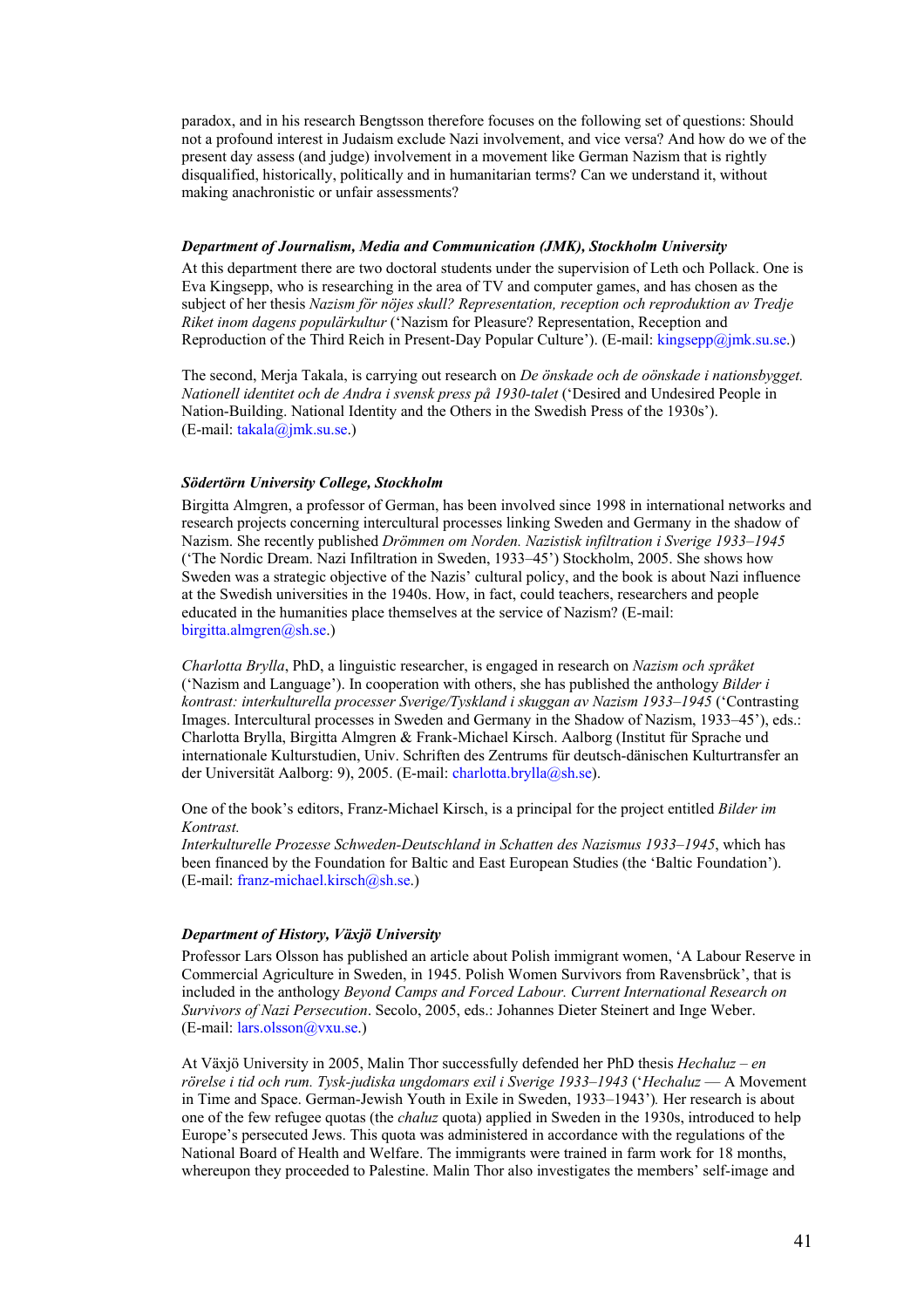paradox, and in his research Bengtsson therefore focuses on the following set of questions: Should not a profound interest in Judaism exclude Nazi involvement, and vice versa? And how do we of the present day assess (and judge) involvement in a movement like German Nazism that is rightly disqualified, historically, politically and in humanitarian terms? Can we understand it, without making anachronistic or unfair assessments?

### *Department of Journalism, Media and Communication (JMK), Stockholm University*

At this department there are two doctoral students under the supervision of Leth och Pollack. One is Eva Kingsepp, who is researching in the area of TV and computer games, and has chosen as the subject of her thesis *Nazism för nöjes skull? Representation, reception och reproduktion av Tredje Riket inom dagens populärkultur* ('Nazism for Pleasure? Representation, Reception and Reproduction of the Third Reich in Present-Day Popular Culture'). (E-mail: kingsepp@jmk.su.se.)

The second, Merja Takala, is carrying out research on *De önskade och de oönskade i nationsbygget. Nationell identitet och de Andra i svensk press på 1930-talet* ('Desired and Undesired People in Nation-Building. National Identity and the Others in the Swedish Press of the 1930s'). (E-mail: takala@jmk.su.se.)

### *Södertörn University College, Stockholm*

Birgitta Almgren, a professor of German, has been involved since 1998 in international networks and research projects concerning intercultural processes linking Sweden and Germany in the shadow of Nazism. She recently published *Drömmen om Norden. Nazistisk infiltration i Sverige 1933–1945* ('The Nordic Dream. Nazi Infiltration in Sweden, 1933–45') Stockholm, 2005. She shows how Sweden was a strategic objective of the Nazis' cultural policy, and the book is about Nazi influence at the Swedish universities in the 1940s. How, in fact, could teachers, researchers and people educated in the humanities place themselves at the service of Nazism? (E-mail: birgitta.almgren@sh.se.)

*Charlotta Brylla*, PhD, a linguistic researcher, is engaged in research on *Nazism och språket* ('Nazism and Language'). In cooperation with others, she has published the anthology *Bilder i kontrast: interkulturella processer Sverige/Tyskland i skuggan av Nazism 1933–1945* ('Contrasting Images. Intercultural processes in Sweden and Germany in the Shadow of Nazism, 1933–45'), eds.: Charlotta Brylla, Birgitta Almgren & Frank-Michael Kirsch. Aalborg (Institut für Sprache und internationale Kulturstudien, Univ. Schriften des Zentrums für deutsch-dänischen Kulturtransfer an der Universität Aalborg: 9), 2005. (E-mail: charlotta.brylla@sh.se).

One of the book's editors, Franz-Michael Kirsch, is a principal for the project entitled *Bilder im Kontrast. Interkulturelle Prozesse Schweden-Deutschland in Schatten des Nazismus 1933–1945*, which has been financed by the Foundation for Baltic and East European Studies (the 'Baltic Foundation'). (E-mail: franz-michael.kirsch@sh.se.)

### *Department of History, Växjö University*

Professor Lars Olsson has published an article about Polish immigrant women, 'A Labour Reserve in Commercial Agriculture in Sweden, in 1945. Polish Women Survivors from Ravensbrück', that is included in the anthology *Beyond Camps and Forced Labour. Current International Research on Survivors of Nazi Persecution*. Secolo, 2005, eds.: Johannes Dieter Steinert and Inge Weber. (E-mail: lars.olsson@vxu.se.)

At Växjö University in 2005, Malin Thor successfully defended her PhD thesis *Hechaluz – en rörelse i tid och rum. Tysk-judiska ungdomars exil i Sverige 1933–1943* ('*Hechaluz* — A Movement in Time and Space. German-Jewish Youth in Exile in Sweden, 1933–1943'). Her research is about one of the few refugee quotas (the *chaluz* quota) applied in Sweden in the 1930s, introduced to help Europe's persecuted Jews. This quota was administered in accordance with the regulations of the National Board of Health and Welfare. The immigrants were trained in farm work for 18 months, whereupon they proceeded to Palestine. Malin Thor also investigates the members' self-image and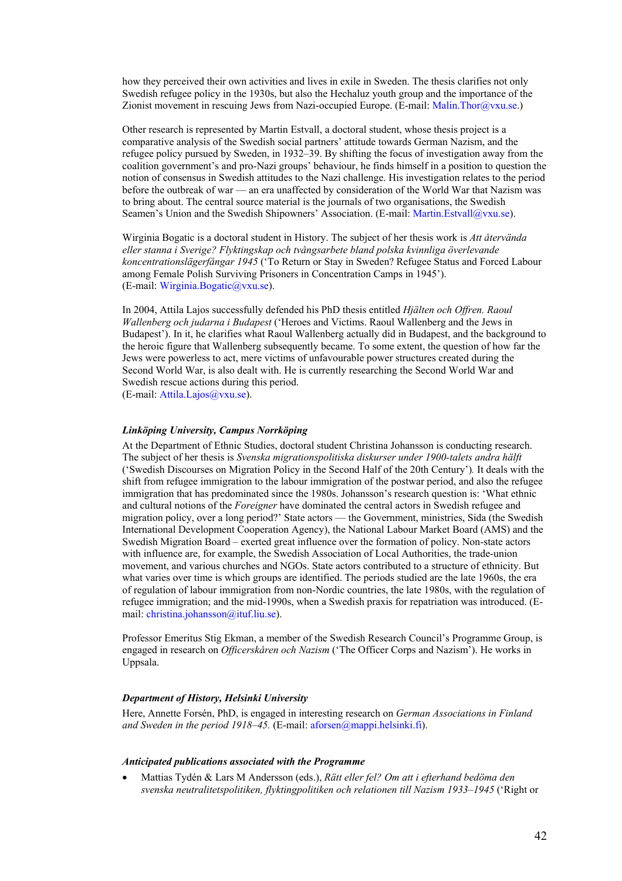how they perceived their own activities and lives in exile in Sweden. The thesis clarifies not only Swedish refugee policy in the 1930s, but also the Hechaluz youth group and the importance of the Zionist movement in rescuing Jews from Nazi-occupied Europe. (E-mail: Malin.Thor@vxu.se.)

Other research is represented by Martin Estvall, a doctoral student, whose thesis project is a comparative analysis of the Swedish social partners' attitude towards German Nazism, and the refugee policy pursued by Sweden, in 1932–39. By shifting the focus of investigation away from the coalition government's and pro-Nazi groups' behaviour, he finds himself in a position to question the notion of consensus in Swedish attitudes to the Nazi challenge. His investigation relates to the period before the outbreak of war — an era unaffected by consideration of the World War that Nazism was to bring about. The central source material is the journals of two organisations, the Swedish Seamen's Union and the Swedish Shipowners' Association. (E-mail: Martin.Estvall@vxu.se).

Wirginia Bogatic is a doctoral student in History. The subject of her thesis work is *Att återvända eller stanna i Sverige? Flyktingskap och tvångsarbete bland polska kvinnliga överlevande koncentrationslägerfångar 1945* ('To Return or Stay in Sweden? Refugee Status and Forced Labour among Female Polish Surviving Prisoners in Concentration Camps in 1945').
(E-mail: Wirginia.Bogatic@vxu.se).

In 2004, Attila Lajos successfully defended his PhD thesis entitled *Hjälten och Offren. Raoul Wallenberg och judarna i Budapest* ('Heroes and Victims. Raoul Wallenberg and the Jews in Budapest'). In it, he clarifies what Raoul Wallenberg actually did in Budapest, and the background to the heroic figure that Wallenberg subsequently became. To some extent, the question of how far the Jews were powerless to act, mere victims of unfavourable power structures created during the Second World War, is also dealt with. He is currently researching the Second World War and Swedish rescue actions during this period.
(E-mail: Attila.Lajos@vxu.se).

### *Linköping University, Campus Norrköping*

At the Department of Ethnic Studies, doctoral student Christina Johansson is conducting research. The subject of her thesis is *Svenska migrationspolitiska diskurser under 1900-talets andra hälft* ('Swedish Discourses on Migration Policy in the Second Half of the 20th Century'). It deals with the shift from refugee immigration to the labour immigration of the postwar period, and also the refugee immigration that has predominated since the 1980s. Johansson's research question is: 'What ethnic and cultural notions of the *Foreigner* have dominated the central actors in Swedish refugee and migration policy, over a long period?' State actors — the Government, ministries, Sida (the Swedish International Development Cooperation Agency), the National Labour Market Board (AMS) and the Swedish Migration Board – exerted great influence over the formation of policy. Non-state actors with influence are, for example, the Swedish Association of Local Authorities, the trade-union movement, and various churches and NGOs. State actors contributed to a structure of ethnicity. But what varies over time is which groups are identified. The periods studied are the late 1960s, the era of regulation of labour immigration from non-Nordic countries, the late 1980s, with the regulation of refugee immigration; and the mid-1990s, when a Swedish praxis for repatriation was introduced. (E-mail: christina.johansson@ituf.liu.se).

Professor Emeritus Stig Ekman, a member of the Swedish Research Council's Programme Group, is engaged in research on *Officerskåren och Nazism* ('The Officer Corps and Nazism'). He works in Uppsala.

### *Department of History, Helsinki University*

Here, Annette Forsén, PhD, is engaged in interesting research on *German Associations in Finland and Sweden in the period 1918–45.* (E-mail: aforsen@mappi.helsinki.fi).

### *Anticipated publications associated with the Programme*

- Mattias Tydén & Lars M Andersson (eds.), *Rätt eller fel? Om att i efterhand bedöma den svenska neutralitetspolitiken, flyktingpolitiken och relationen till Nazism 1933–1945* ('Right or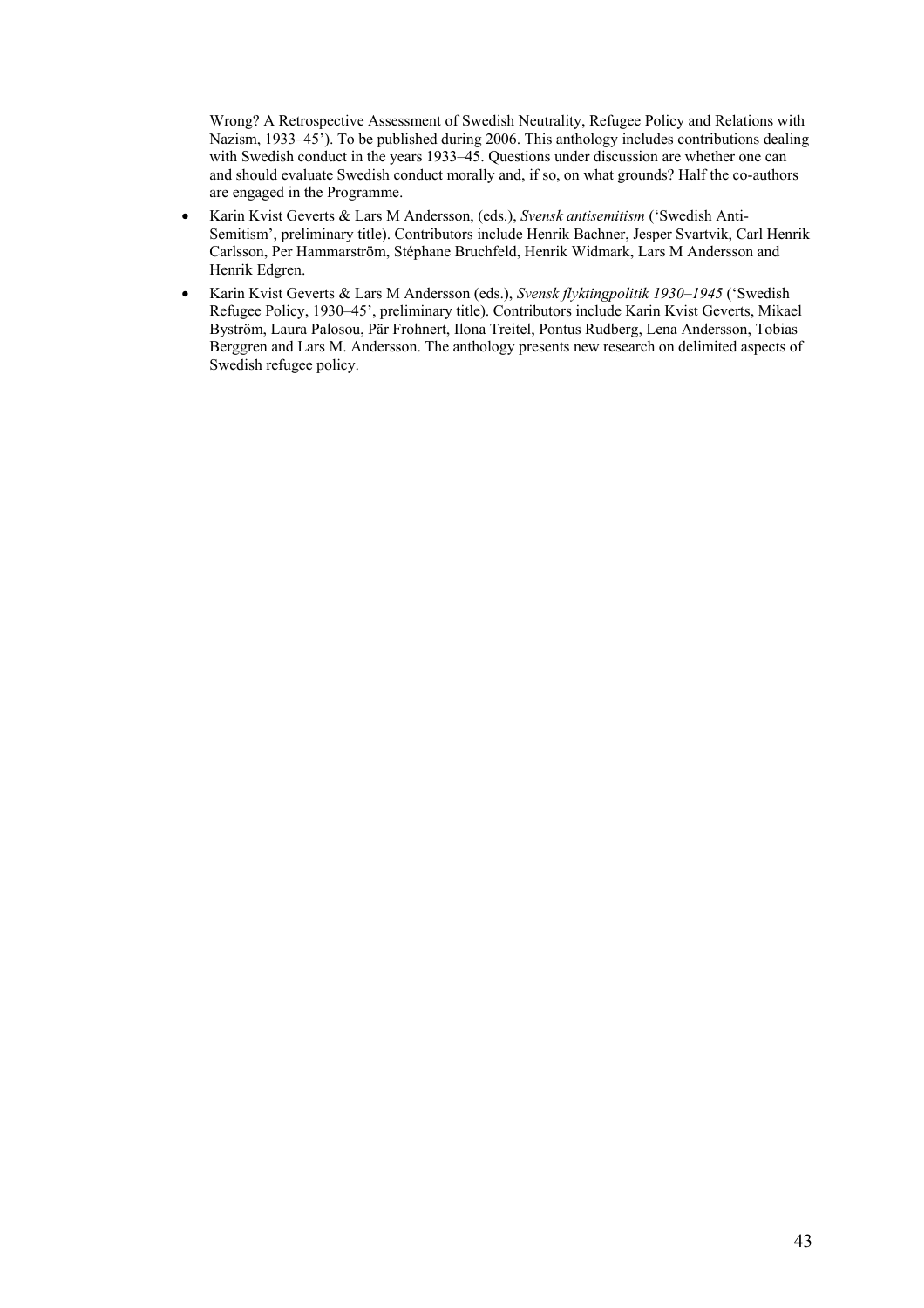Wrong? A Retrospective Assessment of Swedish Neutrality, Refugee Policy and Relations with Nazism, 1933–45'). To be published during 2006. This anthology includes contributions dealing with Swedish conduct in the years 1933–45. Questions under discussion are whether one can and should evaluate Swedish conduct morally and, if so, on what grounds? Half the co-authors are engaged in the Programme.

- Karin Kvist Geverts & Lars M Andersson, (eds.), *Svensk antisemitism* ('Swedish Anti-Semitism', preliminary title). Contributors include Henrik Bachner, Jesper Svartvik, Carl Henrik Carlsson, Per Hammarström, Stéphane Bruchfeld, Henrik Widmark, Lars M Andersson and Henrik Edgren.
- Karin Kvist Geverts & Lars M Andersson (eds.), *Svensk flyktingpolitik 1930–1945* ('Swedish Refugee Policy, 1930–45', preliminary title). Contributors include Karin Kvist Geverts, Mikael Byström, Laura Palosou, Pär Frohnert, Ilona Treitel, Pontus Rudberg, Lena Andersson, Tobias Berggren and Lars M. Andersson. The anthology presents new research on delimited aspects of Swedish refugee policy.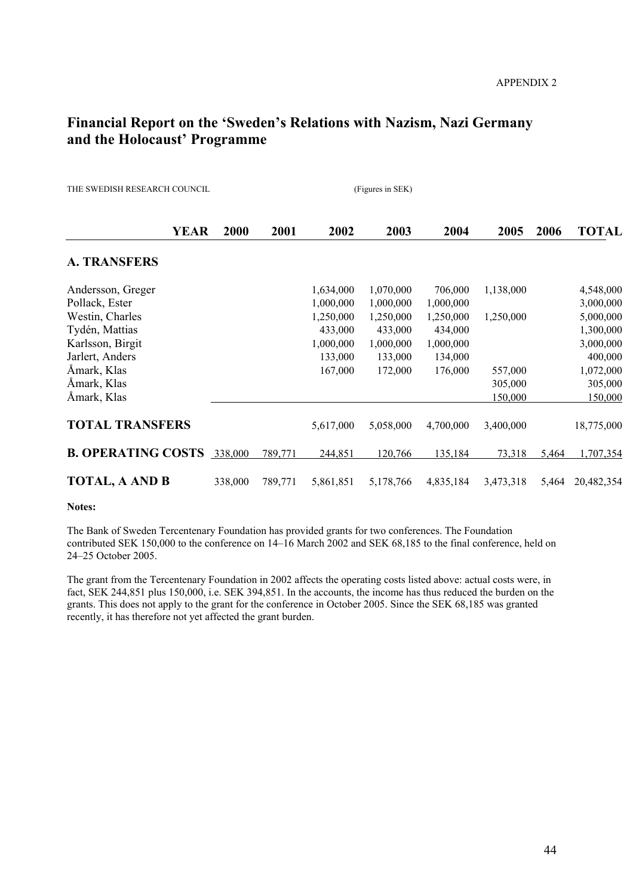APPENDIX 2

# Financial Report on the 'Sweden's Relations with Nazism, Nazi Germany and the Holocaust' Programme

THE SWEDISH RESEARCH COUNCIL (Figures in SEK)

| YEAR | 2000 | 2001 | 2002 | 2003 | 2004 | 2005 | 2006 | TOTAL |
|---|---|---|---|---|---|---|---|---|
| **A. TRANSFERS** | | | | | | | | |
| Andersson, Greger | | | 1,634,000 | 1,070,000 | 706,000 | 1,138,000 | | 4,548,000 |
| Pollack, Ester | | | 1,000,000 | 1,000,000 | 1,000,000 | | | 3,000,000 |
| Westin, Charles | | | 1,250,000 | 1,250,000 | 1,250,000 | 1,250,000 | | 5,000,000 |
| Tydén, Mattias | | | 433,000 | 433,000 | 434,000 | | | 1,300,000 |
| Karlsson, Birgit | | | 1,000,000 | 1,000,000 | 1,000,000 | | | 3,000,000 |
| Jarlert, Anders | | | 133,000 | 133,000 | 134,000 | | | 400,000 |
| Åmark, Klas | | | 167,000 | 172,000 | 176,000 | 557,000 | | 1,072,000 |
| Åmark, Klas | | | | | | 305,000 | | 305,000 |
| Åmark, Klas | | | | | | 150,000 | | 150,000 |
| **TOTAL TRANSFERS** | | | 5,617,000 | 5,058,000 | 4,700,000 | 3,400,000 | | 18,775,000 |
| **B. OPERATING COSTS** | 338,000 | 789,771 | 244,851 | 120,766 | 135,184 | 73,318 | 5,464 | 1,707,354 |
| **TOTAL, A AND B** | 338,000 | 789,771 | 5,861,851 | 5,178,766 | 4,835,184 | 3,473,318 | 5,464 | 20,482,354 |

**Notes:**

The Bank of Sweden Tercentenary Foundation has provided grants for two conferences. The Foundation contributed SEK 150,000 to the conference on 14–16 March 2002 and SEK 68,185 to the final conference, held on 24–25 October 2005.

The grant from the Tercentenary Foundation in 2002 affects the operating costs listed above: actual costs were, in fact, SEK 244,851 plus 150,000, i.e. SEK 394,851. In the accounts, the income has thus reduced the burden on the grants. This does not apply to the grant for the conference in October 2005. Since the SEK 68,185 was granted recently, it has therefore not yet affected the grant burden.